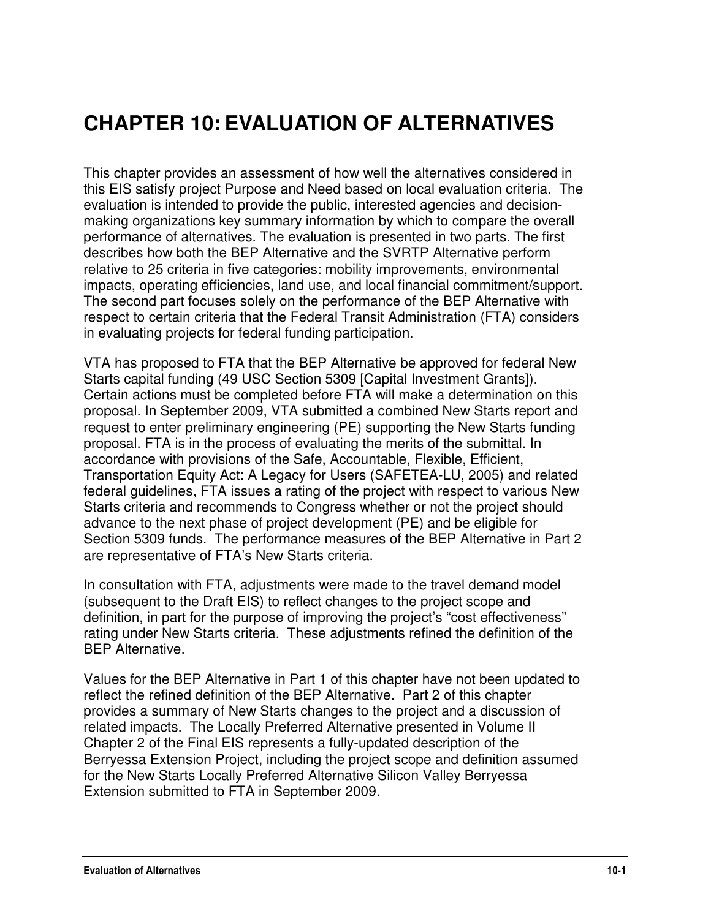# CHAPTER 10: EVALUATION OF ALTERNATIVES

This chapter provides an assessment of how well the alternatives considered in this EIS satisfy project Purpose and Need based on local evaluation criteria. The evaluation is intended to provide the public, interested agencies and decision-making organizations key summary information by which to compare the overall performance of alternatives. The evaluation is presented in two parts. The first describes how both the BEP Alternative and the SVRTP Alternative perform relative to 25 criteria in five categories: mobility improvements, environmental impacts, operating efficiencies, land use, and local financial commitment/support. The second part focuses solely on the performance of the BEP Alternative with respect to certain criteria that the Federal Transit Administration (FTA) considers in evaluating projects for federal funding participation.

VTA has proposed to FTA that the BEP Alternative be approved for federal New Starts capital funding (49 USC Section 5309 [Capital Investment Grants]). Certain actions must be completed before FTA will make a determination on this proposal. In September 2009, VTA submitted a combined New Starts report and request to enter preliminary engineering (PE) supporting the New Starts funding proposal. FTA is in the process of evaluating the merits of the submittal. In accordance with provisions of the Safe, Accountable, Flexible, Efficient, Transportation Equity Act: A Legacy for Users (SAFETEA-LU, 2005) and related federal guidelines, FTA issues a rating of the project with respect to various New Starts criteria and recommends to Congress whether or not the project should advance to the next phase of project development (PE) and be eligible for Section 5309 funds. The performance measures of the BEP Alternative in Part 2 are representative of FTA's New Starts criteria.

In consultation with FTA, adjustments were made to the travel demand model (subsequent to the Draft EIS) to reflect changes to the project scope and definition, in part for the purpose of improving the project's "cost effectiveness" rating under New Starts criteria. These adjustments refined the definition of the BEP Alternative.

Values for the BEP Alternative in Part 1 of this chapter have not been updated to reflect the refined definition of the BEP Alternative. Part 2 of this chapter provides a summary of New Starts changes to the project and a discussion of related impacts. The Locally Preferred Alternative presented in Volume II Chapter 2 of the Final EIS represents a fully-updated description of the Berryessa Extension Project, including the project scope and definition assumed for the New Starts Locally Preferred Alternative Silicon Valley Berryessa Extension submitted to FTA in September 2009.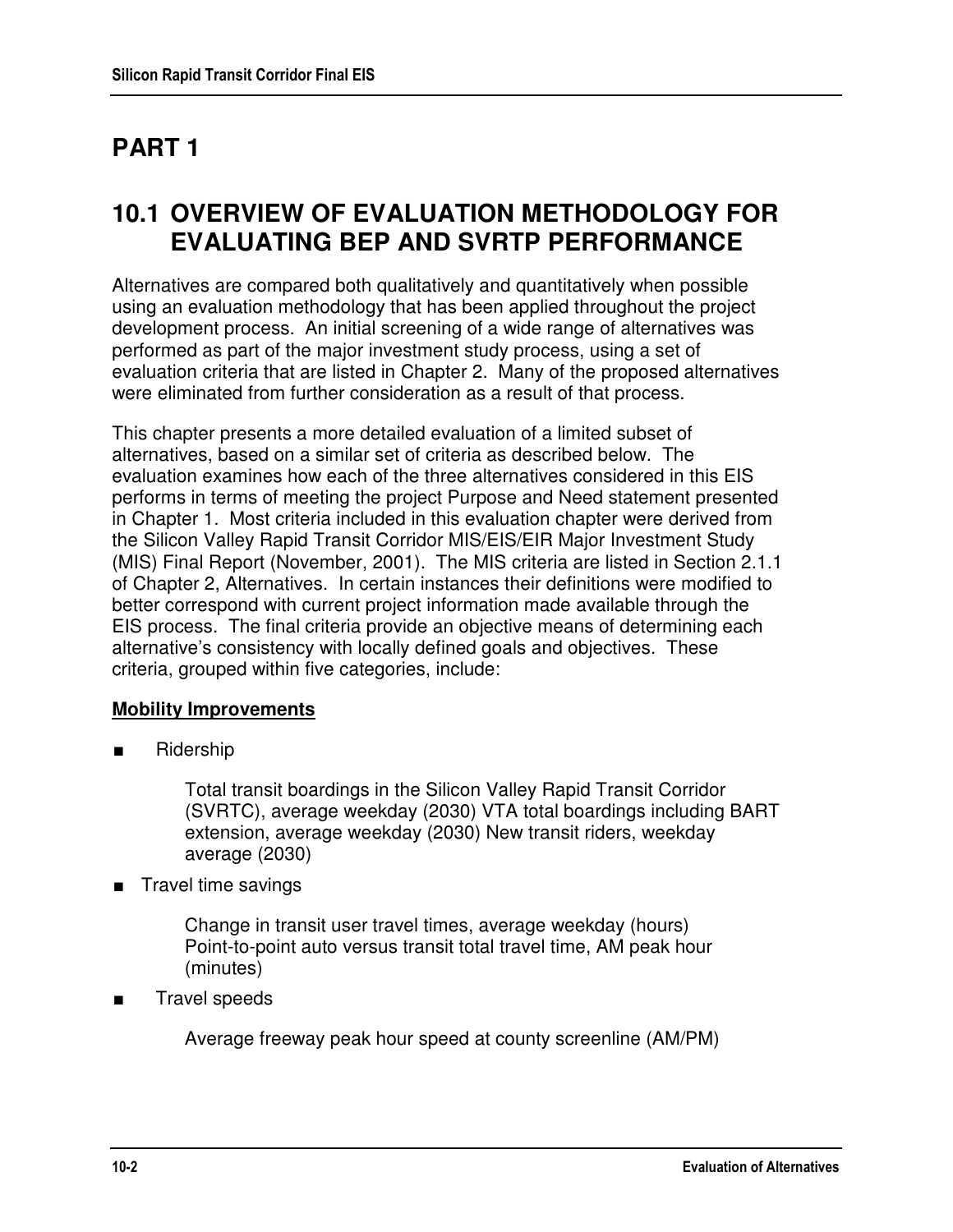# PART 1

## 10.1 OVERVIEW OF EVALUATION METHODOLOGY FOR EVALUATING BEP AND SVRTP PERFORMANCE

Alternatives are compared both qualitatively and quantitatively when possible using an evaluation methodology that has been applied throughout the project development process. An initial screening of a wide range of alternatives was performed as part of the major investment study process, using a set of evaluation criteria that are listed in Chapter 2. Many of the proposed alternatives were eliminated from further consideration as a result of that process.

This chapter presents a more detailed evaluation of a limited subset of alternatives, based on a similar set of criteria as described below. The evaluation examines how each of the three alternatives considered in this EIS performs in terms of meeting the project Purpose and Need statement presented in Chapter 1. Most criteria included in this evaluation chapter were derived from the Silicon Valley Rapid Transit Corridor MIS/EIS/EIR Major Investment Study (MIS) Final Report (November, 2001). The MIS criteria are listed in Section 2.1.1 of Chapter 2, Alternatives. In certain instances their definitions were modified to better correspond with current project information made available through the EIS process. The final criteria provide an objective means of determining each alternative's consistency with locally defined goals and objectives. These criteria, grouped within five categories, include:

**Mobility Improvements**

- Ridership

  Total transit boardings in the Silicon Valley Rapid Transit Corridor (SVRTC), average weekday (2030) VTA total boardings including BART extension, average weekday (2030) New transit riders, weekday average (2030)

- Travel time savings

  Change in transit user travel times, average weekday (hours)
  Point-to-point auto versus transit total travel time, AM peak hour (minutes)

- Travel speeds

  Average freeway peak hour speed at county screenline (AM/PM)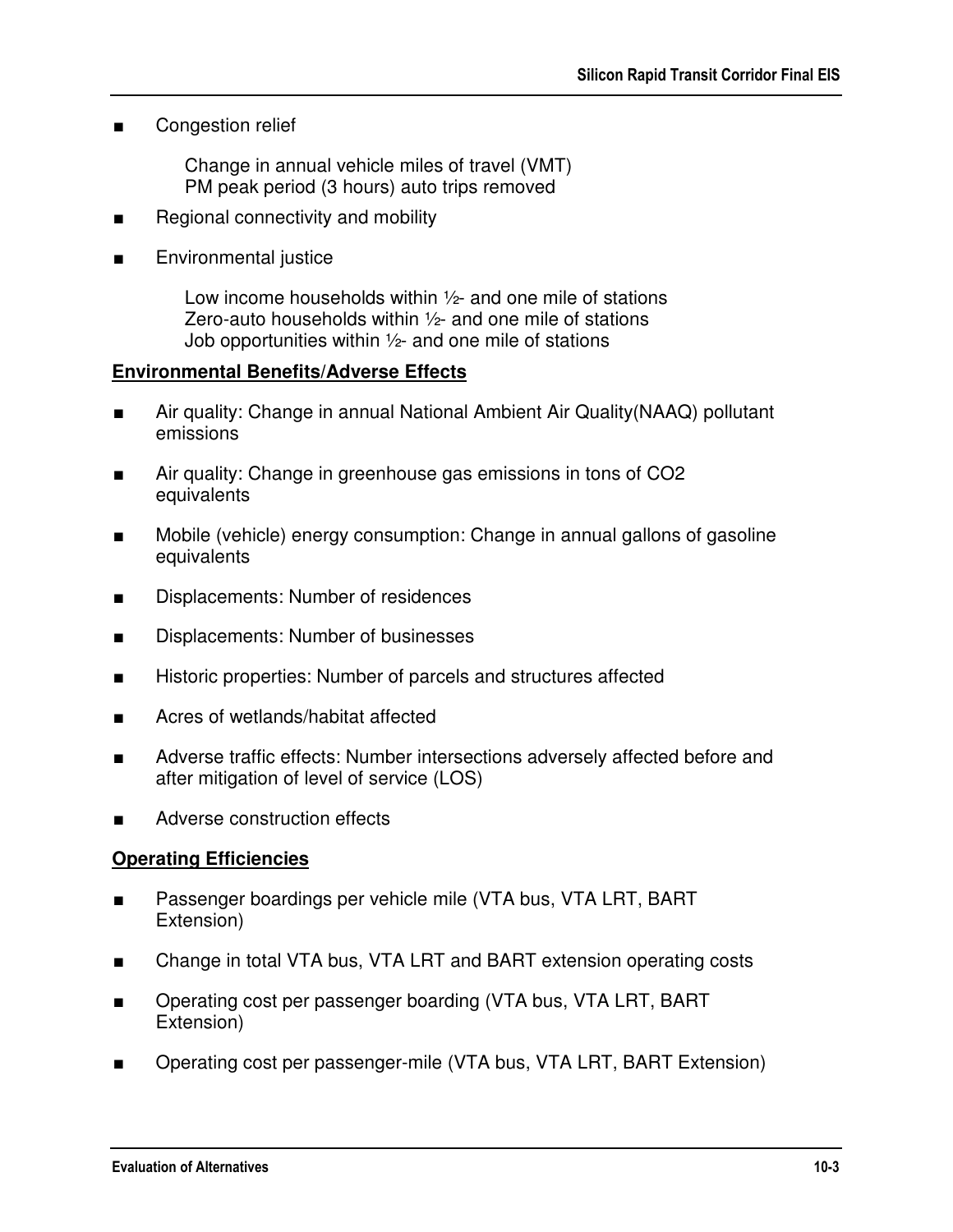- Congestion relief

    Change in annual vehicle miles of travel (VMT)
    PM peak period (3 hours) auto trips removed

- Regional connectivity and mobility

- Environmental justice

    Low income households within ½- and one mile of stations
    Zero-auto households within ½- and one mile of stations
    Job opportunities within ½- and one mile of stations

**Environmental Benefits/Adverse Effects**

- Air quality: Change in annual National Ambient Air Quality(NAAQ) pollutant emissions
- Air quality: Change in greenhouse gas emissions in tons of $CO_2$ equivalents
- Mobile (vehicle) energy consumption: Change in annual gallons of gasoline equivalents
- Displacements: Number of residences
- Displacements: Number of businesses
- Historic properties: Number of parcels and structures affected
- Acres of wetlands/habitat affected
- Adverse traffic effects: Number intersections adversely affected before and after mitigation of level of service (LOS)
- Adverse construction effects

**Operating Efficiencies**

- Passenger boardings per vehicle mile (VTA bus, VTA LRT, BART Extension)
- Change in total VTA bus, VTA LRT and BART extension operating costs
- Operating cost per passenger boarding (VTA bus, VTA LRT, BART Extension)
- Operating cost per passenger-mile (VTA bus, VTA LRT, BART Extension)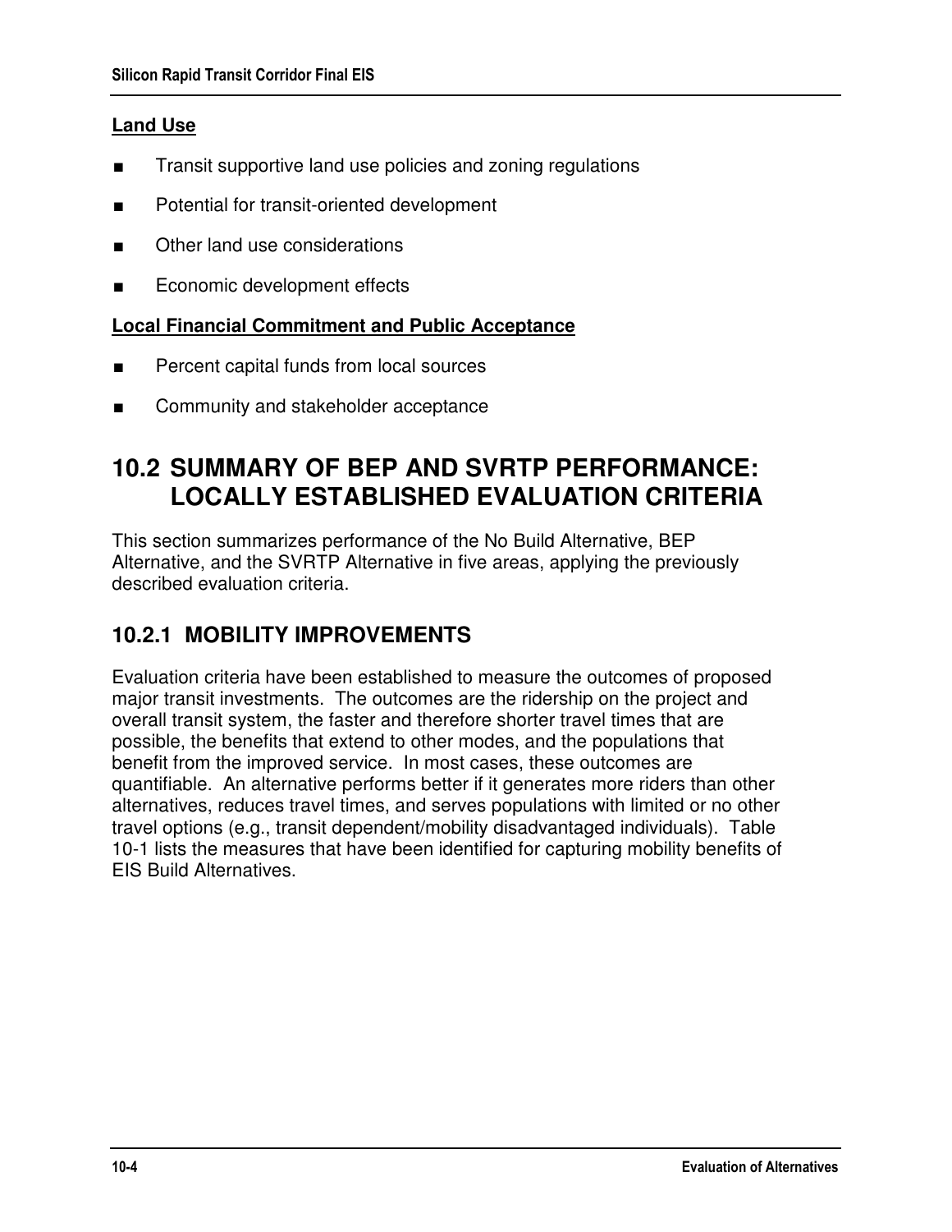**Land Use**

- Transit supportive land use policies and zoning regulations
- Potential for transit-oriented development
- Other land use considerations
- Economic development effects

**Local Financial Commitment and Public Acceptance**

- Percent capital funds from local sources
- Community and stakeholder acceptance

## 10.2 SUMMARY OF BEP AND SVRTP PERFORMANCE: LOCALLY ESTABLISHED EVALUATION CRITERIA

This section summarizes performance of the No Build Alternative, BEP Alternative, and the SVRTP Alternative in five areas, applying the previously described evaluation criteria.

### 10.2.1 MOBILITY IMPROVEMENTS

Evaluation criteria have been established to measure the outcomes of proposed major transit investments. The outcomes are the ridership on the project and overall transit system, the faster and therefore shorter travel times that are possible, the benefits that extend to other modes, and the populations that benefit from the improved service. In most cases, these outcomes are quantifiable. An alternative performs better if it generates more riders than other alternatives, reduces travel times, and serves populations with limited or no other travel options (e.g., transit dependent/mobility disadvantaged individuals). Table 10-1 lists the measures that have been identified for capturing mobility benefits of EIS Build Alternatives.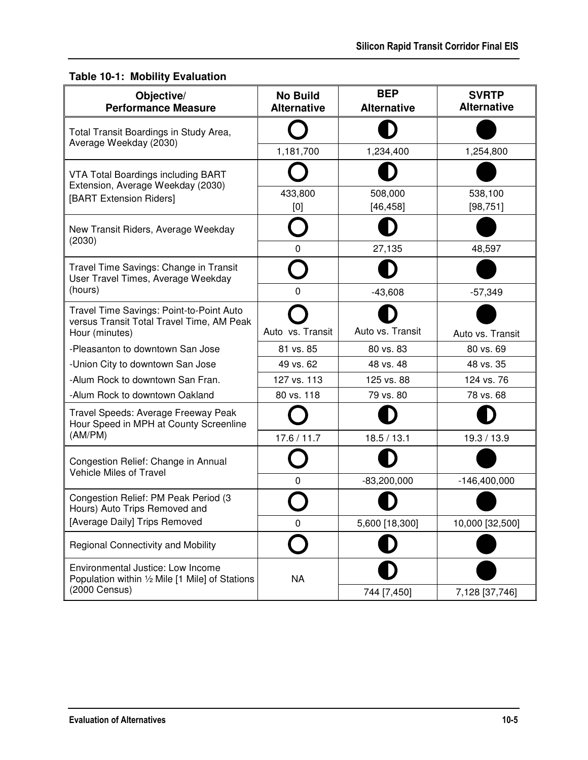**Table 10-1: Mobility Evaluation**

| Objective/ Performance Measure | No Build Alternative | BEP Alternative | SVRTP Alternative |
|---|---|---|---|
| Total Transit Boardings in Study Area, Average Weekday (2030) | ○ | ◐ | ● |
| | 1,181,700 | 1,234,400 | 1,254,800 |
| VTA Total Boardings including BART Extension, Average Weekday (2030) [BART Extension Riders] | ○ | ◐ | ● |
| | 433,800 [0] | 508,000 [46,458] | 538,100 [98,751] |
| New Transit Riders, Average Weekday (2030) | ○ | ◐ | ● |
| | 0 | 27,135 | 48,597 |
| Travel Time Savings: Change in Transit User Travel Times, Average Weekday (hours) | ○ | ◐ | ● |
| | 0 | -43,608 | -57,349 |
| Travel Time Savings: Point-to-Point Auto versus Transit Total Travel Time, AM Peak Hour (minutes) | ○ Auto vs. Transit | ◐ Auto vs. Transit | ● Auto vs. Transit |
| -Pleasanton to downtown San Jose | 81 vs. 85 | 80 vs. 83 | 80 vs. 69 |
| -Union City to downtown San Jose | 49 vs. 62 | 48 vs. 48 | 48 vs. 35 |
| -Alum Rock to downtown San Fran. | 127 vs. 113 | 125 vs. 88 | 124 vs. 76 |
| -Alum Rock to downtown Oakland | 80 vs. 118 | 79 vs. 80 | 78 vs. 68 |
| Travel Speeds: Average Freeway Peak Hour Speed in MPH at County Screenline (AM/PM) | ○ | ◐ | ◐ |
| | 17.6 / 11.7 | 18.5 / 13.1 | 19.3 / 13.9 |
| Congestion Relief: Change in Annual Vehicle Miles of Travel | ○ | ◐ | ● |
| | 0 | -83,200,000 | -146,400,000 |
| Congestion Relief: PM Peak Period (3 Hours) Auto Trips Removed and [Average Daily] Trips Removed | ○ | ◐ | ● |
| | 0 | 5,600 [18,300] | 10,000 [32,500] |
| Regional Connectivity and Mobility | ○ | ◐ | ● |
| Environmental Justice: Low Income Population within ½ Mile [1 Mile] of Stations (2000 Census) | NA | ◐ | ● |
| | | 744 [7,450] | 7,128 [37,746] |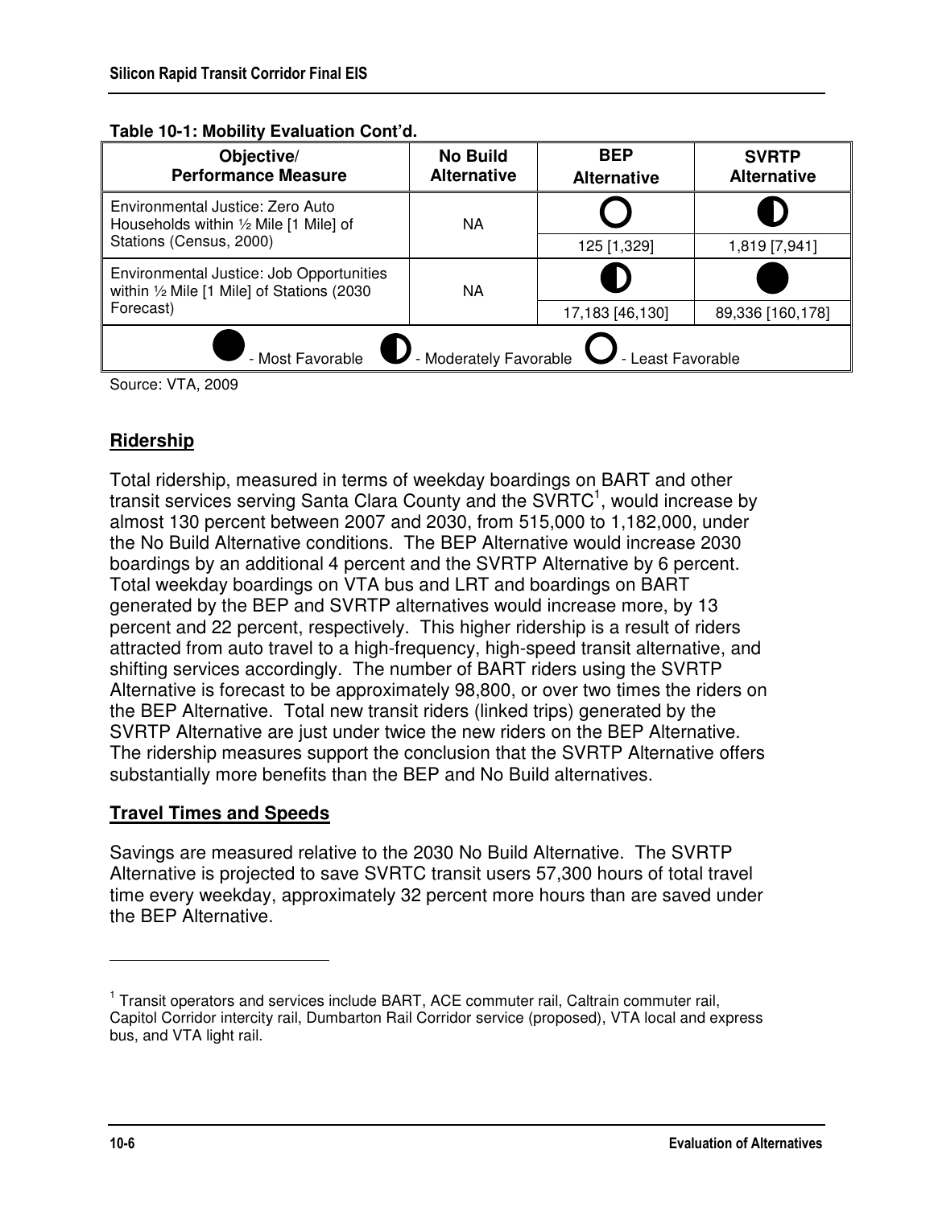**Table 10-1: Mobility Evaluation Cont'd.**

| Objective/ Performance Measure | No Build Alternative | BEP Alternative | SVRTP Alternative |
|---|---|---|---|
| Environmental Justice: Zero Auto Households within ½ Mile [1 Mile] of Stations (Census, 2000) | NA | Least Favorable | Moderately Favorable |
| | | 125 [1,329] | 1,819 [7,941] |
| Environmental Justice: Job Opportunities within ½ Mile [1 Mile] of Stations (2030 Forecast) | NA | Moderately Favorable | Most Favorable |
| | | 17,183 [46,130] | 89,336 [160,178] |

● - Most Favorable ◑ - Moderately Favorable ○ - Least Favorable

Source: VTA, 2009

## Ridership

Total ridership, measured in terms of weekday boardings on BART and other transit services serving Santa Clara County and the SVRTC[1], would increase by almost 130 percent between 2007 and 2030, from 515,000 to 1,182,000, under the No Build Alternative conditions. The BEP Alternative would increase 2030 boardings by an additional 4 percent and the SVRTP Alternative by 6 percent. Total weekday boardings on VTA bus and LRT and boardings on BART generated by the BEP and SVRTP alternatives would increase more, by 13 percent and 22 percent, respectively. This higher ridership is a result of riders attracted from auto travel to a high-frequency, high-speed transit alternative, and shifting services accordingly. The number of BART riders using the SVRTP Alternative is forecast to be approximately 98,800, or over two times the riders on the BEP Alternative. Total new transit riders (linked trips) generated by the SVRTP Alternative are just under twice the new riders on the BEP Alternative. The ridership measures support the conclusion that the SVRTP Alternative offers substantially more benefits than the BEP and No Build alternatives.

## Travel Times and Speeds

Savings are measured relative to the 2030 No Build Alternative. The SVRTP Alternative is projected to save SVRTC transit users 57,300 hours of total travel time every weekday, approximately 32 percent more hours than are saved under the BEP Alternative.

---

[1] Transit operators and services include BART, ACE commuter rail, Caltrain commuter rail, Capitol Corridor intercity rail, Dumbarton Rail Corridor service (proposed), VTA local and express bus, and VTA light rail.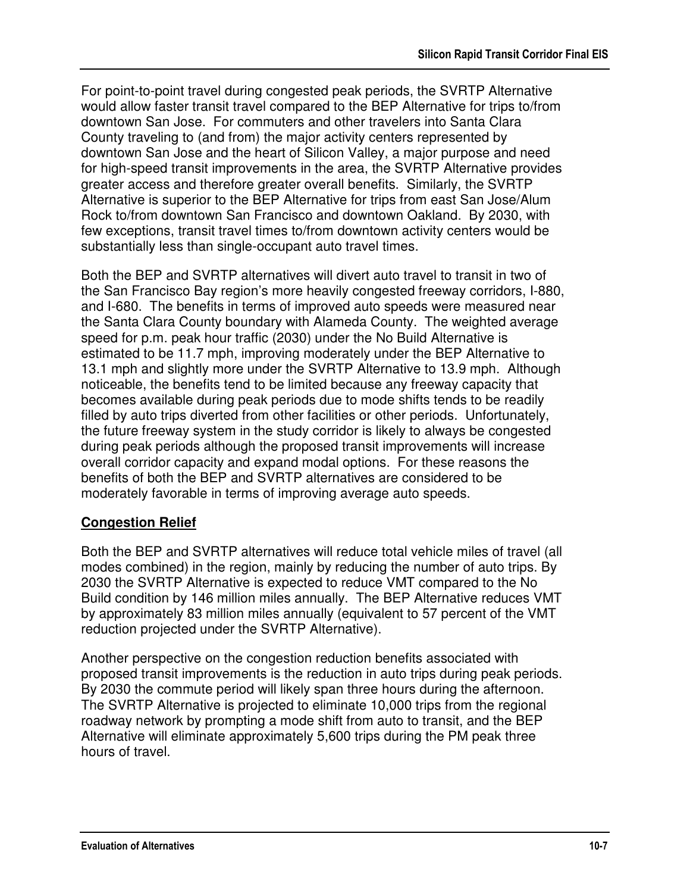For point-to-point travel during congested peak periods, the SVRTP Alternative would allow faster transit travel compared to the BEP Alternative for trips to/from downtown San Jose. For commuters and other travelers into Santa Clara County traveling to (and from) the major activity centers represented by downtown San Jose and the heart of Silicon Valley, a major purpose and need for high-speed transit improvements in the area, the SVRTP Alternative provides greater access and therefore greater overall benefits. Similarly, the SVRTP Alternative is superior to the BEP Alternative for trips from east San Jose/Alum Rock to/from downtown San Francisco and downtown Oakland. By 2030, with few exceptions, transit travel times to/from downtown activity centers would be substantially less than single-occupant auto travel times.

Both the BEP and SVRTP alternatives will divert auto travel to transit in two of the San Francisco Bay region's more heavily congested freeway corridors, I-880, and I-680. The benefits in terms of improved auto speeds were measured near the Santa Clara County boundary with Alameda County. The weighted average speed for p.m. peak hour traffic (2030) under the No Build Alternative is estimated to be 11.7 mph, improving moderately under the BEP Alternative to 13.1 mph and slightly more under the SVRTP Alternative to 13.9 mph. Although noticeable, the benefits tend to be limited because any freeway capacity that becomes available during peak periods due to mode shifts tends to be readily filled by auto trips diverted from other facilities or other periods. Unfortunately, the future freeway system in the study corridor is likely to always be congested during peak periods although the proposed transit improvements will increase overall corridor capacity and expand modal options. For these reasons the benefits of both the BEP and SVRTP alternatives are considered to be moderately favorable in terms of improving average auto speeds.

**Congestion Relief**

Both the BEP and SVRTP alternatives will reduce total vehicle miles of travel (all modes combined) in the region, mainly by reducing the number of auto trips. By 2030 the SVRTP Alternative is expected to reduce VMT compared to the No Build condition by 146 million miles annually. The BEP Alternative reduces VMT by approximately 83 million miles annually (equivalent to 57 percent of the VMT reduction projected under the SVRTP Alternative).

Another perspective on the congestion reduction benefits associated with proposed transit improvements is the reduction in auto trips during peak periods. By 2030 the commute period will likely span three hours during the afternoon. The SVRTP Alternative is projected to eliminate 10,000 trips from the regional roadway network by prompting a mode shift from auto to transit, and the BEP Alternative will eliminate approximately 5,600 trips during the PM peak three hours of travel.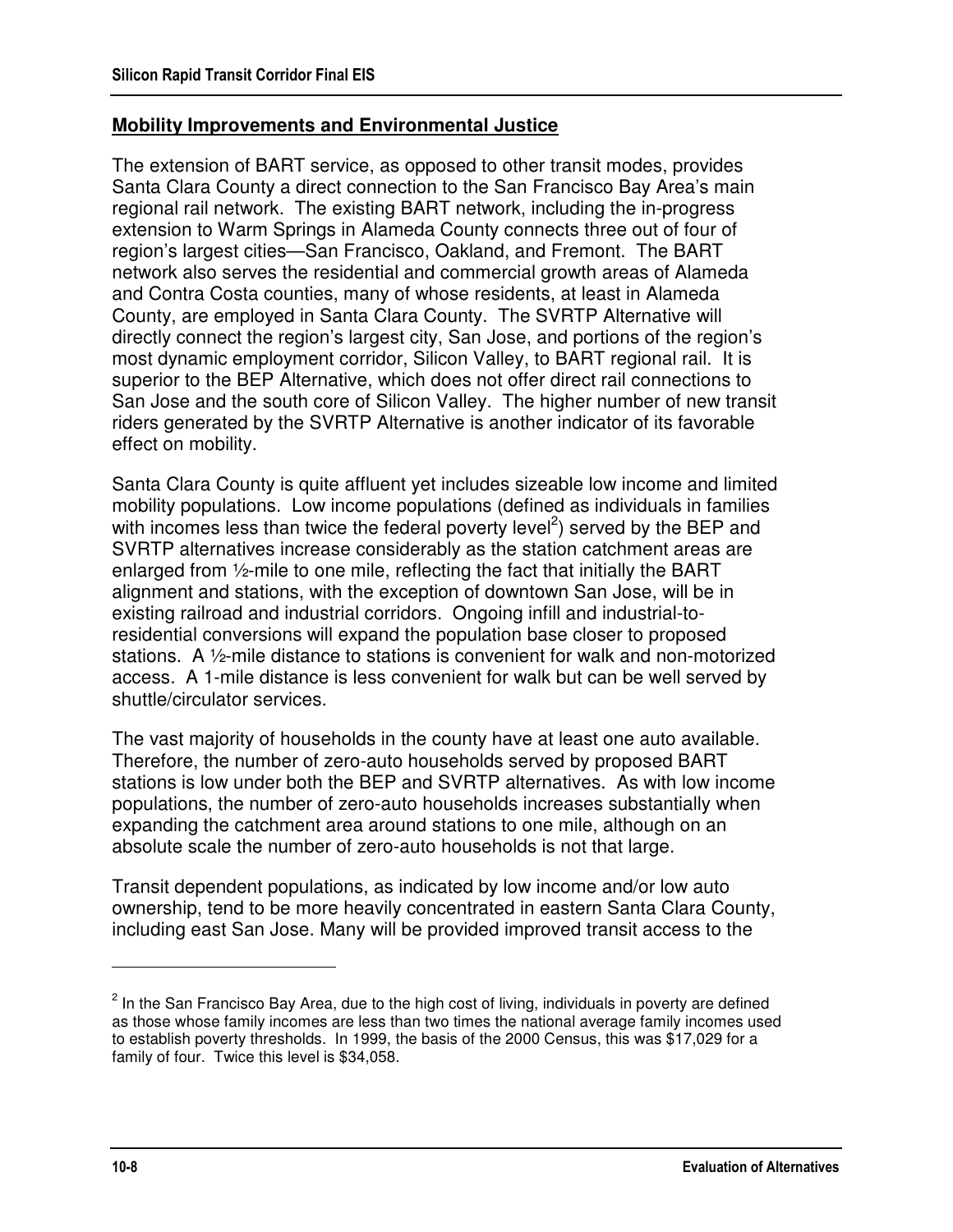## **Mobility Improvements and Environmental Justice**

The extension of BART service, as opposed to other transit modes, provides Santa Clara County a direct connection to the San Francisco Bay Area's main regional rail network. The existing BART network, including the in-progress extension to Warm Springs in Alameda County connects three out of four of region's largest cities—San Francisco, Oakland, and Fremont. The BART network also serves the residential and commercial growth areas of Alameda and Contra Costa counties, many of whose residents, at least in Alameda County, are employed in Santa Clara County. The SVRTP Alternative will directly connect the region's largest city, San Jose, and portions of the region's most dynamic employment corridor, Silicon Valley, to BART regional rail. It is superior to the BEP Alternative, which does not offer direct rail connections to San Jose and the south core of Silicon Valley. The higher number of new transit riders generated by the SVRTP Alternative is another indicator of its favorable effect on mobility.

Santa Clara County is quite affluent yet includes sizeable low income and limited mobility populations. Low income populations (defined as individuals in families with incomes less than twice the federal poverty level[2]) served by the BEP and SVRTP alternatives increase considerably as the station catchment areas are enlarged from ½-mile to one mile, reflecting the fact that initially the BART alignment and stations, with the exception of downtown San Jose, will be in existing railroad and industrial corridors. Ongoing infill and industrial-to-residential conversions will expand the population base closer to proposed stations. A ½-mile distance to stations is convenient for walk and non-motorized access. A 1-mile distance is less convenient for walk but can be well served by shuttle/circulator services.

The vast majority of households in the county have at least one auto available. Therefore, the number of zero-auto households served by proposed BART stations is low under both the BEP and SVRTP alternatives. As with low income populations, the number of zero-auto households increases substantially when expanding the catchment area around stations to one mile, although on an absolute scale the number of zero-auto households is not that large.

Transit dependent populations, as indicated by low income and/or low auto ownership, tend to be more heavily concentrated in eastern Santa Clara County, including east San Jose. Many will be provided improved transit access to the

---

[2] In the San Francisco Bay Area, due to the high cost of living, individuals in poverty are defined as those whose family incomes are less than two times the national average family incomes used to establish poverty thresholds. In 1999, the basis of the 2000 Census, this was $17,029 for a family of four. Twice this level is $34,058.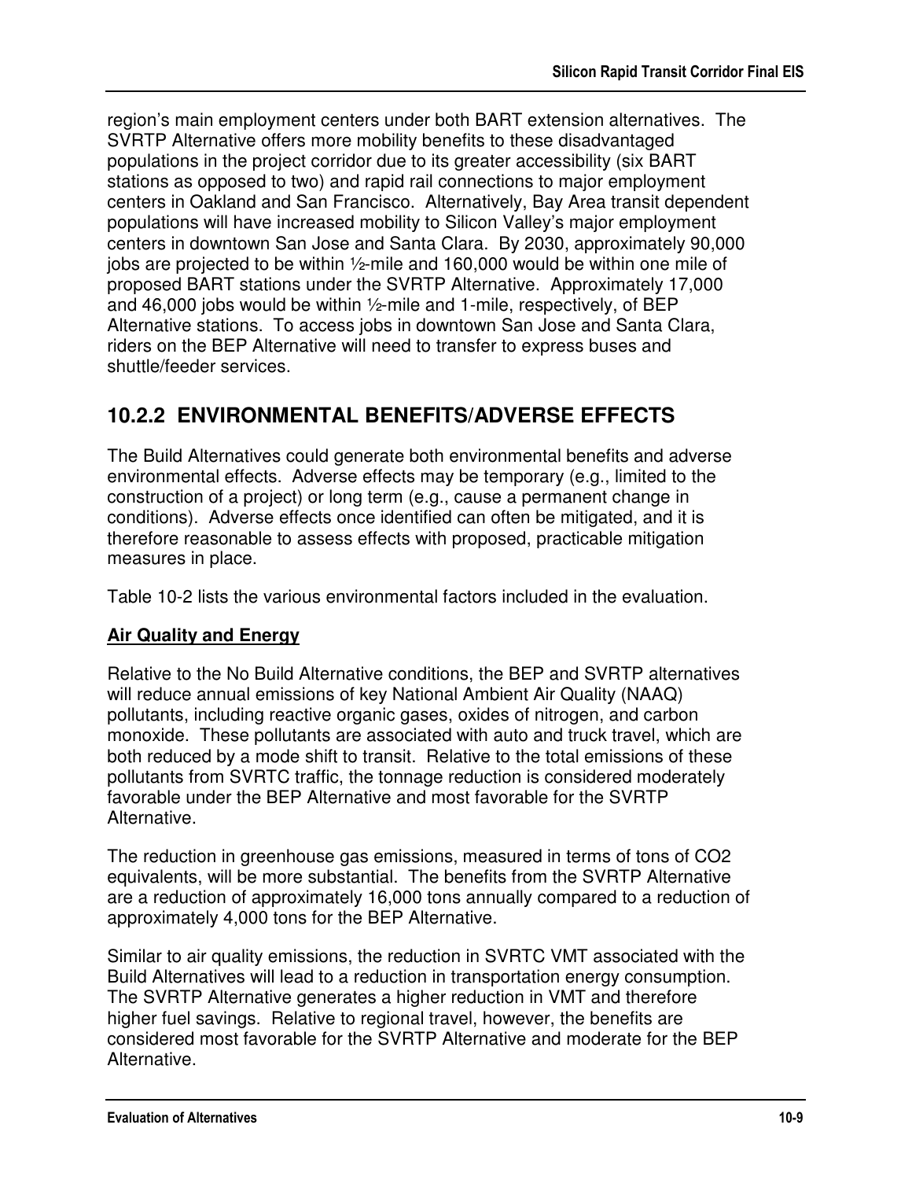region's main employment centers under both BART extension alternatives. The SVRTP Alternative offers more mobility benefits to these disadvantaged populations in the project corridor due to its greater accessibility (six BART stations as opposed to two) and rapid rail connections to major employment centers in Oakland and San Francisco. Alternatively, Bay Area transit dependent populations will have increased mobility to Silicon Valley's major employment centers in downtown San Jose and Santa Clara. By 2030, approximately 90,000 jobs are projected to be within ½-mile and 160,000 would be within one mile of proposed BART stations under the SVRTP Alternative. Approximately 17,000 and 46,000 jobs would be within ½-mile and 1-mile, respectively, of BEP Alternative stations. To access jobs in downtown San Jose and Santa Clara, riders on the BEP Alternative will need to transfer to express buses and shuttle/feeder services.

## 10.2.2 ENVIRONMENTAL BENEFITS/ADVERSE EFFECTS

The Build Alternatives could generate both environmental benefits and adverse environmental effects. Adverse effects may be temporary (e.g., limited to the construction of a project) or long term (e.g., cause a permanent change in conditions). Adverse effects once identified can often be mitigated, and it is therefore reasonable to assess effects with proposed, practicable mitigation measures in place.

Table 10-2 lists the various environmental factors included in the evaluation.

**Air Quality and Energy**

Relative to the No Build Alternative conditions, the BEP and SVRTP alternatives will reduce annual emissions of key National Ambient Air Quality (NAAQ) pollutants, including reactive organic gases, oxides of nitrogen, and carbon monoxide. These pollutants are associated with auto and truck travel, which are both reduced by a mode shift to transit. Relative to the total emissions of these pollutants from SVRTC traffic, the tonnage reduction is considered moderately favorable under the BEP Alternative and most favorable for the SVRTP Alternative.

The reduction in greenhouse gas emissions, measured in terms of tons of $CO_2$ equivalents, will be more substantial. The benefits from the SVRTP Alternative are a reduction of approximately 16,000 tons annually compared to a reduction of approximately 4,000 tons for the BEP Alternative.

Similar to air quality emissions, the reduction in SVRTC VMT associated with the Build Alternatives will lead to a reduction in transportation energy consumption. The SVRTP Alternative generates a higher reduction in VMT and therefore higher fuel savings. Relative to regional travel, however, the benefits are considered most favorable for the SVRTP Alternative and moderate for the BEP Alternative.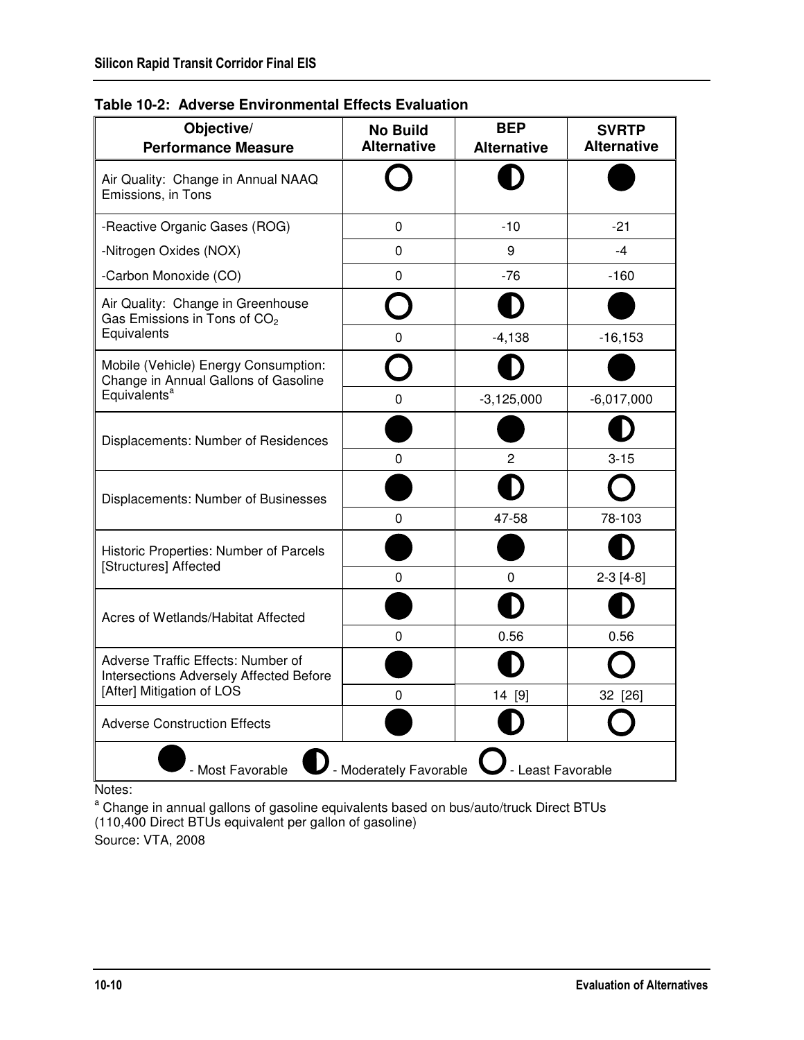**Table 10-2: Adverse Environmental Effects Evaluation**

| Objective/ Performance Measure | No Build Alternative | BEP Alternative | SVRTP Alternative |
|---|---|---|---|
| Air Quality: Change in Annual NAAQ Emissions, in Tons | ○ | ◐ | ● |
| -Reactive Organic Gases (ROG) | 0 | -10 | -21 |
| -Nitrogen Oxides (NOX) | 0 | 9 | -4 |
| -Carbon Monoxide (CO) | 0 | -76 | -160 |
| Air Quality: Change in Greenhouse Gas Emissions in Tons of $CO_2$ Equivalents | ○ | ◐ | ● |
| | 0 | -4,138 | -16,153 |
| Mobile (Vehicle) Energy Consumption: Change in Annual Gallons of Gasoline Equivalents[a] | ○ | ◐ | ● |
| | 0 | -3,125,000 | -6,017,000 |
| Displacements: Number of Residences | ● | ● | ◐ |
| | 0 | 2 | 3-15 |
| Displacements: Number of Businesses | ● | ◐ | ○ |
| | 0 | 47-58 | 78-103 |
| Historic Properties: Number of Parcels [Structures] Affected | ● | ● | ◐ |
| | 0 | 0 | 2-3 [4-8] |
| Acres of Wetlands/Habitat Affected | ● | ◐ | ◐ |
| | 0 | 0.56 | 0.56 |
| Adverse Traffic Effects: Number of Intersections Adversely Affected Before [After] Mitigation of LOS | ● | ◐ | ○ |
| | 0 | 14 [9] | 32 [26] |
| Adverse Construction Effects | ● | ◐ | ○ |

● - Most Favorable ◐ - Moderately Favorable ○ - Least Favorable

Notes:

[a] Change in annual gallons of gasoline equivalents based on bus/auto/truck Direct BTUs (110,400 Direct BTUs equivalent per gallon of gasoline)

Source: VTA, 2008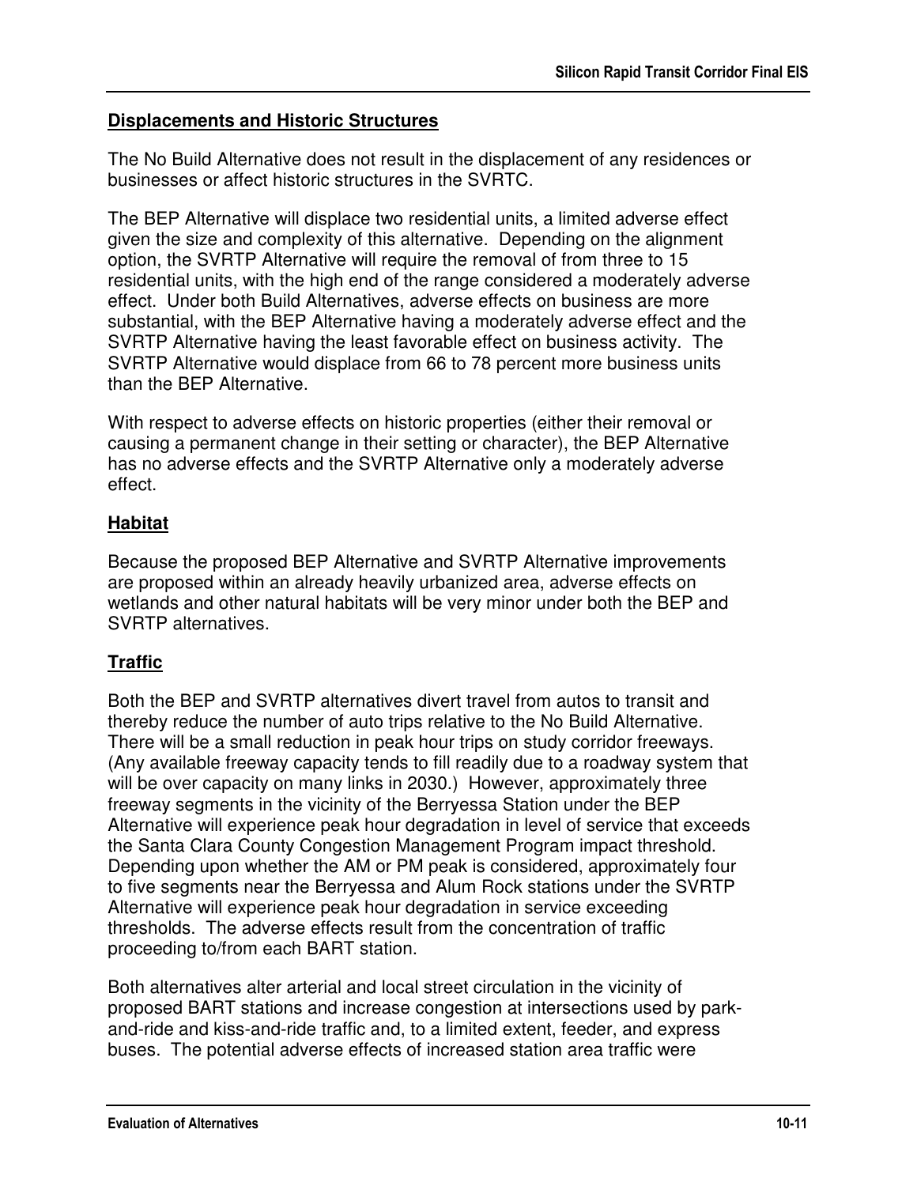## Displacements and Historic Structures

The No Build Alternative does not result in the displacement of any residences or businesses or affect historic structures in the SVRTC.

The BEP Alternative will displace two residential units, a limited adverse effect given the size and complexity of this alternative. Depending on the alignment option, the SVRTP Alternative will require the removal of from three to 15 residential units, with the high end of the range considered a moderately adverse effect. Under both Build Alternatives, adverse effects on business are more substantial, with the BEP Alternative having a moderately adverse effect and the SVRTP Alternative having the least favorable effect on business activity. The SVRTP Alternative would displace from 66 to 78 percent more business units than the BEP Alternative.

With respect to adverse effects on historic properties (either their removal or causing a permanent change in their setting or character), the BEP Alternative has no adverse effects and the SVRTP Alternative only a moderately adverse effect.

## Habitat

Because the proposed BEP Alternative and SVRTP Alternative improvements are proposed within an already heavily urbanized area, adverse effects on wetlands and other natural habitats will be very minor under both the BEP and SVRTP alternatives.

## Traffic

Both the BEP and SVRTP alternatives divert travel from autos to transit and thereby reduce the number of auto trips relative to the No Build Alternative. There will be a small reduction in peak hour trips on study corridor freeways. (Any available freeway capacity tends to fill readily due to a roadway system that will be over capacity on many links in 2030.) However, approximately three freeway segments in the vicinity of the Berryessa Station under the BEP Alternative will experience peak hour degradation in level of service that exceeds the Santa Clara County Congestion Management Program impact threshold. Depending upon whether the AM or PM peak is considered, approximately four to five segments near the Berryessa and Alum Rock stations under the SVRTP Alternative will experience peak hour degradation in service exceeding thresholds. The adverse effects result from the concentration of traffic proceeding to/from each BART station.

Both alternatives alter arterial and local street circulation in the vicinity of proposed BART stations and increase congestion at intersections used by park-and-ride and kiss-and-ride traffic and, to a limited extent, feeder, and express buses. The potential adverse effects of increased station area traffic were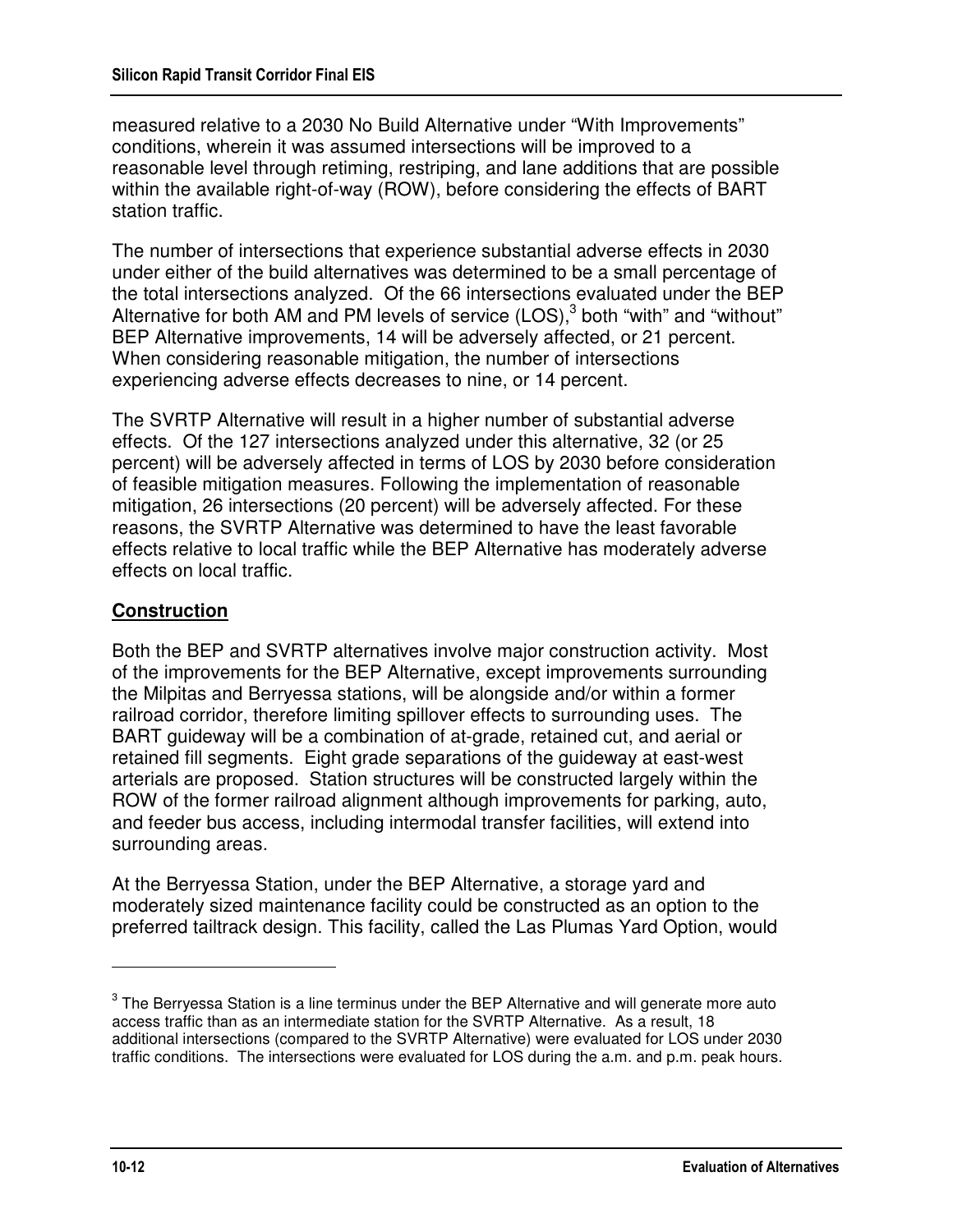measured relative to a 2030 No Build Alternative under "With Improvements" conditions, wherein it was assumed intersections will be improved to a reasonable level through retiming, restriping, and lane additions that are possible within the available right-of-way (ROW), before considering the effects of BART station traffic.

The number of intersections that experience substantial adverse effects in 2030 under either of the build alternatives was determined to be a small percentage of the total intersections analyzed. Of the 66 intersections evaluated under the BEP Alternative for both AM and PM levels of service (LOS),[3] both "with" and "without" BEP Alternative improvements, 14 will be adversely affected, or 21 percent. When considering reasonable mitigation, the number of intersections experiencing adverse effects decreases to nine, or 14 percent.

The SVRTP Alternative will result in a higher number of substantial adverse effects. Of the 127 intersections analyzed under this alternative, 32 (or 25 percent) will be adversely affected in terms of LOS by 2030 before consideration of feasible mitigation measures. Following the implementation of reasonable mitigation, 26 intersections (20 percent) will be adversely affected. For these reasons, the SVRTP Alternative was determined to have the least favorable effects relative to local traffic while the BEP Alternative has moderately adverse effects on local traffic.

## Construction

Both the BEP and SVRTP alternatives involve major construction activity. Most of the improvements for the BEP Alternative, except improvements surrounding the Milpitas and Berryessa stations, will be alongside and/or within a former railroad corridor, therefore limiting spillover effects to surrounding uses. The BART guideway will be a combination of at-grade, retained cut, and aerial or retained fill segments. Eight grade separations of the guideway at east-west arterials are proposed. Station structures will be constructed largely within the ROW of the former railroad alignment although improvements for parking, auto, and feeder bus access, including intermodal transfer facilities, will extend into surrounding areas.

At the Berryessa Station, under the BEP Alternative, a storage yard and moderately sized maintenance facility could be constructed as an option to the preferred tailtrack design. This facility, called the Las Plumas Yard Option, would

---

[3] The Berryessa Station is a line terminus under the BEP Alternative and will generate more auto access traffic than as an intermediate station for the SVRTP Alternative. As a result, 18 additional intersections (compared to the SVRTP Alternative) were evaluated for LOS under 2030 traffic conditions. The intersections were evaluated for LOS during the a.m. and p.m. peak hours.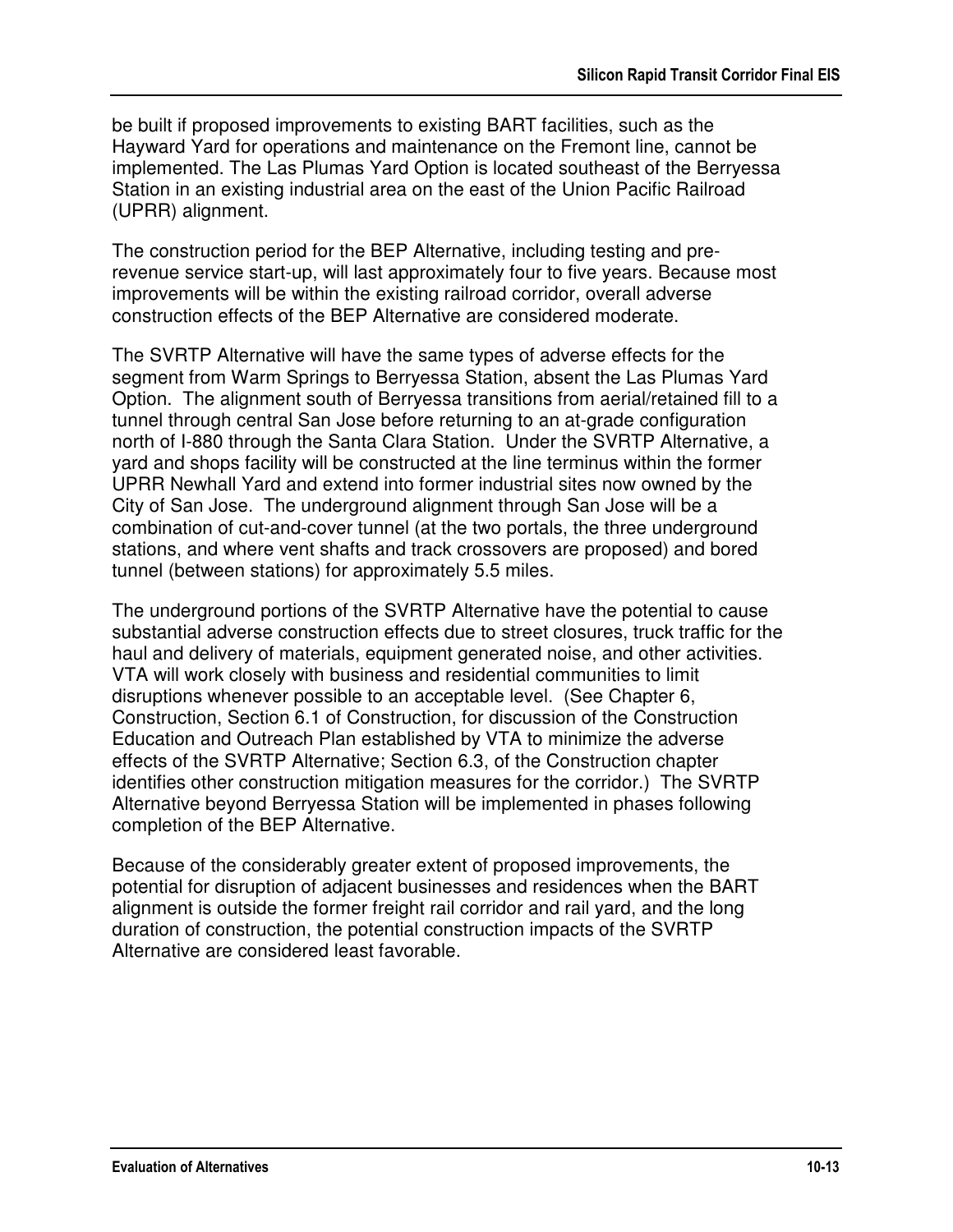be built if proposed improvements to existing BART facilities, such as the Hayward Yard for operations and maintenance on the Fremont line, cannot be implemented. The Las Plumas Yard Option is located southeast of the Berryessa Station in an existing industrial area on the east of the Union Pacific Railroad (UPRR) alignment.

The construction period for the BEP Alternative, including testing and pre-revenue service start-up, will last approximately four to five years. Because most improvements will be within the existing railroad corridor, overall adverse construction effects of the BEP Alternative are considered moderate.

The SVRTP Alternative will have the same types of adverse effects for the segment from Warm Springs to Berryessa Station, absent the Las Plumas Yard Option. The alignment south of Berryessa transitions from aerial/retained fill to a tunnel through central San Jose before returning to an at-grade configuration north of I-880 through the Santa Clara Station. Under the SVRTP Alternative, a yard and shops facility will be constructed at the line terminus within the former UPRR Newhall Yard and extend into former industrial sites now owned by the City of San Jose. The underground alignment through San Jose will be a combination of cut-and-cover tunnel (at the two portals, the three underground stations, and where vent shafts and track crossovers are proposed) and bored tunnel (between stations) for approximately 5.5 miles.

The underground portions of the SVRTP Alternative have the potential to cause substantial adverse construction effects due to street closures, truck traffic for the haul and delivery of materials, equipment generated noise, and other activities. VTA will work closely with business and residential communities to limit disruptions whenever possible to an acceptable level. (See Chapter 6, Construction, Section 6.1 of Construction, for discussion of the Construction Education and Outreach Plan established by VTA to minimize the adverse effects of the SVRTP Alternative; Section 6.3, of the Construction chapter identifies other construction mitigation measures for the corridor.) The SVRTP Alternative beyond Berryessa Station will be implemented in phases following completion of the BEP Alternative.

Because of the considerably greater extent of proposed improvements, the potential for disruption of adjacent businesses and residences when the BART alignment is outside the former freight rail corridor and rail yard, and the long duration of construction, the potential construction impacts of the SVRTP Alternative are considered least favorable.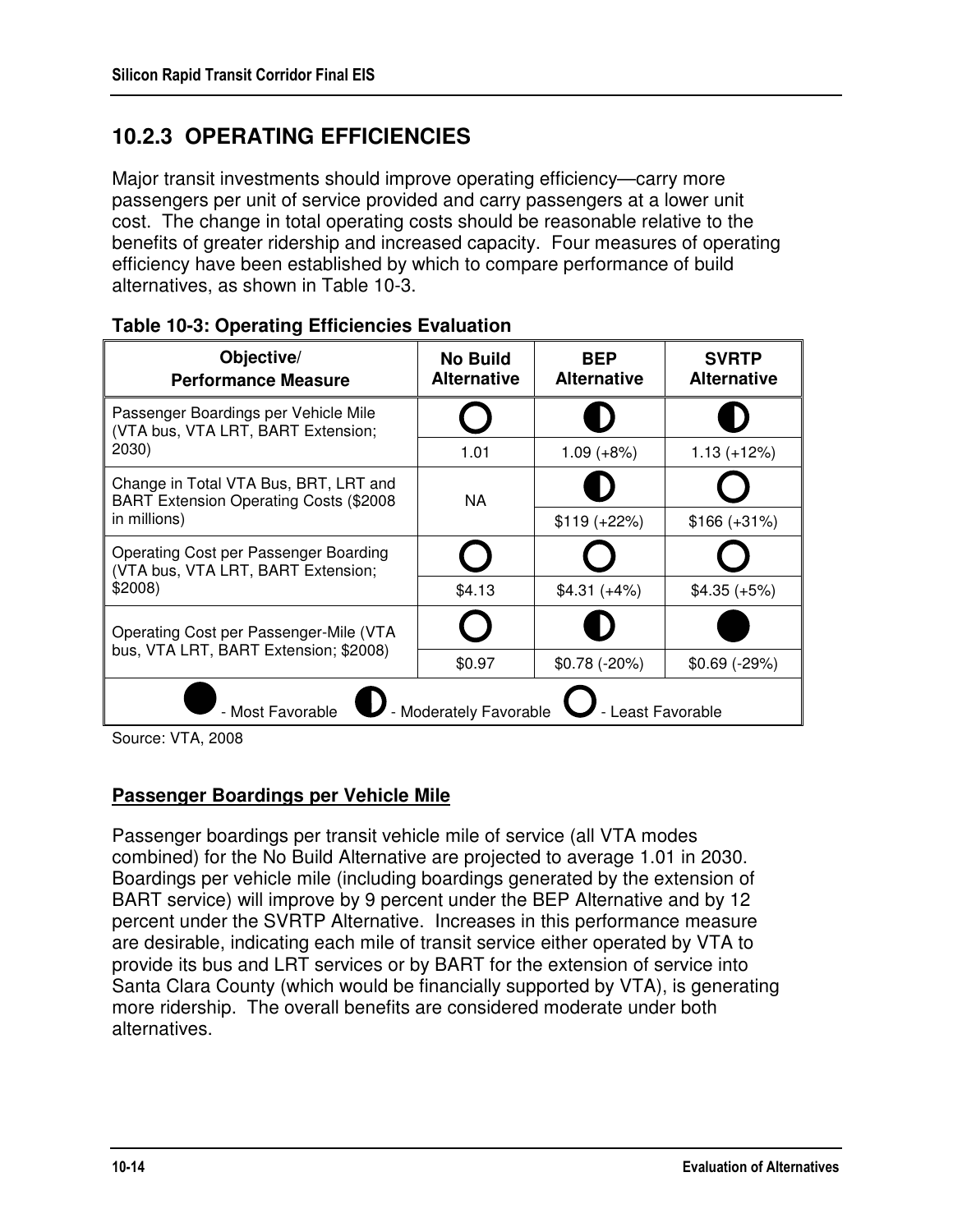## 10.2.3 OPERATING EFFICIENCIES

Major transit investments should improve operating efficiency—carry more passengers per unit of service provided and carry passengers at a lower unit cost. The change in total operating costs should be reasonable relative to the benefits of greater ridership and increased capacity. Four measures of operating efficiency have been established by which to compare performance of build alternatives, as shown in Table 10-3.

**Table 10-3: Operating Efficiencies Evaluation**

| Objective/ Performance Measure | No Build Alternative | BEP Alternative | SVRTP Alternative |
|---|---|---|---|
| Passenger Boardings per Vehicle Mile (VTA bus, VTA LRT, BART Extension; 2030) | Least Favorable | Moderately Favorable | Moderately Favorable |
| | 1.01 | 1.09 (+8%) | 1.13 (+12%) |
| Change in Total VTA Bus, BRT, LRT and BART Extension Operating Costs ($2008 in millions) | NA | Moderately Favorable | Least Favorable |
| | | $119 (+22%) | $166 (+31%) |
| Operating Cost per Passenger Boarding (VTA bus, VTA LRT, BART Extension; $2008) | Least Favorable | Least Favorable | Least Favorable |
| | $4.13 | $4.31 (+4%) | $4.35 (+5%) |
| Operating Cost per Passenger-Mile (VTA bus, VTA LRT, BART Extension; $2008) | Least Favorable | Moderately Favorable | Most Favorable |
| | $0.97 | $0.78 (-20%) | $0.69 (-29%) |

● - Most Favorable ◐ - Moderately Favorable ○ - Least Favorable

Source: VTA, 2008

**Passenger Boardings per Vehicle Mile**

Passenger boardings per transit vehicle mile of service (all VTA modes combined) for the No Build Alternative are projected to average 1.01 in 2030. Boardings per vehicle mile (including boardings generated by the extension of BART service) will improve by 9 percent under the BEP Alternative and by 12 percent under the SVRTP Alternative. Increases in this performance measure are desirable, indicating each mile of transit service either operated by VTA to provide its bus and LRT services or by BART for the extension of service into Santa Clara County (which would be financially supported by VTA), is generating more ridership. The overall benefits are considered moderate under both alternatives.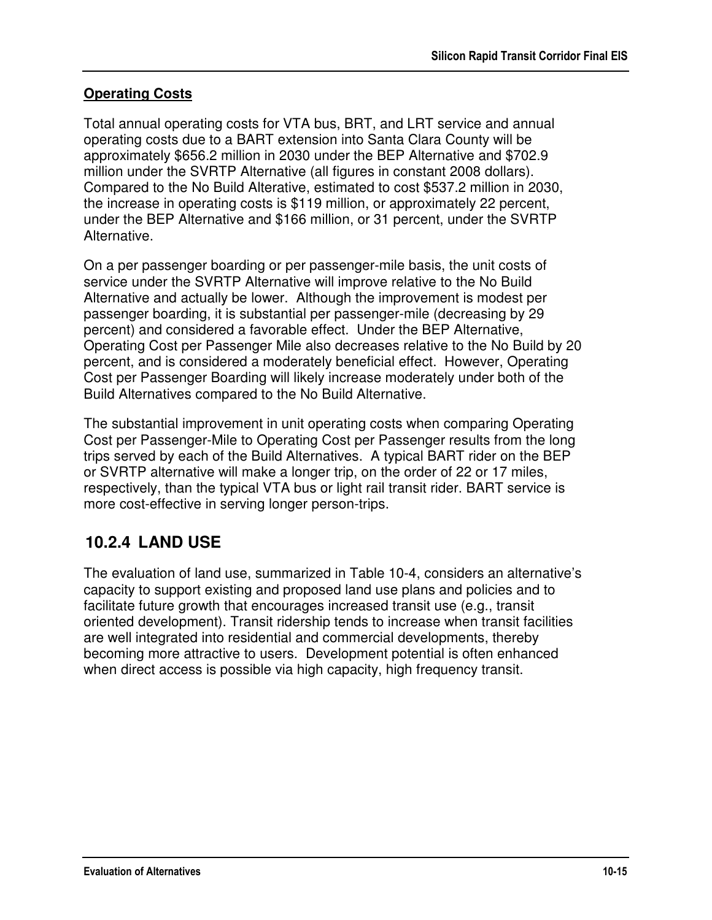**Operating Costs**

Total annual operating costs for VTA bus, BRT, and LRT service and annual operating costs due to a BART extension into Santa Clara County will be approximately $656.2 million in 2030 under the BEP Alternative and $702.9 million under the SVRTP Alternative (all figures in constant 2008 dollars). Compared to the No Build Alterative, estimated to cost $537.2 million in 2030, the increase in operating costs is $119 million, or approximately 22 percent, under the BEP Alternative and $166 million, or 31 percent, under the SVRTP Alternative.

On a per passenger boarding or per passenger-mile basis, the unit costs of service under the SVRTP Alternative will improve relative to the No Build Alternative and actually be lower. Although the improvement is modest per passenger boarding, it is substantial per passenger-mile (decreasing by 29 percent) and considered a favorable effect. Under the BEP Alternative, Operating Cost per Passenger Mile also decreases relative to the No Build by 20 percent, and is considered a moderately beneficial effect. However, Operating Cost per Passenger Boarding will likely increase moderately under both of the Build Alternatives compared to the No Build Alternative.

The substantial improvement in unit operating costs when comparing Operating Cost per Passenger-Mile to Operating Cost per Passenger results from the long trips served by each of the Build Alternatives. A typical BART rider on the BEP or SVRTP alternative will make a longer trip, on the order of 22 or 17 miles, respectively, than the typical VTA bus or light rail transit rider. BART service is more cost-effective in serving longer person-trips.

## 10.2.4 LAND USE

The evaluation of land use, summarized in Table 10-4, considers an alternative's capacity to support existing and proposed land use plans and policies and to facilitate future growth that encourages increased transit use (e.g., transit oriented development). Transit ridership tends to increase when transit facilities are well integrated into residential and commercial developments, thereby becoming more attractive to users. Development potential is often enhanced when direct access is possible via high capacity, high frequency transit.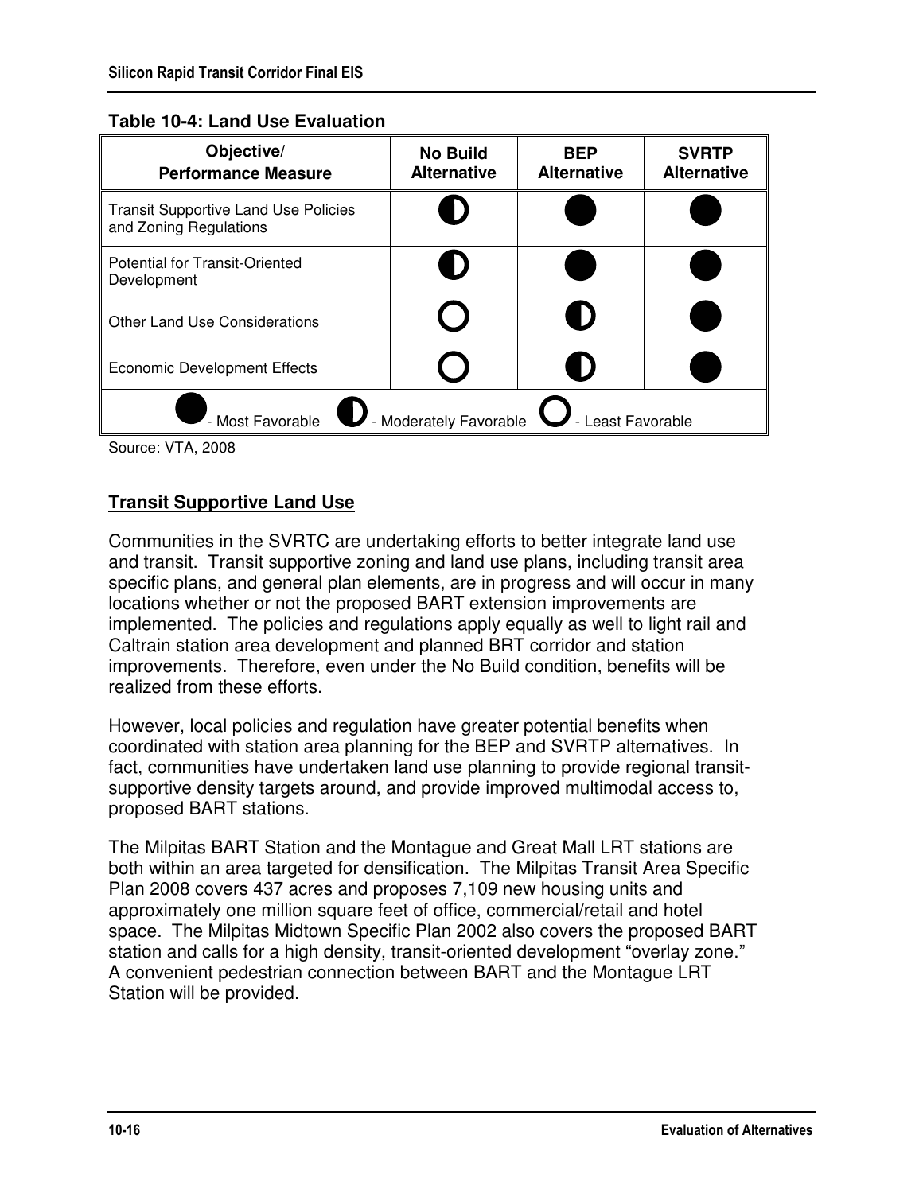**Table 10-4: Land Use Evaluation**

| Objective/ Performance Measure | No Build Alternative | BEP Alternative | SVRTP Alternative |
|---|---|---|---|
| Transit Supportive Land Use Policies and Zoning Regulations | ◐ | ● | ● |
| Potential for Transit-Oriented Development | ◐ | ● | ● |
| Other Land Use Considerations | ○ | ◐ | ● |
| Economic Development Effects | ○ | ◐ | ● |
| ● - Most Favorable ◐ - Moderately Favorable ○ - Least Favorable | | | |

Source: VTA, 2008

## Transit Supportive Land Use

Communities in the SVRTC are undertaking efforts to better integrate land use and transit. Transit supportive zoning and land use plans, including transit area specific plans, and general plan elements, are in progress and will occur in many locations whether or not the proposed BART extension improvements are implemented. The policies and regulations apply equally as well to light rail and Caltrain station area development and planned BRT corridor and station improvements. Therefore, even under the No Build condition, benefits will be realized from these efforts.

However, local policies and regulation have greater potential benefits when coordinated with station area planning for the BEP and SVRTP alternatives. In fact, communities have undertaken land use planning to provide regional transit-supportive density targets around, and provide improved multimodal access to, proposed BART stations.

The Milpitas BART Station and the Montague and Great Mall LRT stations are both within an area targeted for densification. The Milpitas Transit Area Specific Plan 2008 covers 437 acres and proposes 7,109 new housing units and approximately one million square feet of office, commercial/retail and hotel space. The Milpitas Midtown Specific Plan 2002 also covers the proposed BART station and calls for a high density, transit-oriented development "overlay zone." A convenient pedestrian connection between BART and the Montague LRT Station will be provided.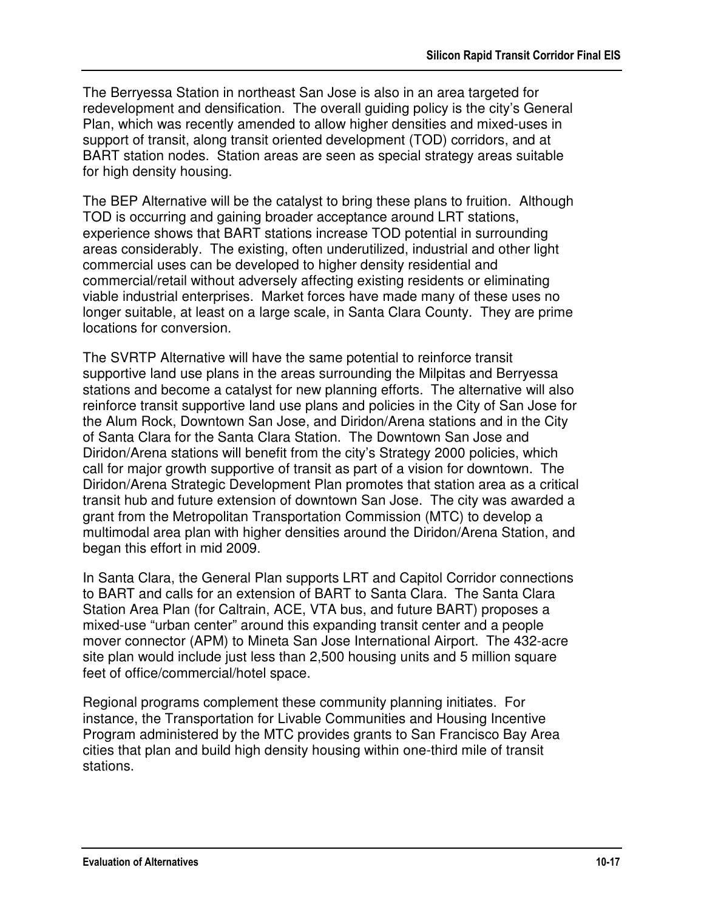The Berryessa Station in northeast San Jose is also in an area targeted for redevelopment and densification. The overall guiding policy is the city's General Plan, which was recently amended to allow higher densities and mixed-uses in support of transit, along transit oriented development (TOD) corridors, and at BART station nodes. Station areas are seen as special strategy areas suitable for high density housing.

The BEP Alternative will be the catalyst to bring these plans to fruition. Although TOD is occurring and gaining broader acceptance around LRT stations, experience shows that BART stations increase TOD potential in surrounding areas considerably. The existing, often underutilized, industrial and other light commercial uses can be developed to higher density residential and commercial/retail without adversely affecting existing residents or eliminating viable industrial enterprises. Market forces have made many of these uses no longer suitable, at least on a large scale, in Santa Clara County. They are prime locations for conversion.

The SVRTP Alternative will have the same potential to reinforce transit supportive land use plans in the areas surrounding the Milpitas and Berryessa stations and become a catalyst for new planning efforts. The alternative will also reinforce transit supportive land use plans and policies in the City of San Jose for the Alum Rock, Downtown San Jose, and Diridon/Arena stations and in the City of Santa Clara for the Santa Clara Station. The Downtown San Jose and Diridon/Arena stations will benefit from the city's Strategy 2000 policies, which call for major growth supportive of transit as part of a vision for downtown. The Diridon/Arena Strategic Development Plan promotes that station area as a critical transit hub and future extension of downtown San Jose. The city was awarded a grant from the Metropolitan Transportation Commission (MTC) to develop a multimodal area plan with higher densities around the Diridon/Arena Station, and began this effort in mid 2009.

In Santa Clara, the General Plan supports LRT and Capitol Corridor connections to BART and calls for an extension of BART to Santa Clara. The Santa Clara Station Area Plan (for Caltrain, ACE, VTA bus, and future BART) proposes a mixed-use "urban center" around this expanding transit center and a people mover connector (APM) to Mineta San Jose International Airport. The 432-acre site plan would include just less than 2,500 housing units and 5 million square feet of office/commercial/hotel space.

Regional programs complement these community planning initiates. For instance, the Transportation for Livable Communities and Housing Incentive Program administered by the MTC provides grants to San Francisco Bay Area cities that plan and build high density housing within one-third mile of transit stations.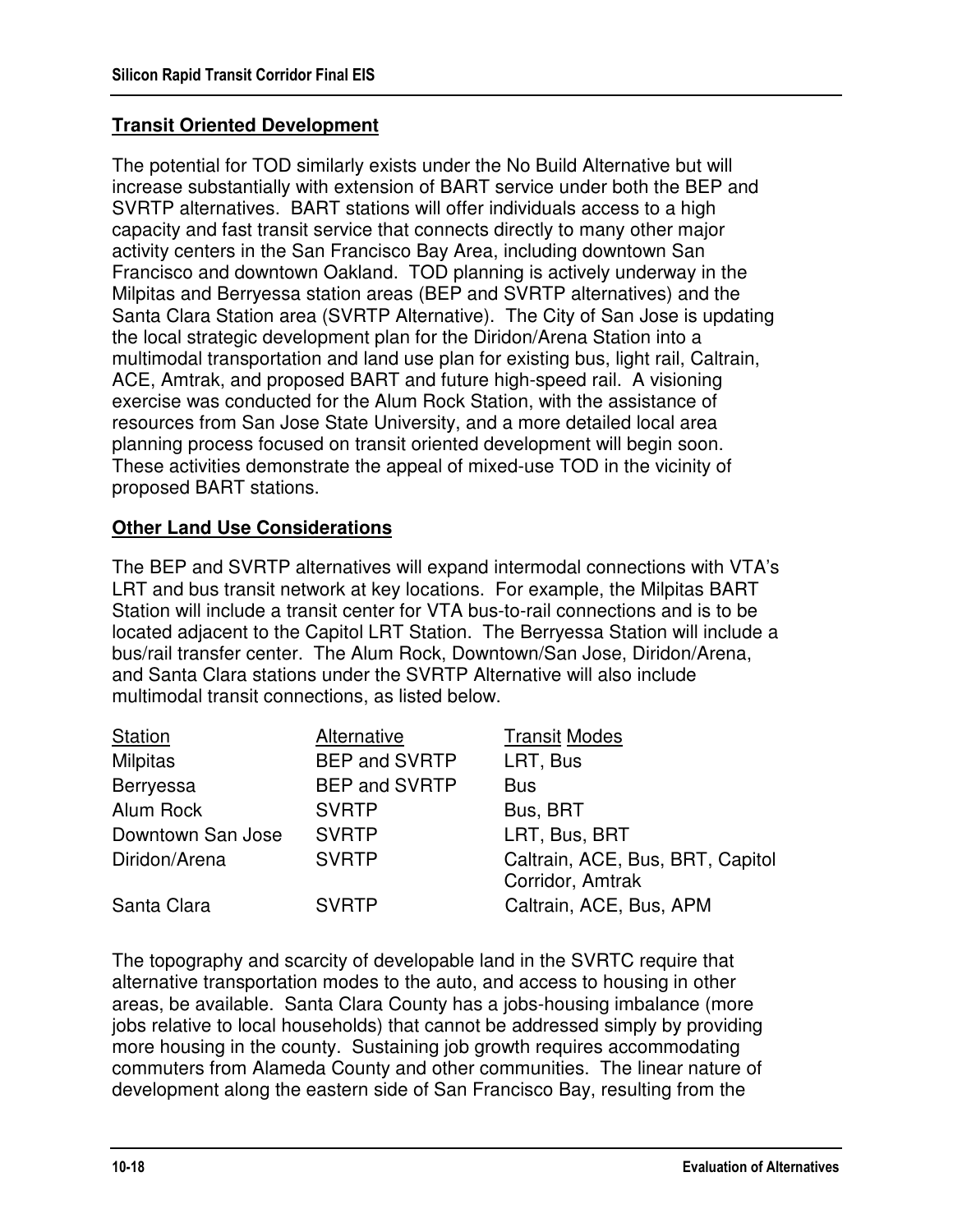## Transit Oriented Development

The potential for TOD similarly exists under the No Build Alternative but will increase substantially with extension of BART service under both the BEP and SVRTP alternatives. BART stations will offer individuals access to a high capacity and fast transit service that connects directly to many other major activity centers in the San Francisco Bay Area, including downtown San Francisco and downtown Oakland. TOD planning is actively underway in the Milpitas and Berryessa station areas (BEP and SVRTP alternatives) and the Santa Clara Station area (SVRTP Alternative). The City of San Jose is updating the local strategic development plan for the Diridon/Arena Station into a multimodal transportation and land use plan for existing bus, light rail, Caltrain, ACE, Amtrak, and proposed BART and future high-speed rail. A visioning exercise was conducted for the Alum Rock Station, with the assistance of resources from San Jose State University, and a more detailed local area planning process focused on transit oriented development will begin soon. These activities demonstrate the appeal of mixed-use TOD in the vicinity of proposed BART stations.

## Other Land Use Considerations

The BEP and SVRTP alternatives will expand intermodal connections with VTA's LRT and bus transit network at key locations. For example, the Milpitas BART Station will include a transit center for VTA bus-to-rail connections and is to be located adjacent to the Capitol LRT Station. The Berryessa Station will include a bus/rail transfer center. The Alum Rock, Downtown/San Jose, Diridon/Arena, and Santa Clara stations under the SVRTP Alternative will also include multimodal transit connections, as listed below.

| Station | Alternative | Transit Modes |
|---|---|---|
| Milpitas | BEP and SVRTP | LRT, Bus |
| Berryessa | BEP and SVRTP | Bus |
| Alum Rock | SVRTP | Bus, BRT |
| Downtown San Jose | SVRTP | LRT, Bus, BRT |
| Diridon/Arena | SVRTP | Caltrain, ACE, Bus, BRT, Capitol Corridor, Amtrak |
| Santa Clara | SVRTP | Caltrain, ACE, Bus, APM |

The topography and scarcity of developable land in the SVRTC require that alternative transportation modes to the auto, and access to housing in other areas, be available. Santa Clara County has a jobs-housing imbalance (more jobs relative to local households) that cannot be addressed simply by providing more housing in the county. Sustaining job growth requires accommodating commuters from Alameda County and other communities. The linear nature of development along the eastern side of San Francisco Bay, resulting from the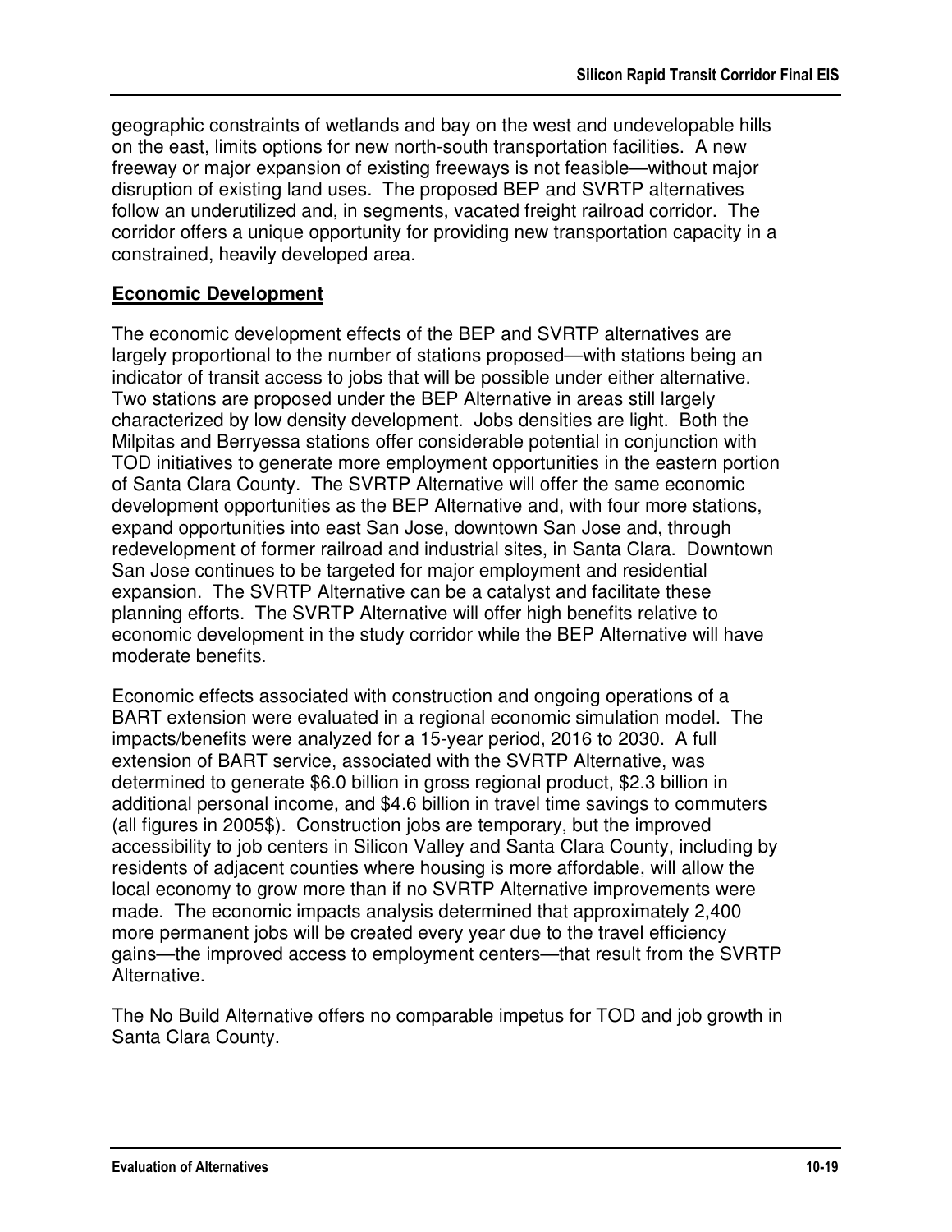geographic constraints of wetlands and bay on the west and undevelopable hills on the east, limits options for new north-south transportation facilities. A new freeway or major expansion of existing freeways is not feasible—without major disruption of existing land uses. The proposed BEP and SVRTP alternatives follow an underutilized and, in segments, vacated freight railroad corridor. The corridor offers a unique opportunity for providing new transportation capacity in a constrained, heavily developed area.

**Economic Development**

The economic development effects of the BEP and SVRTP alternatives are largely proportional to the number of stations proposed—with stations being an indicator of transit access to jobs that will be possible under either alternative. Two stations are proposed under the BEP Alternative in areas still largely characterized by low density development. Jobs densities are light. Both the Milpitas and Berryessa stations offer considerable potential in conjunction with TOD initiatives to generate more employment opportunities in the eastern portion of Santa Clara County. The SVRTP Alternative will offer the same economic development opportunities as the BEP Alternative and, with four more stations, expand opportunities into east San Jose, downtown San Jose and, through redevelopment of former railroad and industrial sites, in Santa Clara. Downtown San Jose continues to be targeted for major employment and residential expansion. The SVRTP Alternative can be a catalyst and facilitate these planning efforts. The SVRTP Alternative will offer high benefits relative to economic development in the study corridor while the BEP Alternative will have moderate benefits.

Economic effects associated with construction and ongoing operations of a BART extension were evaluated in a regional economic simulation model. The impacts/benefits were analyzed for a 15-year period, 2016 to 2030. A full extension of BART service, associated with the SVRTP Alternative, was determined to generate $6.0 billion in gross regional product, $2.3 billion in additional personal income, and $4.6 billion in travel time savings to commuters (all figures in 2005$). Construction jobs are temporary, but the improved accessibility to job centers in Silicon Valley and Santa Clara County, including by residents of adjacent counties where housing is more affordable, will allow the local economy to grow more than if no SVRTP Alternative improvements were made. The economic impacts analysis determined that approximately 2,400 more permanent jobs will be created every year due to the travel efficiency gains—the improved access to employment centers—that result from the SVRTP Alternative.

The No Build Alternative offers no comparable impetus for TOD and job growth in Santa Clara County.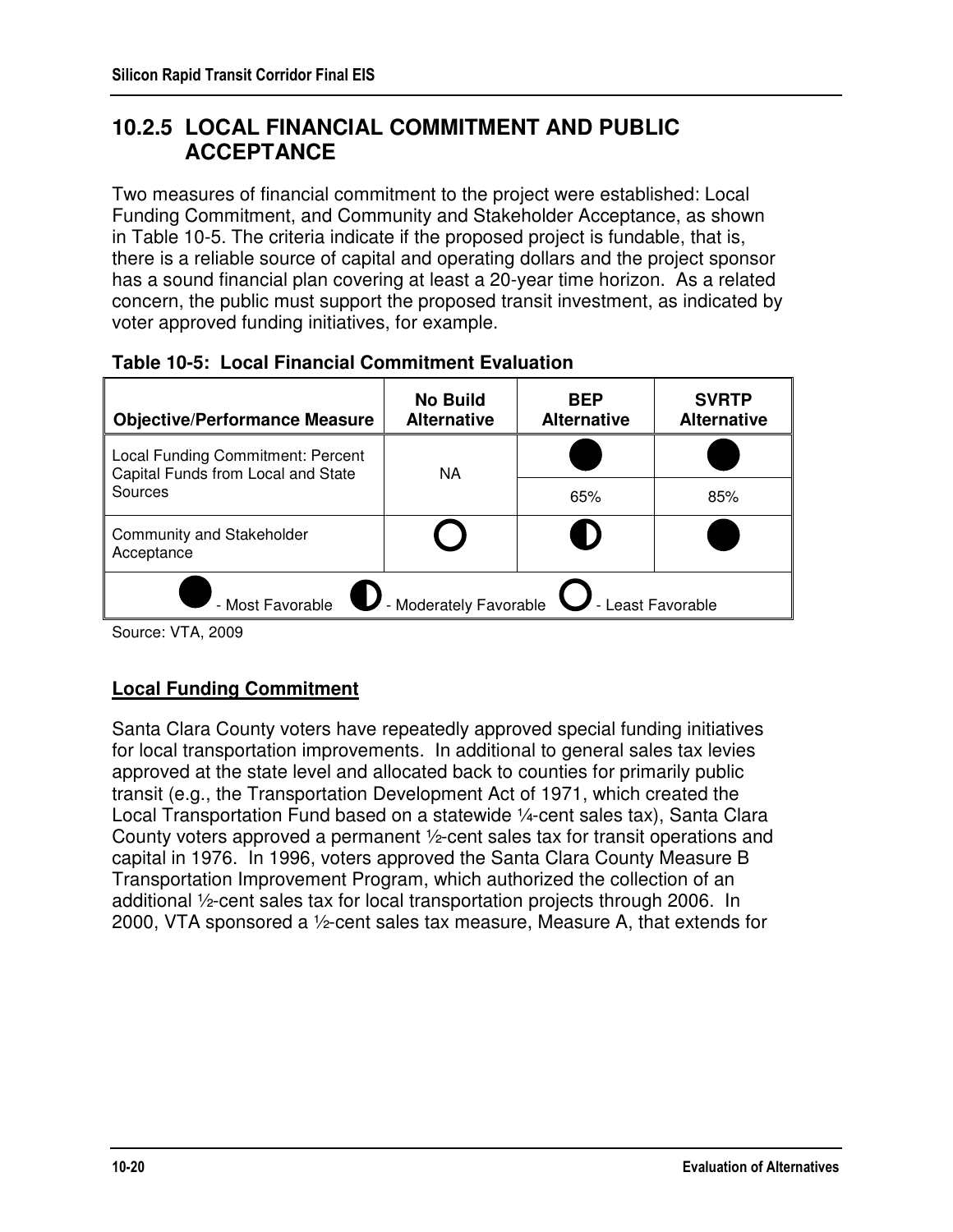## 10.2.5 LOCAL FINANCIAL COMMITMENT AND PUBLIC ACCEPTANCE

Two measures of financial commitment to the project were established: Local Funding Commitment, and Community and Stakeholder Acceptance, as shown in Table 10-5. The criteria indicate if the proposed project is fundable, that is, there is a reliable source of capital and operating dollars and the project sponsor has a sound financial plan covering at least a 20-year time horizon. As a related concern, the public must support the proposed transit investment, as indicated by voter approved funding initiatives, for example.

**Table 10-5: Local Financial Commitment Evaluation**

| Objective/Performance Measure | No Build Alternative | BEP Alternative | SVRTP Alternative |
|---|---|---|---|
| Local Funding Commitment: Percent Capital Funds from Local and State Sources | NA | ● Most Favorable | ● Most Favorable |
| | | 65% | 85% |
| Community and Stakeholder Acceptance | ○ Least Favorable | ◐ Moderately Favorable | ● Most Favorable |

● - Most Favorable ◐ - Moderately Favorable ○ - Least Favorable

Source: VTA, 2009

**Local Funding Commitment**

Santa Clara County voters have repeatedly approved special funding initiatives for local transportation improvements. In additional to general sales tax levies approved at the state level and allocated back to counties for primarily public transit (e.g., the Transportation Development Act of 1971, which created the Local Transportation Fund based on a statewide ¼-cent sales tax), Santa Clara County voters approved a permanent ½-cent sales tax for transit operations and capital in 1976. In 1996, voters approved the Santa Clara County Measure B Transportation Improvement Program, which authorized the collection of an additional ½-cent sales tax for local transportation projects through 2006. In 2000, VTA sponsored a ½-cent sales tax measure, Measure A, that extends for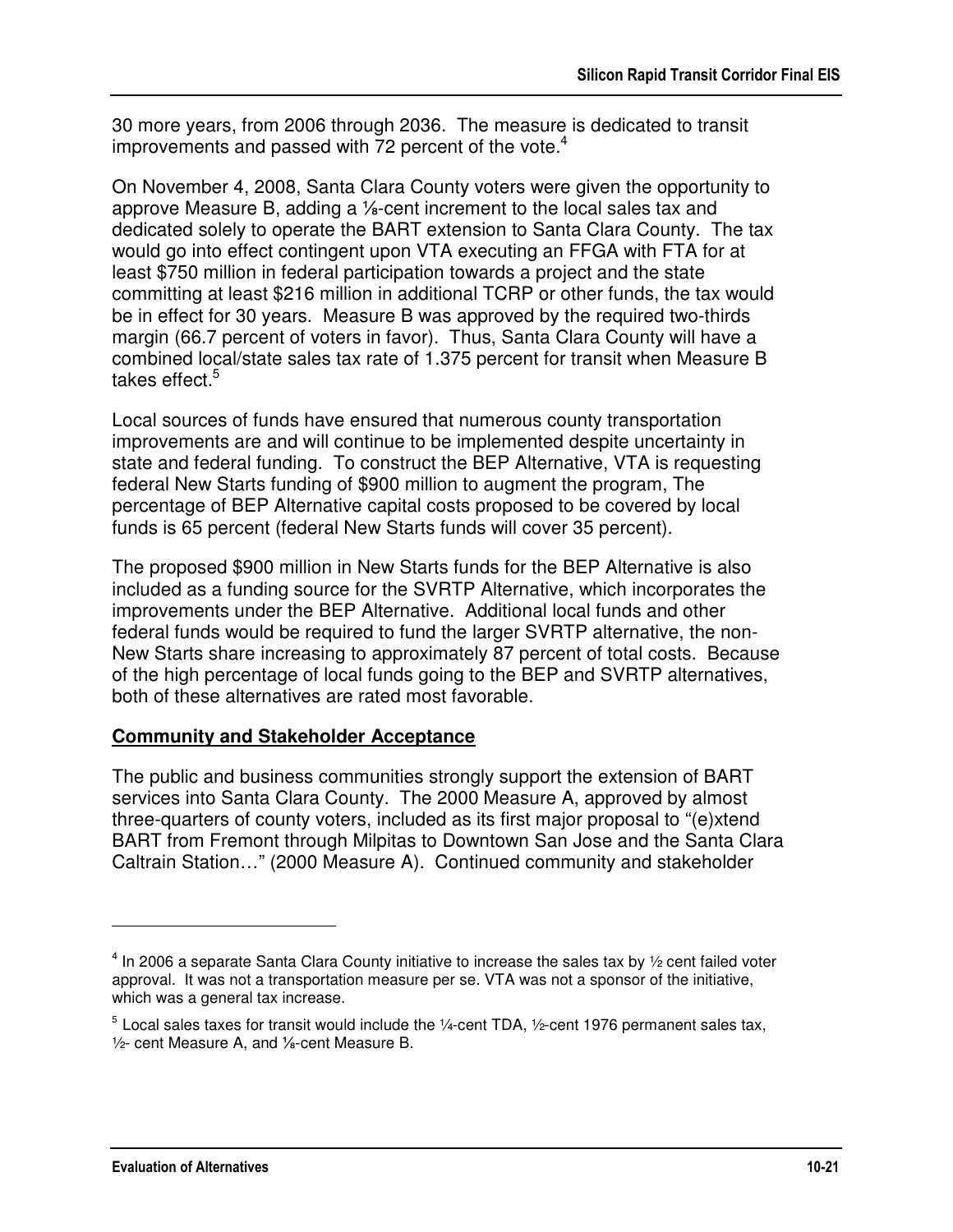30 more years, from 2006 through 2036. The measure is dedicated to transit improvements and passed with 72 percent of the vote.[4]

On November 4, 2008, Santa Clara County voters were given the opportunity to approve Measure B, adding a ⅛-cent increment to the local sales tax and dedicated solely to operate the BART extension to Santa Clara County. The tax would go into effect contingent upon VTA executing an FFGA with FTA for at least $750 million in federal participation towards a project and the state committing at least $216 million in additional TCRP or other funds, the tax would be in effect for 30 years. Measure B was approved by the required two-thirds margin (66.7 percent of voters in favor). Thus, Santa Clara County will have a combined local/state sales tax rate of 1.375 percent for transit when Measure B takes effect.[5]

Local sources of funds have ensured that numerous county transportation improvements are and will continue to be implemented despite uncertainty in state and federal funding. To construct the BEP Alternative, VTA is requesting federal New Starts funding of $900 million to augment the program, The percentage of BEP Alternative capital costs proposed to be covered by local funds is 65 percent (federal New Starts funds will cover 35 percent).

The proposed $900 million in New Starts funds for the BEP Alternative is also included as a funding source for the SVRTP Alternative, which incorporates the improvements under the BEP Alternative. Additional local funds and other federal funds would be required to fund the larger SVRTP alternative, the non-New Starts share increasing to approximately 87 percent of total costs. Because of the high percentage of local funds going to the BEP and SVRTP alternatives, both of these alternatives are rated most favorable.

**Community and Stakeholder Acceptance**

The public and business communities strongly support the extension of BART services into Santa Clara County. The 2000 Measure A, approved by almost three-quarters of county voters, included as its first major proposal to "(e)xtend BART from Fremont through Milpitas to Downtown San Jose and the Santa Clara Caltrain Station…" (2000 Measure A). Continued community and stakeholder

---

[4] In 2006 a separate Santa Clara County initiative to increase the sales tax by ½ cent failed voter approval. It was not a transportation measure per se. VTA was not a sponsor of the initiative, which was a general tax increase.

[5] Local sales taxes for transit would include the ¼-cent TDA, ½-cent 1976 permanent sales tax, ½- cent Measure A, and ⅛-cent Measure B.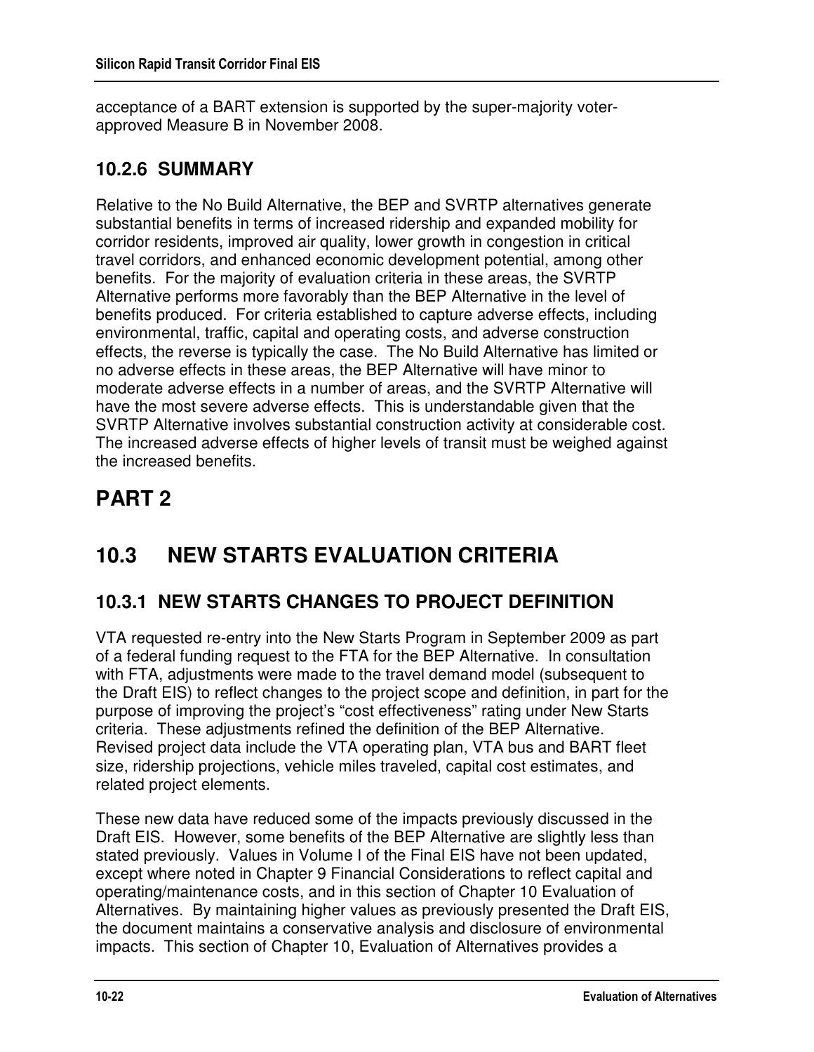acceptance of a BART extension is supported by the super-majority voter-approved Measure B in November 2008.

### 10.2.6 SUMMARY

Relative to the No Build Alternative, the BEP and SVRTP alternatives generate substantial benefits in terms of increased ridership and expanded mobility for corridor residents, improved air quality, lower growth in congestion in critical travel corridors, and enhanced economic development potential, among other benefits. For the majority of evaluation criteria in these areas, the SVRTP Alternative performs more favorably than the BEP Alternative in the level of benefits produced. For criteria established to capture adverse effects, including environmental, traffic, capital and operating costs, and adverse construction effects, the reverse is typically the case. The No Build Alternative has limited or no adverse effects in these areas, the BEP Alternative will have minor to moderate adverse effects in a number of areas, and the SVRTP Alternative will have the most severe adverse effects. This is understandable given that the SVRTP Alternative involves substantial construction activity at considerable cost. The increased adverse effects of higher levels of transit must be weighed against the increased benefits.

# PART 2

## 10.3 NEW STARTS EVALUATION CRITERIA

### 10.3.1 NEW STARTS CHANGES TO PROJECT DEFINITION

VTA requested re-entry into the New Starts Program in September 2009 as part of a federal funding request to the FTA for the BEP Alternative. In consultation with FTA, adjustments were made to the travel demand model (subsequent to the Draft EIS) to reflect changes to the project scope and definition, in part for the purpose of improving the project's "cost effectiveness" rating under New Starts criteria. These adjustments refined the definition of the BEP Alternative. Revised project data include the VTA operating plan, VTA bus and BART fleet size, ridership projections, vehicle miles traveled, capital cost estimates, and related project elements.

These new data have reduced some of the impacts previously discussed in the Draft EIS. However, some benefits of the BEP Alternative are slightly less than stated previously. Values in Volume I of the Final EIS have not been updated, except where noted in Chapter 9 Financial Considerations to reflect capital and operating/maintenance costs, and in this section of Chapter 10 Evaluation of Alternatives. By maintaining higher values as previously presented the Draft EIS, the document maintains a conservative analysis and disclosure of environmental impacts. This section of Chapter 10, Evaluation of Alternatives provides a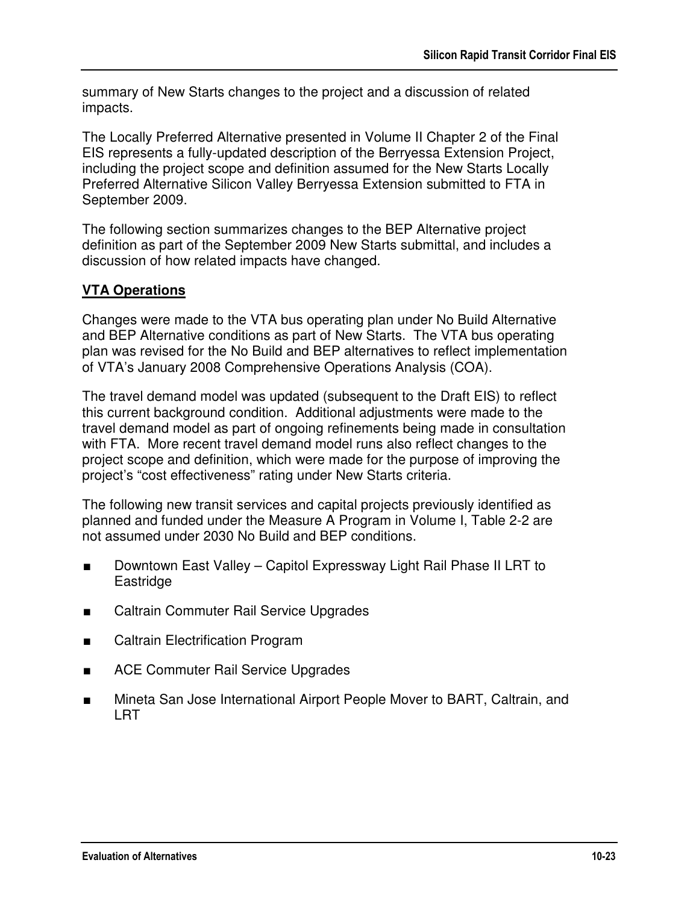summary of New Starts changes to the project and a discussion of related impacts.

The Locally Preferred Alternative presented in Volume II Chapter 2 of the Final EIS represents a fully-updated description of the Berryessa Extension Project, including the project scope and definition assumed for the New Starts Locally Preferred Alternative Silicon Valley Berryessa Extension submitted to FTA in September 2009.

The following section summarizes changes to the BEP Alternative project definition as part of the September 2009 New Starts submittal, and includes a discussion of how related impacts have changed.

**VTA Operations**

Changes were made to the VTA bus operating plan under No Build Alternative and BEP Alternative conditions as part of New Starts. The VTA bus operating plan was revised for the No Build and BEP alternatives to reflect implementation of VTA's January 2008 Comprehensive Operations Analysis (COA).

The travel demand model was updated (subsequent to the Draft EIS) to reflect this current background condition. Additional adjustments were made to the travel demand model as part of ongoing refinements being made in consultation with FTA. More recent travel demand model runs also reflect changes to the project scope and definition, which were made for the purpose of improving the project's "cost effectiveness" rating under New Starts criteria.

The following new transit services and capital projects previously identified as planned and funded under the Measure A Program in Volume I, Table 2-2 are not assumed under 2030 No Build and BEP conditions.

- Downtown East Valley – Capitol Expressway Light Rail Phase II LRT to Eastridge
- Caltrain Commuter Rail Service Upgrades
- Caltrain Electrification Program
- ACE Commuter Rail Service Upgrades
- Mineta San Jose International Airport People Mover to BART, Caltrain, and LRT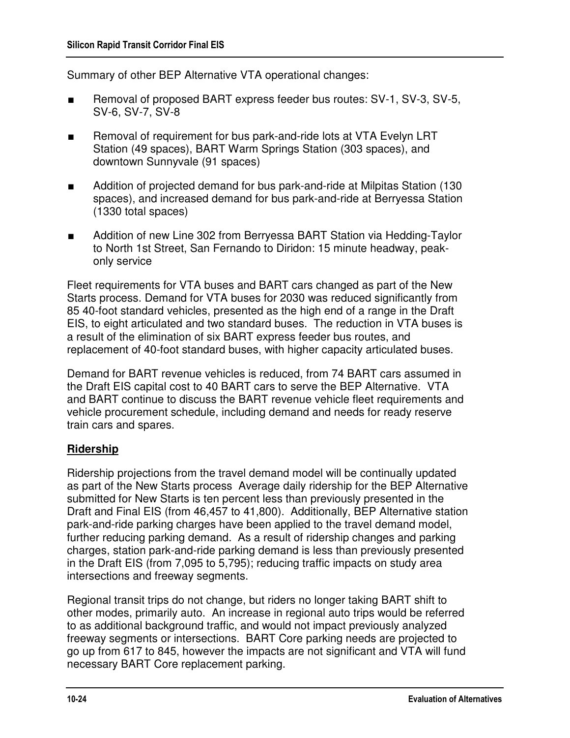Summary of other BEP Alternative VTA operational changes:

- Removal of proposed BART express feeder bus routes: SV-1, SV-3, SV-5, SV-6, SV-7, SV-8
- Removal of requirement for bus park-and-ride lots at VTA Evelyn LRT Station (49 spaces), BART Warm Springs Station (303 spaces), and downtown Sunnyvale (91 spaces)
- Addition of projected demand for bus park-and-ride at Milpitas Station (130 spaces), and increased demand for bus park-and-ride at Berryessa Station (1330 total spaces)
- Addition of new Line 302 from Berryessa BART Station via Hedding-Taylor to North 1st Street, San Fernando to Diridon: 15 minute headway, peak-only service

Fleet requirements for VTA buses and BART cars changed as part of the New Starts process. Demand for VTA buses for 2030 was reduced significantly from 85 40-foot standard vehicles, presented as the high end of a range in the Draft EIS, to eight articulated and two standard buses. The reduction in VTA buses is a result of the elimination of six BART express feeder bus routes, and replacement of 40-foot standard buses, with higher capacity articulated buses.

Demand for BART revenue vehicles is reduced, from 74 BART cars assumed in the Draft EIS capital cost to 40 BART cars to serve the BEP Alternative. VTA and BART continue to discuss the BART revenue vehicle fleet requirements and vehicle procurement schedule, including demand and needs for ready reserve train cars and spares.

**Ridership**

Ridership projections from the travel demand model will be continually updated as part of the New Starts process Average daily ridership for the BEP Alternative submitted for New Starts is ten percent less than previously presented in the Draft and Final EIS (from 46,457 to 41,800). Additionally, BEP Alternative station park-and-ride parking charges have been applied to the travel demand model, further reducing parking demand. As a result of ridership changes and parking charges, station park-and-ride parking demand is less than previously presented in the Draft EIS (from 7,095 to 5,795); reducing traffic impacts on study area intersections and freeway segments.

Regional transit trips do not change, but riders no longer taking BART shift to other modes, primarily auto. An increase in regional auto trips would be referred to as additional background traffic, and would not impact previously analyzed freeway segments or intersections. BART Core parking needs are projected to go up from 617 to 845, however the impacts are not significant and VTA will fund necessary BART Core replacement parking.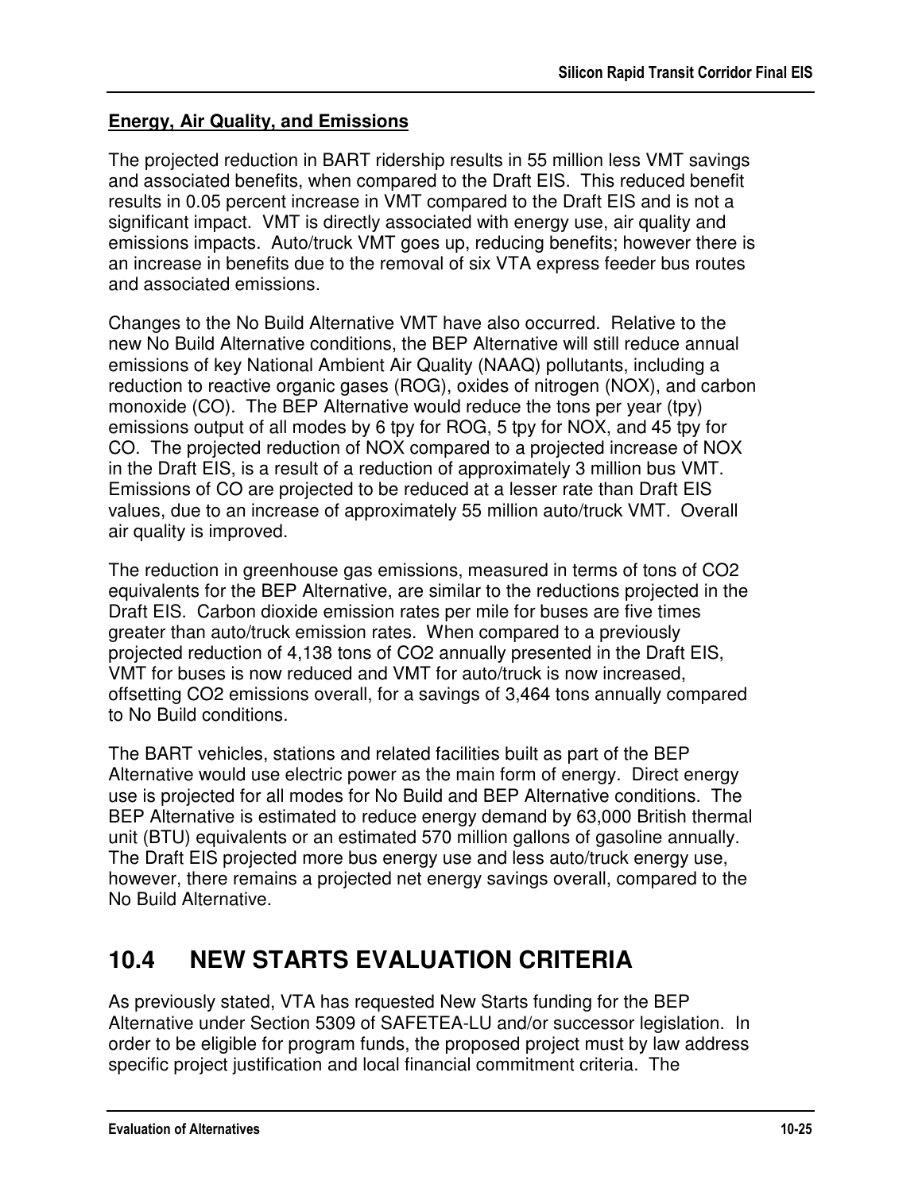**Energy, Air Quality, and Emissions**

The projected reduction in BART ridership results in 55 million less VMT savings and associated benefits, when compared to the Draft EIS. This reduced benefit results in 0.05 percent increase in VMT compared to the Draft EIS and is not a significant impact. VMT is directly associated with energy use, air quality and emissions impacts. Auto/truck VMT goes up, reducing benefits; however there is an increase in benefits due to the removal of six VTA express feeder bus routes and associated emissions.

Changes to the No Build Alternative VMT have also occurred. Relative to the new No Build Alternative conditions, the BEP Alternative will still reduce annual emissions of key National Ambient Air Quality (NAAQ) pollutants, including a reduction to reactive organic gases (ROG), oxides of nitrogen (NOX), and carbon monoxide (CO). The BEP Alternative would reduce the tons per year (tpy) emissions output of all modes by 6 tpy for ROG, 5 tpy for NOX, and 45 tpy for CO. The projected reduction of NOX compared to a projected increase of NOX in the Draft EIS, is a result of a reduction of approximately 3 million bus VMT. Emissions of CO are projected to be reduced at a lesser rate than Draft EIS values, due to an increase of approximately 55 million auto/truck VMT. Overall air quality is improved.

The reduction in greenhouse gas emissions, measured in terms of tons of $CO_2$ equivalents for the BEP Alternative, are similar to the reductions projected in the Draft EIS. Carbon dioxide emission rates per mile for buses are five times greater than auto/truck emission rates. When compared to a previously projected reduction of 4,138 tons of $CO_2$ annually presented in the Draft EIS, VMT for buses is now reduced and VMT for auto/truck is now increased, offsetting $CO_2$ emissions overall, for a savings of 3,464 tons annually compared to No Build conditions.

The BART vehicles, stations and related facilities built as part of the BEP Alternative would use electric power as the main form of energy. Direct energy use is projected for all modes for No Build and BEP Alternative conditions. The BEP Alternative is estimated to reduce energy demand by 63,000 British thermal unit (BTU) equivalents or an estimated 570 million gallons of gasoline annually. The Draft EIS projected more bus energy use and less auto/truck energy use, however, there remains a projected net energy savings overall, compared to the No Build Alternative.

# 10.4 NEW STARTS EVALUATION CRITERIA

As previously stated, VTA has requested New Starts funding for the BEP Alternative under Section 5309 of SAFETEA-LU and/or successor legislation. In order to be eligible for program funds, the proposed project must by law address specific project justification and local financial commitment criteria. The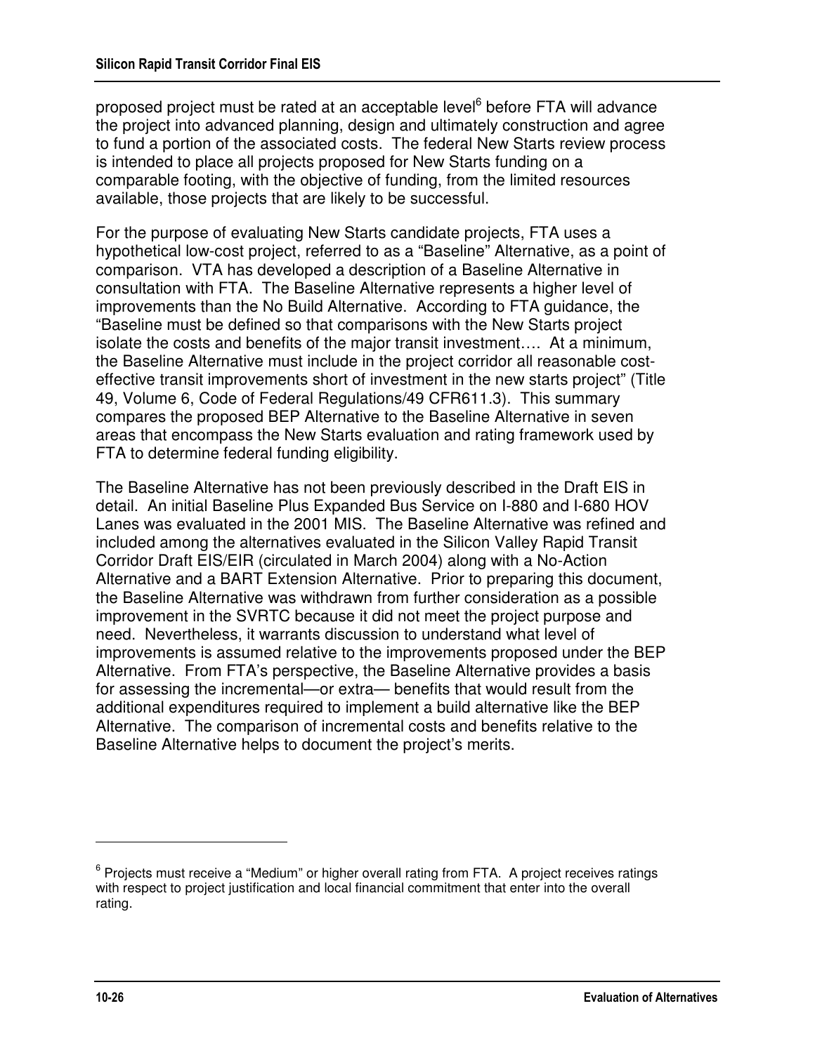proposed project must be rated at an acceptable level[6] before FTA will advance the project into advanced planning, design and ultimately construction and agree to fund a portion of the associated costs. The federal New Starts review process is intended to place all projects proposed for New Starts funding on a comparable footing, with the objective of funding, from the limited resources available, those projects that are likely to be successful.

For the purpose of evaluating New Starts candidate projects, FTA uses a hypothetical low-cost project, referred to as a "Baseline" Alternative, as a point of comparison. VTA has developed a description of a Baseline Alternative in consultation with FTA. The Baseline Alternative represents a higher level of improvements than the No Build Alternative. According to FTA guidance, the "Baseline must be defined so that comparisons with the New Starts project isolate the costs and benefits of the major transit investment…. At a minimum, the Baseline Alternative must include in the project corridor all reasonable cost-effective transit improvements short of investment in the new starts project" (Title 49, Volume 6, Code of Federal Regulations/49 CFR611.3). This summary compares the proposed BEP Alternative to the Baseline Alternative in seven areas that encompass the New Starts evaluation and rating framework used by FTA to determine federal funding eligibility.

The Baseline Alternative has not been previously described in the Draft EIS in detail. An initial Baseline Plus Expanded Bus Service on I-880 and I-680 HOV Lanes was evaluated in the 2001 MIS. The Baseline Alternative was refined and included among the alternatives evaluated in the Silicon Valley Rapid Transit Corridor Draft EIS/EIR (circulated in March 2004) along with a No-Action Alternative and a BART Extension Alternative. Prior to preparing this document, the Baseline Alternative was withdrawn from further consideration as a possible improvement in the SVRTC because it did not meet the project purpose and need. Nevertheless, it warrants discussion to understand what level of improvements is assumed relative to the improvements proposed under the BEP Alternative. From FTA's perspective, the Baseline Alternative provides a basis for assessing the incremental—or extra— benefits that would result from the additional expenditures required to implement a build alternative like the BEP Alternative. The comparison of incremental costs and benefits relative to the Baseline Alternative helps to document the project's merits.

---

[6] Projects must receive a "Medium" or higher overall rating from FTA. A project receives ratings with respect to project justification and local financial commitment that enter into the overall rating.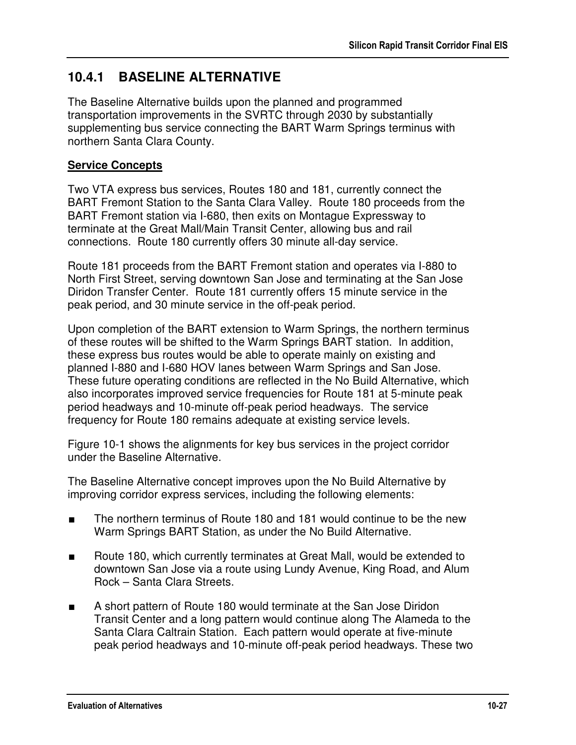## 10.4.1 BASELINE ALTERNATIVE

The Baseline Alternative builds upon the planned and programmed transportation improvements in the SVRTC through 2030 by substantially supplementing bus service connecting the BART Warm Springs terminus with northern Santa Clara County.

**Service Concepts**

Two VTA express bus services, Routes 180 and 181, currently connect the BART Fremont Station to the Santa Clara Valley. Route 180 proceeds from the BART Fremont station via I-680, then exits on Montague Expressway to terminate at the Great Mall/Main Transit Center, allowing bus and rail connections. Route 180 currently offers 30 minute all-day service.

Route 181 proceeds from the BART Fremont station and operates via I-880 to North First Street, serving downtown San Jose and terminating at the San Jose Diridon Transfer Center. Route 181 currently offers 15 minute service in the peak period, and 30 minute service in the off-peak period.

Upon completion of the BART extension to Warm Springs, the northern terminus of these routes will be shifted to the Warm Springs BART station. In addition, these express bus routes would be able to operate mainly on existing and planned I-880 and I-680 HOV lanes between Warm Springs and San Jose. These future operating conditions are reflected in the No Build Alternative, which also incorporates improved service frequencies for Route 181 at 5-minute peak period headways and 10-minute off-peak period headways. The service frequency for Route 180 remains adequate at existing service levels.

Figure 10-1 shows the alignments for key bus services in the project corridor under the Baseline Alternative.

The Baseline Alternative concept improves upon the No Build Alternative by improving corridor express services, including the following elements:

- The northern terminus of Route 180 and 181 would continue to be the new Warm Springs BART Station, as under the No Build Alternative.
- Route 180, which currently terminates at Great Mall, would be extended to downtown San Jose via a route using Lundy Avenue, King Road, and Alum Rock – Santa Clara Streets.
- A short pattern of Route 180 would terminate at the San Jose Diridon Transit Center and a long pattern would continue along The Alameda to the Santa Clara Caltrain Station. Each pattern would operate at five-minute peak period headways and 10-minute off-peak period headways. These two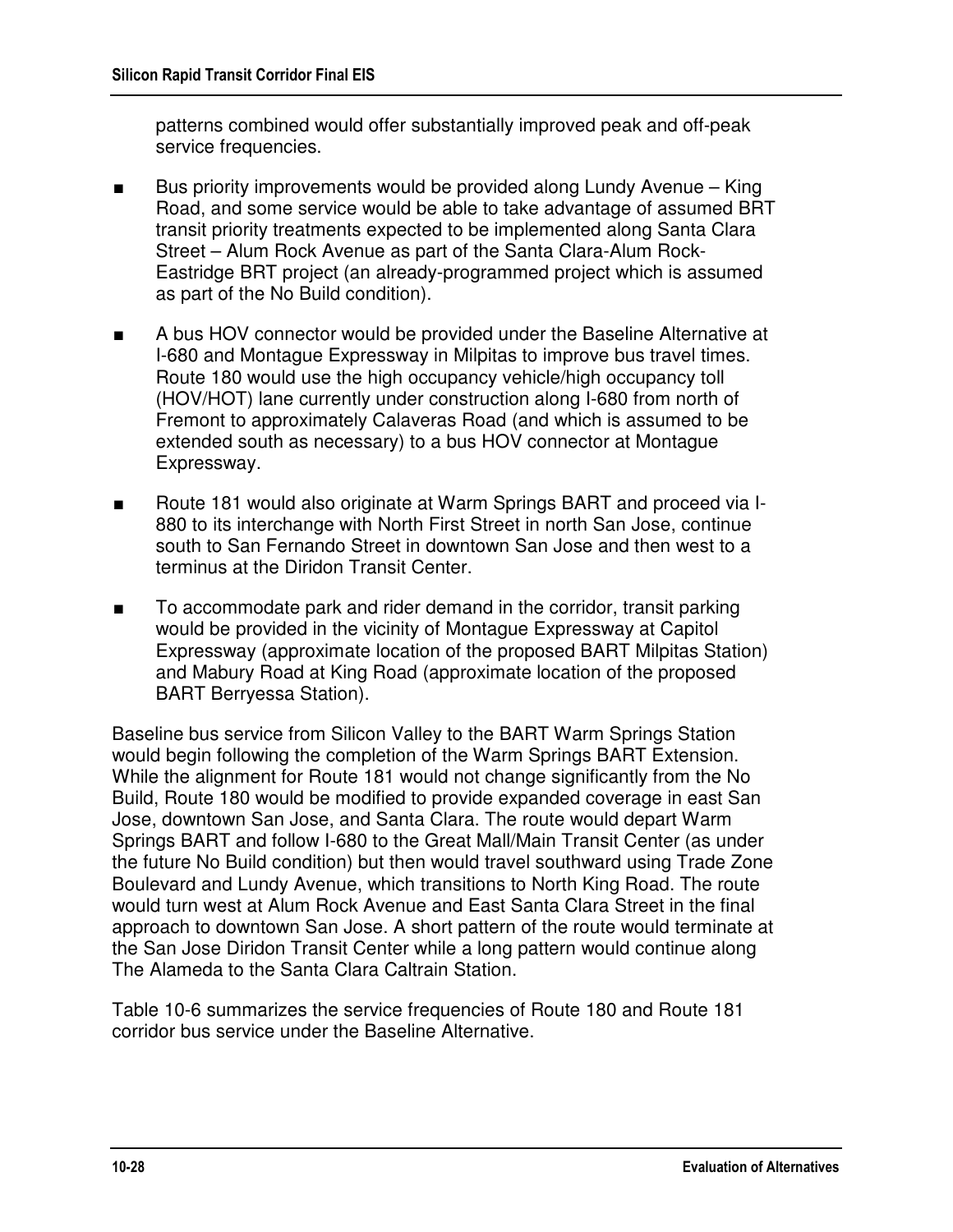patterns combined would offer substantially improved peak and off-peak service frequencies.

- Bus priority improvements would be provided along Lundy Avenue – King Road, and some service would be able to take advantage of assumed BRT transit priority treatments expected to be implemented along Santa Clara Street – Alum Rock Avenue as part of the Santa Clara-Alum Rock-Eastridge BRT project (an already-programmed project which is assumed as part of the No Build condition).
- A bus HOV connector would be provided under the Baseline Alternative at I-680 and Montague Expressway in Milpitas to improve bus travel times. Route 180 would use the high occupancy vehicle/high occupancy toll (HOV/HOT) lane currently under construction along I-680 from north of Fremont to approximately Calaveras Road (and which is assumed to be extended south as necessary) to a bus HOV connector at Montague Expressway.
- Route 181 would also originate at Warm Springs BART and proceed via I-880 to its interchange with North First Street in north San Jose, continue south to San Fernando Street in downtown San Jose and then west to a terminus at the Diridon Transit Center.
- To accommodate park and rider demand in the corridor, transit parking would be provided in the vicinity of Montague Expressway at Capitol Expressway (approximate location of the proposed BART Milpitas Station) and Mabury Road at King Road (approximate location of the proposed BART Berryessa Station).

Baseline bus service from Silicon Valley to the BART Warm Springs Station would begin following the completion of the Warm Springs BART Extension. While the alignment for Route 181 would not change significantly from the No Build, Route 180 would be modified to provide expanded coverage in east San Jose, downtown San Jose, and Santa Clara. The route would depart Warm Springs BART and follow I-680 to the Great Mall/Main Transit Center (as under the future No Build condition) but then would travel southward using Trade Zone Boulevard and Lundy Avenue, which transitions to North King Road. The route would turn west at Alum Rock Avenue and East Santa Clara Street in the final approach to downtown San Jose. A short pattern of the route would terminate at the San Jose Diridon Transit Center while a long pattern would continue along The Alameda to the Santa Clara Caltrain Station.

Table 10-6 summarizes the service frequencies of Route 180 and Route 181 corridor bus service under the Baseline Alternative.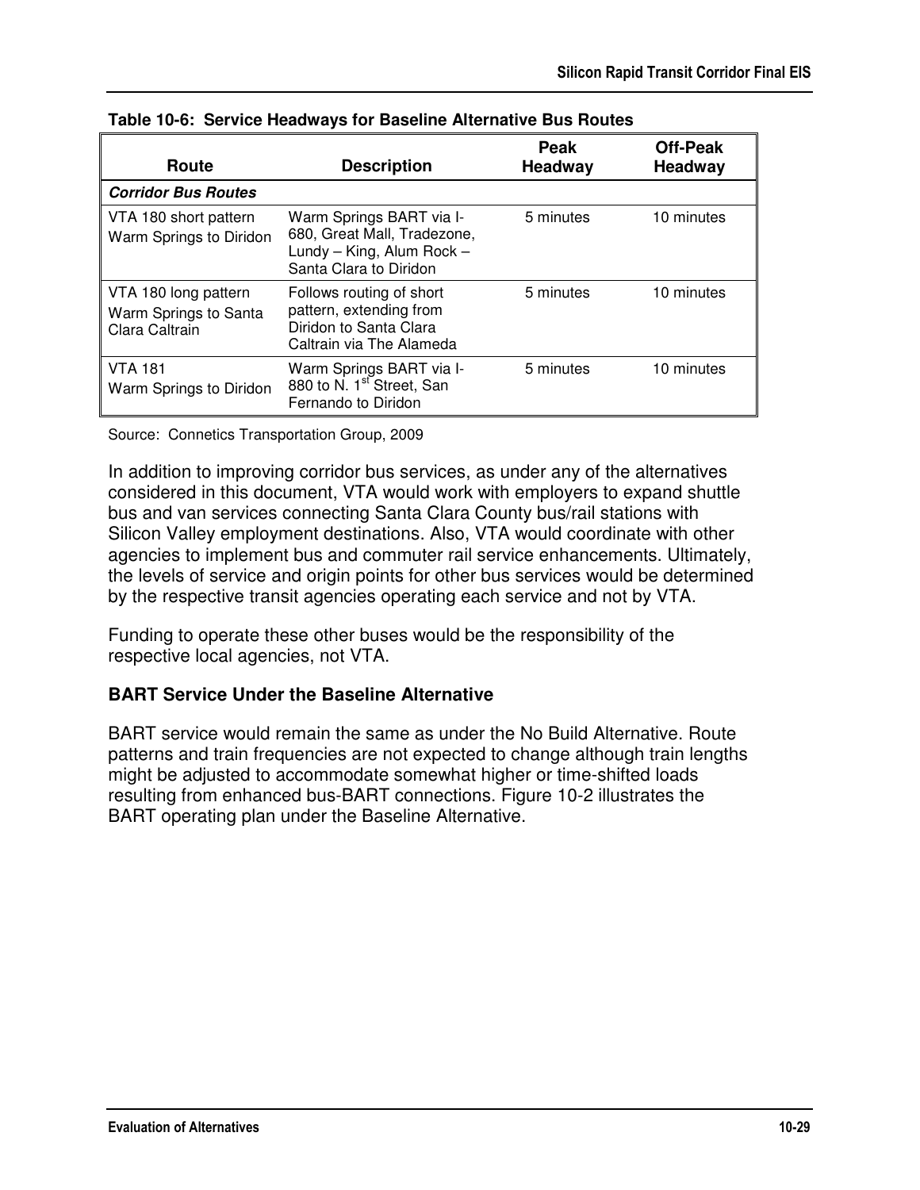**Table 10-6: Service Headways for Baseline Alternative Bus Routes**

| Route | Description | Peak Headway | Off-Peak Headway |
|---|---|---|---|
| ***Corridor Bus Routes*** | | | |
| VTA 180 short pattern Warm Springs to Diridon | Warm Springs BART via I-680, Great Mall, Tradezone, Lundy – King, Alum Rock – Santa Clara to Diridon | 5 minutes | 10 minutes |
| VTA 180 long pattern Warm Springs to Santa Clara Caltrain | Follows routing of short pattern, extending from Diridon to Santa Clara Caltrain via The Alameda | 5 minutes | 10 minutes |
| VTA 181 Warm Springs to Diridon | Warm Springs BART via I-880 to N. 1st Street, San Fernando to Diridon | 5 minutes | 10 minutes |

Source: Connetics Transportation Group, 2009

In addition to improving corridor bus services, as under any of the alternatives considered in this document, VTA would work with employers to expand shuttle bus and van services connecting Santa Clara County bus/rail stations with Silicon Valley employment destinations. Also, VTA would coordinate with other agencies to implement bus and commuter rail service enhancements. Ultimately, the levels of service and origin points for other bus services would be determined by the respective transit agencies operating each service and not by VTA.

Funding to operate these other buses would be the responsibility of the respective local agencies, not VTA.

### BART Service Under the Baseline Alternative

BART service would remain the same as under the No Build Alternative. Route patterns and train frequencies are not expected to change although train lengths might be adjusted to accommodate somewhat higher or time-shifted loads resulting from enhanced bus-BART connections. Figure 10-2 illustrates the BART operating plan under the Baseline Alternative.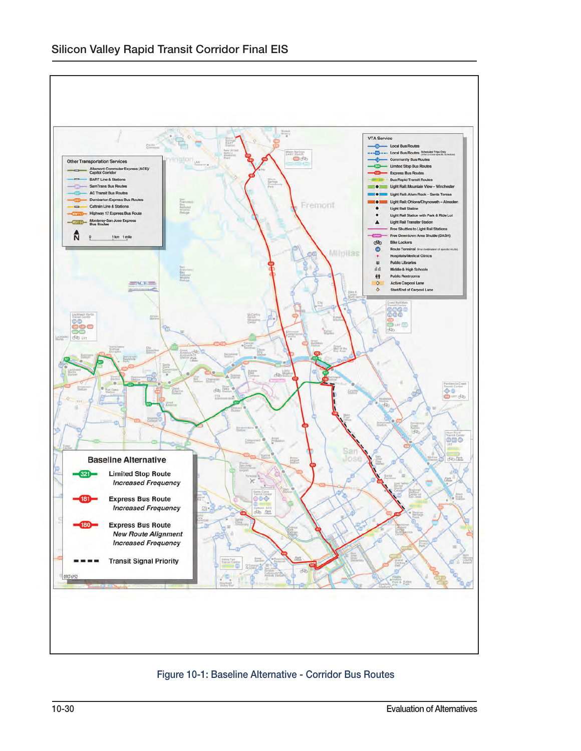Figure 10-1: Baseline Alternative - Corridor Bus Routes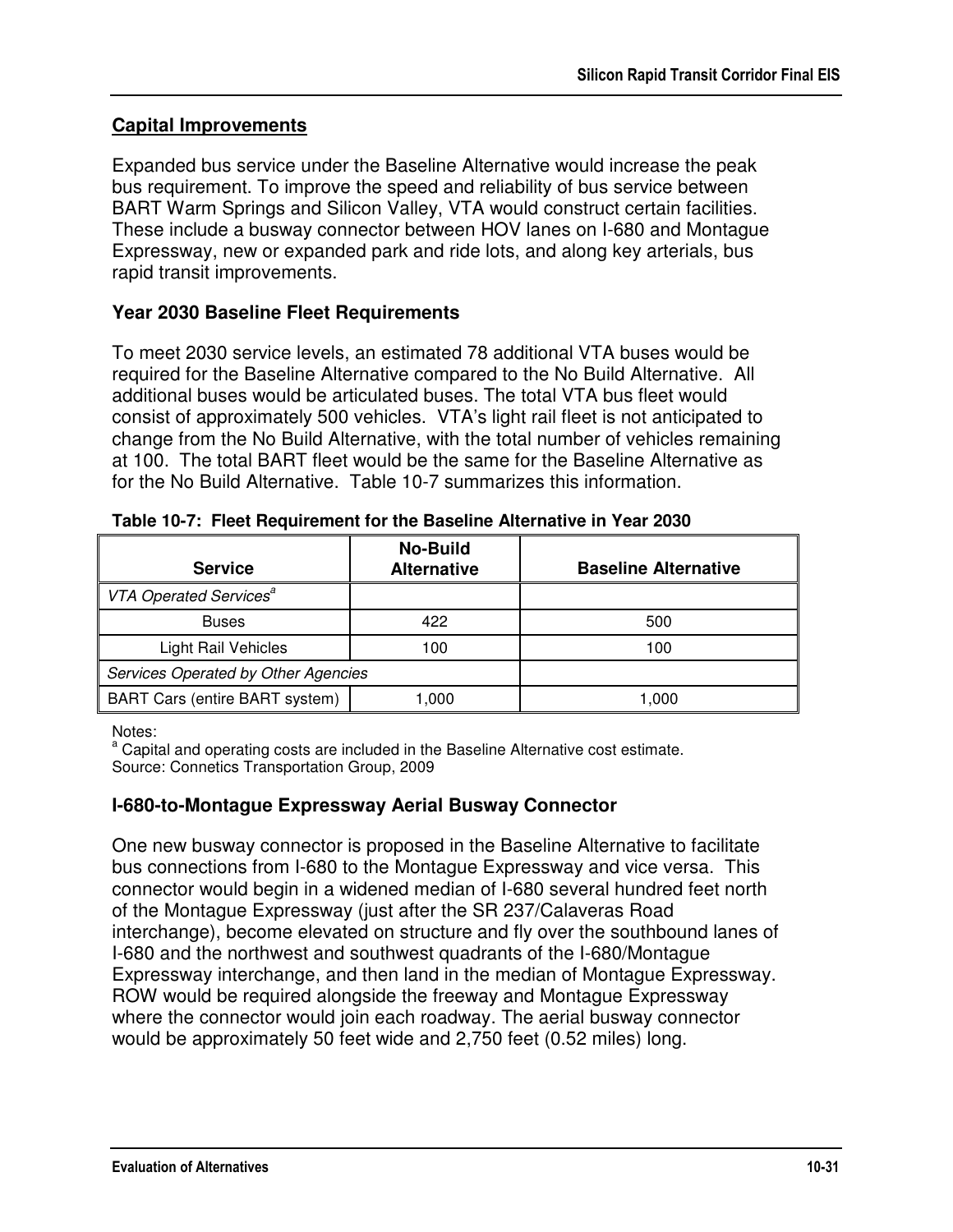## Capital Improvements

Expanded bus service under the Baseline Alternative would increase the peak bus requirement. To improve the speed and reliability of bus service between BART Warm Springs and Silicon Valley, VTA would construct certain facilities. These include a busway connector between HOV lanes on I-680 and Montague Expressway, new or expanded park and ride lots, and along key arterials, bus rapid transit improvements.

### Year 2030 Baseline Fleet Requirements

To meet 2030 service levels, an estimated 78 additional VTA buses would be required for the Baseline Alternative compared to the No Build Alternative. All additional buses would be articulated buses. The total VTA bus fleet would consist of approximately 500 vehicles. VTA's light rail fleet is not anticipated to change from the No Build Alternative, with the total number of vehicles remaining at 100. The total BART fleet would be the same for the Baseline Alternative as for the No Build Alternative. Table 10-7 summarizes this information.

**Table 10-7: Fleet Requirement for the Baseline Alternative in Year 2030**

| Service | No-Build Alternative | Baseline Alternative |
|---|---|---|
| *VTA Operated Services*[a] | | |
| Buses | 422 | 500 |
| Light Rail Vehicles | 100 | 100 |
| *Services Operated by Other Agencies* | | |
| BART Cars (entire BART system) | 1,000 | 1,000 |

Notes:
[a] Capital and operating costs are included in the Baseline Alternative cost estimate.
Source: Connetics Transportation Group, 2009

### I-680-to-Montague Expressway Aerial Busway Connector

One new busway connector is proposed in the Baseline Alternative to facilitate bus connections from I-680 to the Montague Expressway and vice versa. This connector would begin in a widened median of I-680 several hundred feet north of the Montague Expressway (just after the SR 237/Calaveras Road interchange), become elevated on structure and fly over the southbound lanes of I-680 and the northwest and southwest quadrants of the I-680/Montague Expressway interchange, and then land in the median of Montague Expressway. ROW would be required alongside the freeway and Montague Expressway where the connector would join each roadway. The aerial busway connector would be approximately 50 feet wide and 2,750 feet (0.52 miles) long.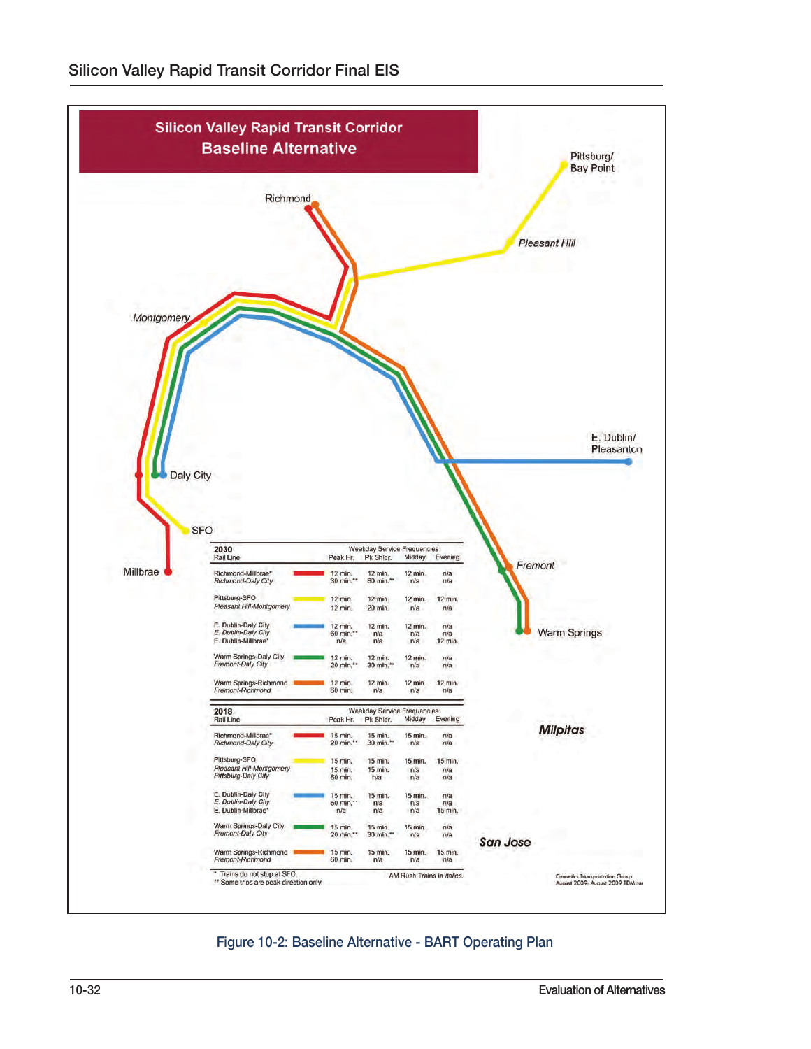## Silicon Valley Rapid Transit Corridor
## Baseline Alternative

Richmond

Pittsburg/ Bay Point

Pleasant Hill

Montgomery

E. Dublin/ Pleasanton

Daly City

SFO

Millbrae

Fremont

Warm Springs

Milpitas

San Jose

| 2030 Rail Line | Weekday Service Frequencies Peak Hr. | Pk Shldr. | Midday | Evening |
|---|---|---|---|---|
| Richmond-Millbrae* | 12 min. | 12 min. | 12 min. | n/a |
| *Richmond-Daly City* | 30 min.** | 60 min.** | n/a | n/a |
| Pittsburg-SFO | 12 min. | 12 min. | 12 min. | 12 min. |
| *Pleasant Hill-Montgomery* | 12 min. | 20 min. | n/a | n/a |
| E. Dublin-Daly City | 12 min. | 12 min. | 12 min. | n/a |
| *E. Dublin-Daly City* | 60 min.** | n/a | n/a | n/a |
| E. Dublin-Millbrae* | n/a | n/a | n/a | 12 min. |
| Warm Springs-Daly City | 12 min. | 12 min. | 12 min. | n/a |
| *Fremont-Daly City* | 20 min.** | 30 min.** | n/a | n/a |
| Warm Springs-Richmond | 12 min. | 12 min. | 12 min. | 12 min. |
| *Fremont-Richmond* | 60 min. | n/a | n/a | n/a |

| 2018 Rail Line | Weekday Service Frequencies Peak Hr. | Pk Shldr. | Midday | Evening |
|---|---|---|---|---|
| Richmond-Millbrae* | 15 min. | 15 min. | 15 min. | n/a |
| *Richmond-Daly City* | 20 min.** | 30 min.** | n/a | n/a |
| Pittsburg-SFO | 15 min. | 15 min. | 15 min. | 15 min. |
| *Pleasant Hill-Montgomery* | 15 min. | 15 min. | n/a | n/a |
| *Pittsburg-Daly City* | 60 min. | n/a | n/a | n/a |
| E. Dublin-Daly City | 15 min. | 15 min. | 15 min. | n/a |
| *E. Dublin-Daly City* | 60 min.** | n/a | n/a | n/a |
| E. Dublin-Millbrae* | n/a | n/a | n/a | 15 min. |
| Warm Springs-Daly City | 15 min. | 15 min. | 15 min. | n/a |
| *Fremont-Daly City* | 20 min.** | 30 min.** | n/a | n/a |
| Warm Springs-Richmond | 15 min. | 15 min. | 15 min. | 15 min. |
| *Fremont-Richmond* | 60 min. | n/a | n/a | n/a |

\* Trains do not stop at SFO.
\*\* Some trips are peak direction only.

AM Rush Trains in *italics*.

Connetics Transportation Group August 2009; August 2009 TDM run

Figure 10-2: Baseline Alternative - BART Operating Plan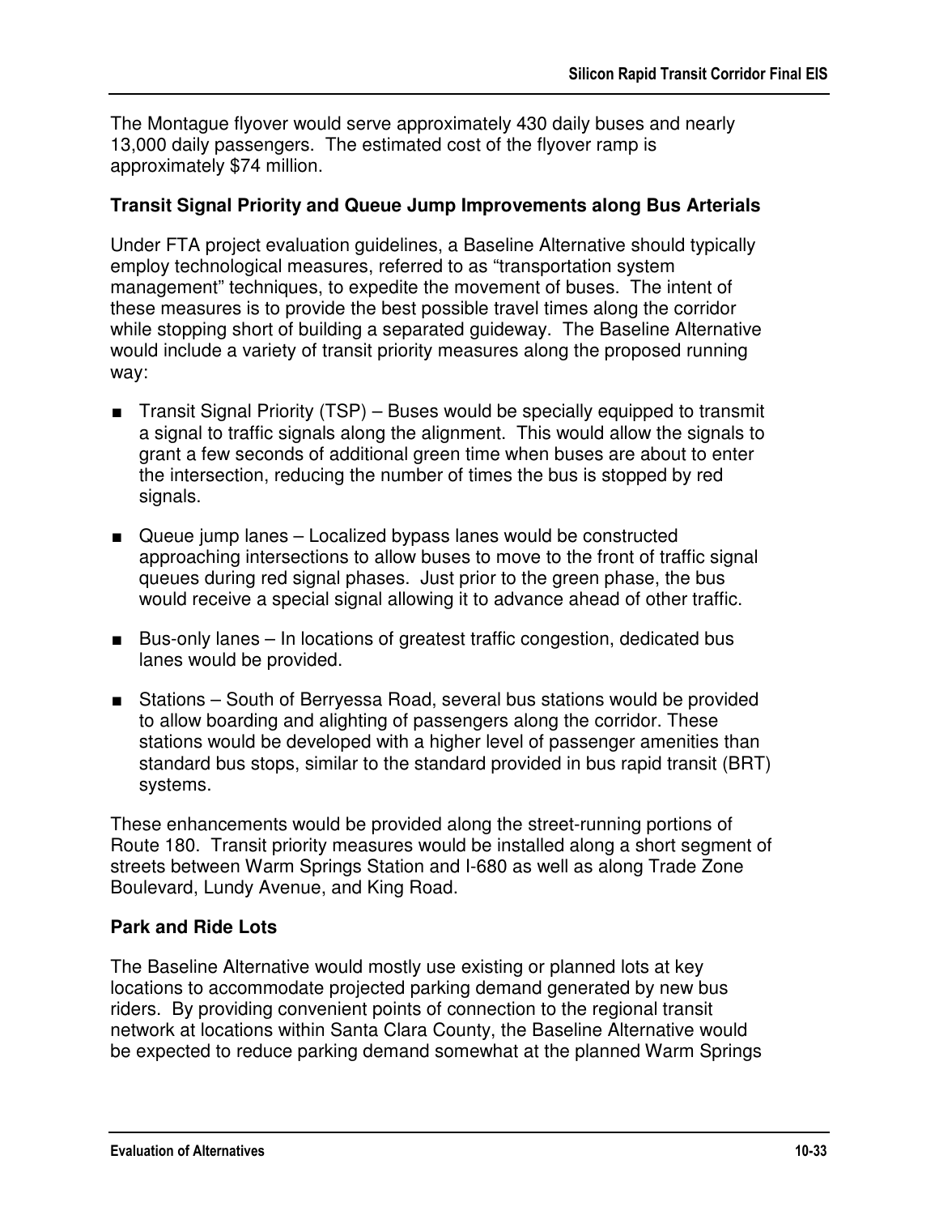The Montague flyover would serve approximately 430 daily buses and nearly 13,000 daily passengers. The estimated cost of the flyover ramp is approximately $74 million.

### Transit Signal Priority and Queue Jump Improvements along Bus Arterials

Under FTA project evaluation guidelines, a Baseline Alternative should typically employ technological measures, referred to as "transportation system management" techniques, to expedite the movement of buses. The intent of these measures is to provide the best possible travel times along the corridor while stopping short of building a separated guideway. The Baseline Alternative would include a variety of transit priority measures along the proposed running way:

- Transit Signal Priority (TSP) – Buses would be specially equipped to transmit a signal to traffic signals along the alignment. This would allow the signals to grant a few seconds of additional green time when buses are about to enter the intersection, reducing the number of times the bus is stopped by red signals.
- Queue jump lanes – Localized bypass lanes would be constructed approaching intersections to allow buses to move to the front of traffic signal queues during red signal phases. Just prior to the green phase, the bus would receive a special signal allowing it to advance ahead of other traffic.
- Bus-only lanes – In locations of greatest traffic congestion, dedicated bus lanes would be provided.
- Stations – South of Berryessa Road, several bus stations would be provided to allow boarding and alighting of passengers along the corridor. These stations would be developed with a higher level of passenger amenities than standard bus stops, similar to the standard provided in bus rapid transit (BRT) systems.

These enhancements would be provided along the street-running portions of Route 180. Transit priority measures would be installed along a short segment of streets between Warm Springs Station and I-680 as well as along Trade Zone Boulevard, Lundy Avenue, and King Road.

### Park and Ride Lots

The Baseline Alternative would mostly use existing or planned lots at key locations to accommodate projected parking demand generated by new bus riders. By providing convenient points of connection to the regional transit network at locations within Santa Clara County, the Baseline Alternative would be expected to reduce parking demand somewhat at the planned Warm Springs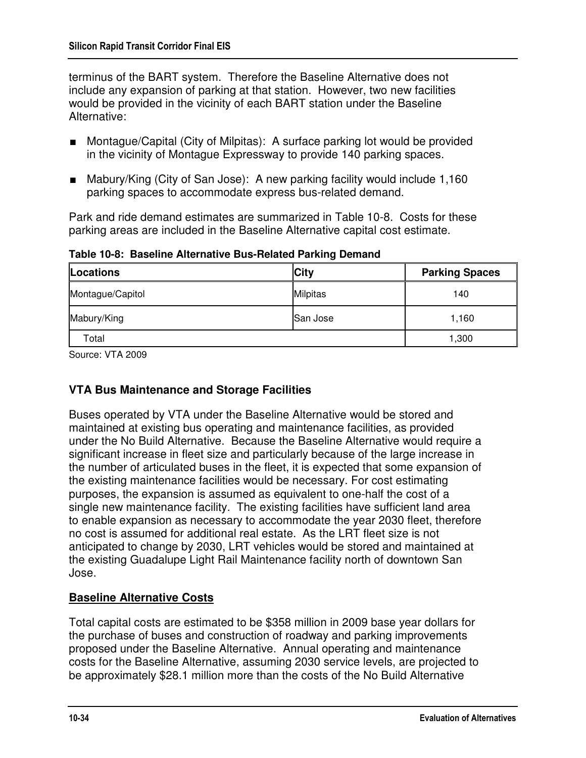terminus of the BART system. Therefore the Baseline Alternative does not include any expansion of parking at that station. However, two new facilities would be provided in the vicinity of each BART station under the Baseline Alternative:

- Montague/Capital (City of Milpitas): A surface parking lot would be provided in the vicinity of Montague Expressway to provide 140 parking spaces.
- Mabury/King (City of San Jose): A new parking facility would include 1,160 parking spaces to accommodate express bus-related demand.

Park and ride demand estimates are summarized in Table 10-8. Costs for these parking areas are included in the Baseline Alternative capital cost estimate.

**Table 10-8: Baseline Alternative Bus-Related Parking Demand**

| Locations | City | Parking Spaces |
|---|---|---|
| Montague/Capitol | Milpitas | 140 |
| Mabury/King | San Jose | 1,160 |
| Total | | 1,300 |

Source: VTA 2009

### VTA Bus Maintenance and Storage Facilities

Buses operated by VTA under the Baseline Alternative would be stored and maintained at existing bus operating and maintenance facilities, as provided under the No Build Alternative. Because the Baseline Alternative would require a significant increase in fleet size and particularly because of the large increase in the number of articulated buses in the fleet, it is expected that some expansion of the existing maintenance facilities would be necessary. For cost estimating purposes, the expansion is assumed as equivalent to one-half the cost of a single new maintenance facility. The existing facilities have sufficient land area to enable expansion as necessary to accommodate the year 2030 fleet, therefore no cost is assumed for additional real estate. As the LRT fleet size is not anticipated to change by 2030, LRT vehicles would be stored and maintained at the existing Guadalupe Light Rail Maintenance facility north of downtown San Jose.

## Baseline Alternative Costs

Total capital costs are estimated to be $358 million in 2009 base year dollars for the purchase of buses and construction of roadway and parking improvements proposed under the Baseline Alternative. Annual operating and maintenance costs for the Baseline Alternative, assuming 2030 service levels, are projected to be approximately $28.1 million more than the costs of the No Build Alternative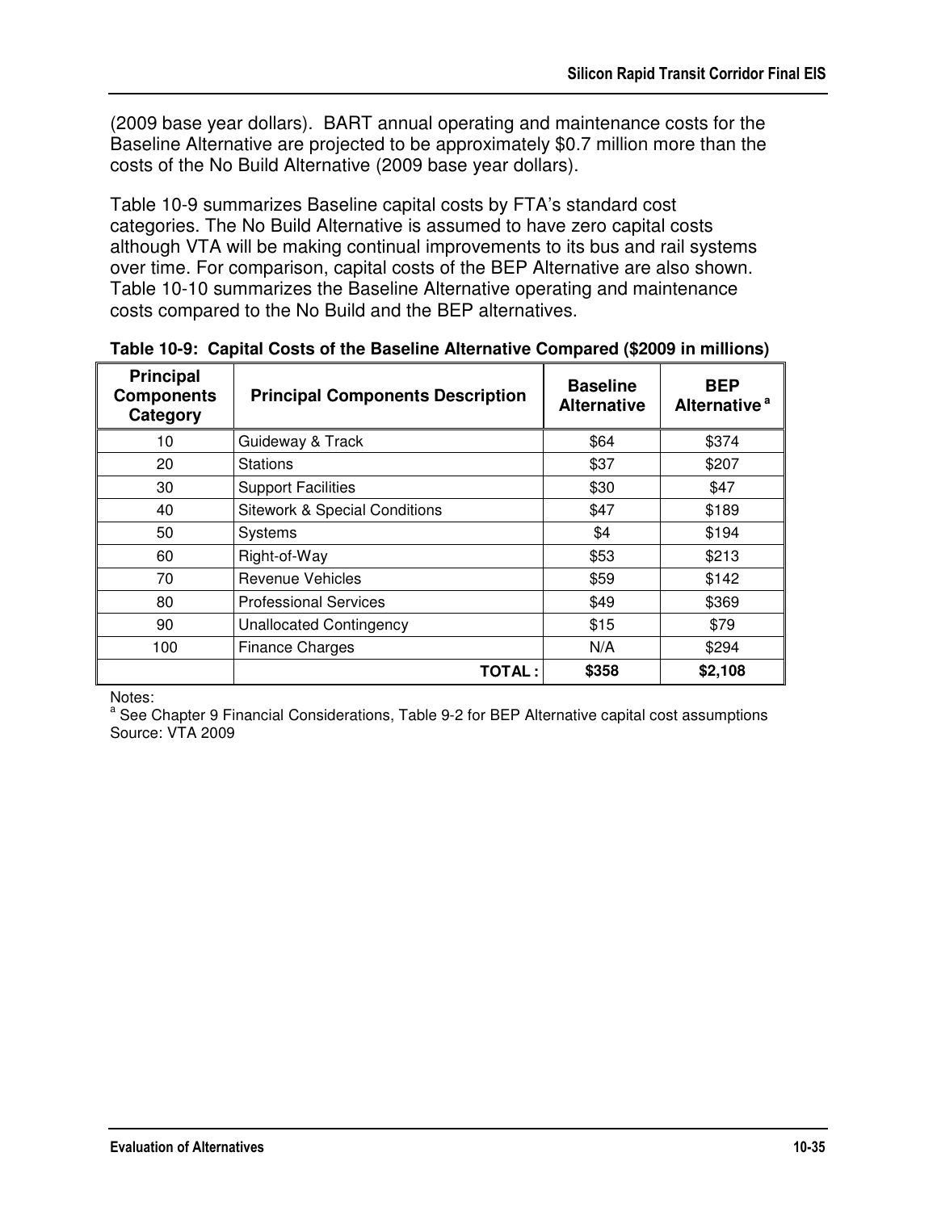(2009 base year dollars). BART annual operating and maintenance costs for the Baseline Alternative are projected to be approximately $0.7 million more than the costs of the No Build Alternative (2009 base year dollars).

Table 10-9 summarizes Baseline capital costs by FTA's standard cost categories. The No Build Alternative is assumed to have zero capital costs although VTA will be making continual improvements to its bus and rail systems over time. For comparison, capital costs of the BEP Alternative are also shown. Table 10-10 summarizes the Baseline Alternative operating and maintenance costs compared to the No Build and the BEP alternatives.

**Table 10-9: Capital Costs of the Baseline Alternative Compared ($2009 in millions)**

| Principal Components Category | Principal Components Description | Baseline Alternative | BEP Alternative [a] |
|---|---|---|---|
| 10 | Guideway & Track | $64 | $374 |
| 20 | Stations | $37 | $207 |
| 30 | Support Facilities | $30 | $47 |
| 40 | Sitework & Special Conditions | $47 | $189 |
| 50 | Systems | $4 | $194 |
| 60 | Right-of-Way | $53 | $213 |
| 70 | Revenue Vehicles | $59 | $142 |
| 80 | Professional Services | $49 | $369 |
| 90 | Unallocated Contingency | $15 | $79 |
| 100 | Finance Charges | N/A | $294 |
| | **TOTAL :** | **$358** | **$2,108** |

Notes:
[a] See Chapter 9 Financial Considerations, Table 9-2 for BEP Alternative capital cost assumptions
Source: VTA 2009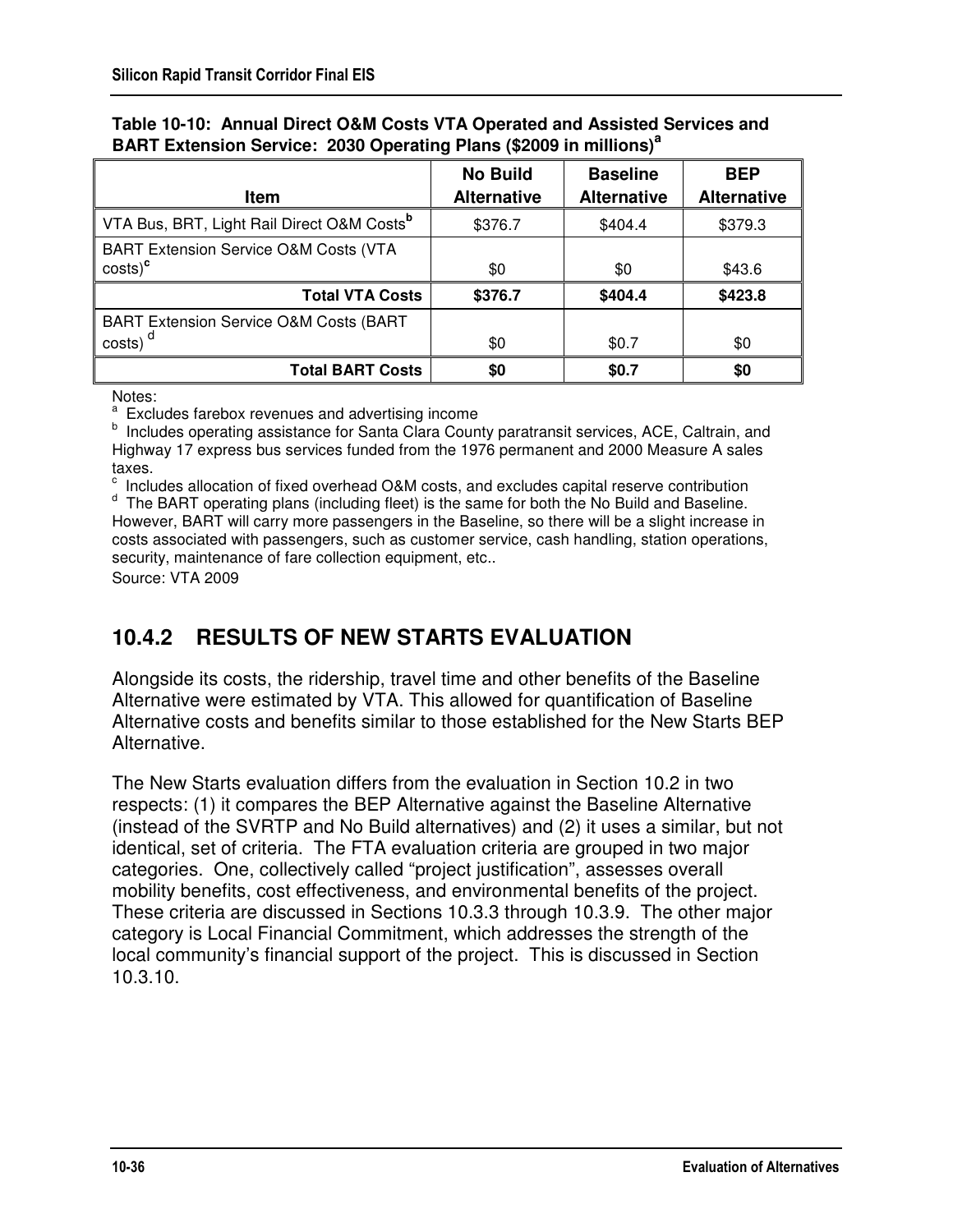**Table 10-10: Annual Direct O&M Costs VTA Operated and Assisted Services and BART Extension Service: 2030 Operating Plans ($2009 in millions)[a]**

| Item | No Build Alternative | Baseline Alternative | BEP Alternative |
|---|---|---|---|
| VTA Bus, BRT, Light Rail Direct O&M Costs[b] | $376.7 | $404.4 | $379.3 |
| BART Extension Service O&M Costs (VTA costs)[c] | $0 | $0 | $43.6 |
| **Total VTA Costs** | **$376.7** | **$404.4** | **$423.8** |
| BART Extension Service O&M Costs (BART costs) [d] | $0 | $0.7 | $0 |
| **Total BART Costs** | **$0** | **$0.7** | **$0** |

Notes:

[a] Excludes farebox revenues and advertising income

[b] Includes operating assistance for Santa Clara County paratransit services, ACE, Caltrain, and Highway 17 express bus services funded from the 1976 permanent and 2000 Measure A sales taxes.

[c] Includes allocation of fixed overhead O&M costs, and excludes capital reserve contribution

[d] The BART operating plans (including fleet) is the same for both the No Build and Baseline. However, BART will carry more passengers in the Baseline, so there will be a slight increase in costs associated with passengers, such as customer service, cash handling, station operations, security, maintenance of fare collection equipment, etc..

Source: VTA 2009

## 10.4.2 RESULTS OF NEW STARTS EVALUATION

Alongside its costs, the ridership, travel time and other benefits of the Baseline Alternative were estimated by VTA. This allowed for quantification of Baseline Alternative costs and benefits similar to those established for the New Starts BEP Alternative.

The New Starts evaluation differs from the evaluation in Section 10.2 in two respects: (1) it compares the BEP Alternative against the Baseline Alternative (instead of the SVRTP and No Build alternatives) and (2) it uses a similar, but not identical, set of criteria. The FTA evaluation criteria are grouped in two major categories. One, collectively called "project justification", assesses overall mobility benefits, cost effectiveness, and environmental benefits of the project. These criteria are discussed in Sections 10.3.3 through 10.3.9. The other major category is Local Financial Commitment, which addresses the strength of the local community's financial support of the project. This is discussed in Section 10.3.10.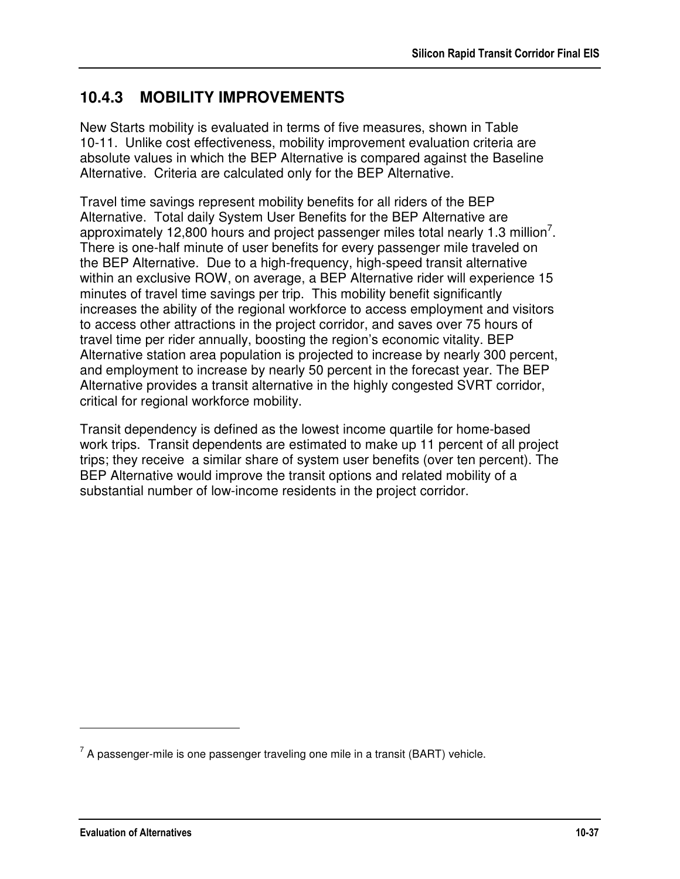## 10.4.3 MOBILITY IMPROVEMENTS

New Starts mobility is evaluated in terms of five measures, shown in Table 10-11. Unlike cost effectiveness, mobility improvement evaluation criteria are absolute values in which the BEP Alternative is compared against the Baseline Alternative. Criteria are calculated only for the BEP Alternative.

Travel time savings represent mobility benefits for all riders of the BEP Alternative. Total daily System User Benefits for the BEP Alternative are approximately 12,800 hours and project passenger miles total nearly 1.3 million[7]. There is one-half minute of user benefits for every passenger mile traveled on the BEP Alternative. Due to a high-frequency, high-speed transit alternative within an exclusive ROW, on average, a BEP Alternative rider will experience 15 minutes of travel time savings per trip. This mobility benefit significantly increases the ability of the regional workforce to access employment and visitors to access other attractions in the project corridor, and saves over 75 hours of travel time per rider annually, boosting the region's economic vitality. BEP Alternative station area population is projected to increase by nearly 300 percent, and employment to increase by nearly 50 percent in the forecast year. The BEP Alternative provides a transit alternative in the highly congested SVRT corridor, critical for regional workforce mobility.

Transit dependency is defined as the lowest income quartile for home-based work trips. Transit dependents are estimated to make up 11 percent of all project trips; they receive a similar share of system user benefits (over ten percent). The BEP Alternative would improve the transit options and related mobility of a substantial number of low-income residents in the project corridor.

[7] A passenger-mile is one passenger traveling one mile in a transit (BART) vehicle.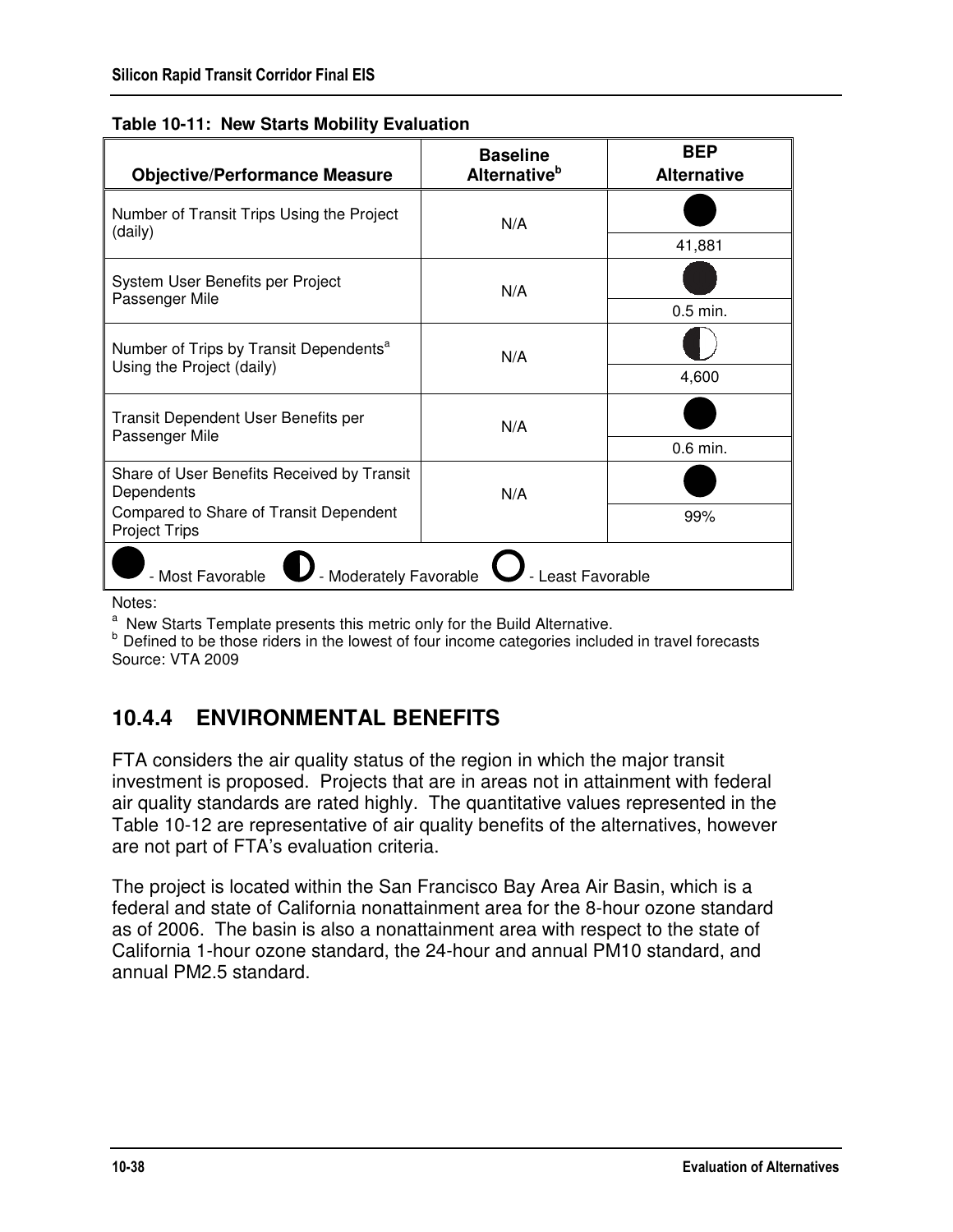**Table 10-11: New Starts Mobility Evaluation**

| Objective/Performance Measure | Baseline Alternative[b] | BEP Alternative |
|---|---|---|
| Number of Transit Trips Using the Project (daily) | N/A | ● 41,881 |
| System User Benefits per Project Passenger Mile | N/A | ● 0.5 min. |
| Number of Trips by Transit Dependents[a] Using the Project (daily) | N/A | ◐ 4,600 |
| Transit Dependent User Benefits per Passenger Mile | N/A | ● 0.6 min. |
| Share of User Benefits Received by Transit Dependents Compared to Share of Transit Dependent Project Trips | N/A | ● 99% |

● - Most Favorable ◐ - Moderately Favorable ○ - Least Favorable

Notes:

[a] New Starts Template presents this metric only for the Build Alternative.

[b] Defined to be those riders in the lowest of four income categories included in travel forecasts

Source: VTA 2009

## 10.4.4 ENVIRONMENTAL BENEFITS

FTA considers the air quality status of the region in which the major transit investment is proposed. Projects that are in areas not in attainment with federal air quality standards are rated highly. The quantitative values represented in the Table 10-12 are representative of air quality benefits of the alternatives, however are not part of FTA's evaluation criteria.

The project is located within the San Francisco Bay Area Air Basin, which is a federal and state of California nonattainment area for the 8-hour ozone standard as of 2006. The basin is also a nonattainment area with respect to the state of California 1-hour ozone standard, the 24-hour and annual PM10 standard, and annual PM2.5 standard.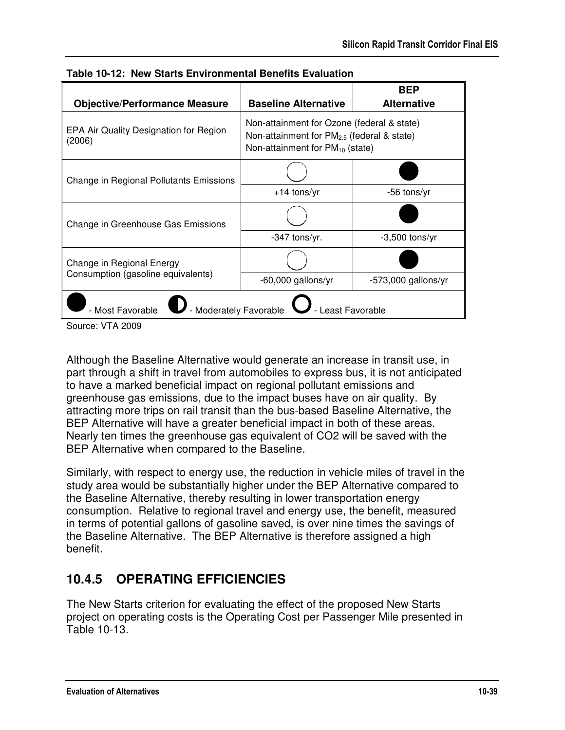**Table 10-12: New Starts Environmental Benefits Evaluation**

| Objective/Performance Measure | Baseline Alternative | BEP Alternative |
|---|---|---|
| EPA Air Quality Designation for Region (2006) | Non-attainment for Ozone (federal & state)<br>Non-attainment for $PM_{2.5}$ (federal & state)<br>Non-attainment for $PM_{10}$ (state) | |
| Change in Regional Pollutants Emissions | ○ | ● |
| | +14 tons/yr | -56 tons/yr |
| Change in Greenhouse Gas Emissions | ○ | ● |
| | -347 tons/yr. | -3,500 tons/yr |
| Change in Regional Energy Consumption (gasoline equivalents) | ○ | ● |
| | -60,000 gallons/yr | -573,000 gallons/yr |
| ● - Most Favorable ◐ - Moderately Favorable ○ - Least Favorable | | |

Source: VTA 2009

Although the Baseline Alternative would generate an increase in transit use, in part through a shift in travel from automobiles to express bus, it is not anticipated to have a marked beneficial impact on regional pollutant emissions and greenhouse gas emissions, due to the impact buses have on air quality. By attracting more trips on rail transit than the bus-based Baseline Alternative, the BEP Alternative will have a greater beneficial impact in both of these areas. Nearly ten times the greenhouse gas equivalent of $CO_2$ will be saved with the BEP Alternative when compared to the Baseline.

Similarly, with respect to energy use, the reduction in vehicle miles of travel in the study area would be substantially higher under the BEP Alternative compared to the Baseline Alternative, thereby resulting in lower transportation energy consumption. Relative to regional travel and energy use, the benefit, measured in terms of potential gallons of gasoline saved, is over nine times the savings of the Baseline Alternative. The BEP Alternative is therefore assigned a high benefit.

### 10.4.5 OPERATING EFFICIENCIES

The New Starts criterion for evaluating the effect of the proposed New Starts project on operating costs is the Operating Cost per Passenger Mile presented in Table 10-13.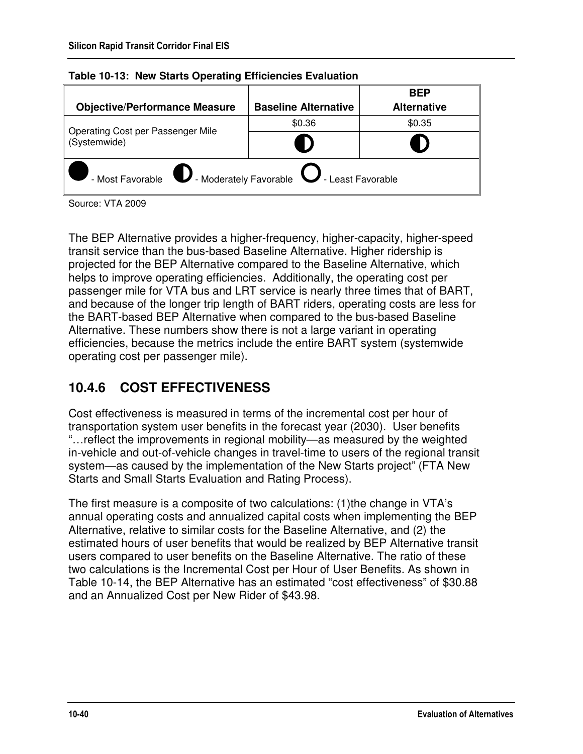**Table 10-13: New Starts Operating Efficiencies Evaluation**

| Objective/Performance Measure | Baseline Alternative | BEP Alternative |
|---|---|---|
| Operating Cost per Passenger Mile (Systemwide) | $0.36 | $0.35 |
| | ◐ | ◐ |
| ● - Most Favorable ◐ - Moderately Favorable ○ - Least Favorable | | |

Source: VTA 2009

The BEP Alternative provides a higher-frequency, higher-capacity, higher-speed transit service than the bus-based Baseline Alternative. Higher ridership is projected for the BEP Alternative compared to the Baseline Alternative, which helps to improve operating efficiencies. Additionally, the operating cost per passenger mile for VTA bus and LRT service is nearly three times that of BART, and because of the longer trip length of BART riders, operating costs are less for the BART-based BEP Alternative when compared to the bus-based Baseline Alternative. These numbers show there is not a large variant in operating efficiencies, because the metrics include the entire BART system (systemwide operating cost per passenger mile).

### 10.4.6 COST EFFECTIVENESS

Cost effectiveness is measured in terms of the incremental cost per hour of transportation system user benefits in the forecast year (2030). User benefits "…reflect the improvements in regional mobility—as measured by the weighted in-vehicle and out-of-vehicle changes in travel-time to users of the regional transit system—as caused by the implementation of the New Starts project" (FTA New Starts and Small Starts Evaluation and Rating Process).

The first measure is a composite of two calculations: (1)the change in VTA's annual operating costs and annualized capital costs when implementing the BEP Alternative, relative to similar costs for the Baseline Alternative, and (2) the estimated hours of user benefits that would be realized by BEP Alternative transit users compared to user benefits on the Baseline Alternative. The ratio of these two calculations is the Incremental Cost per Hour of User Benefits. As shown in Table 10-14, the BEP Alternative has an estimated "cost effectiveness" of $30.88 and an Annualized Cost per New Rider of $43.98.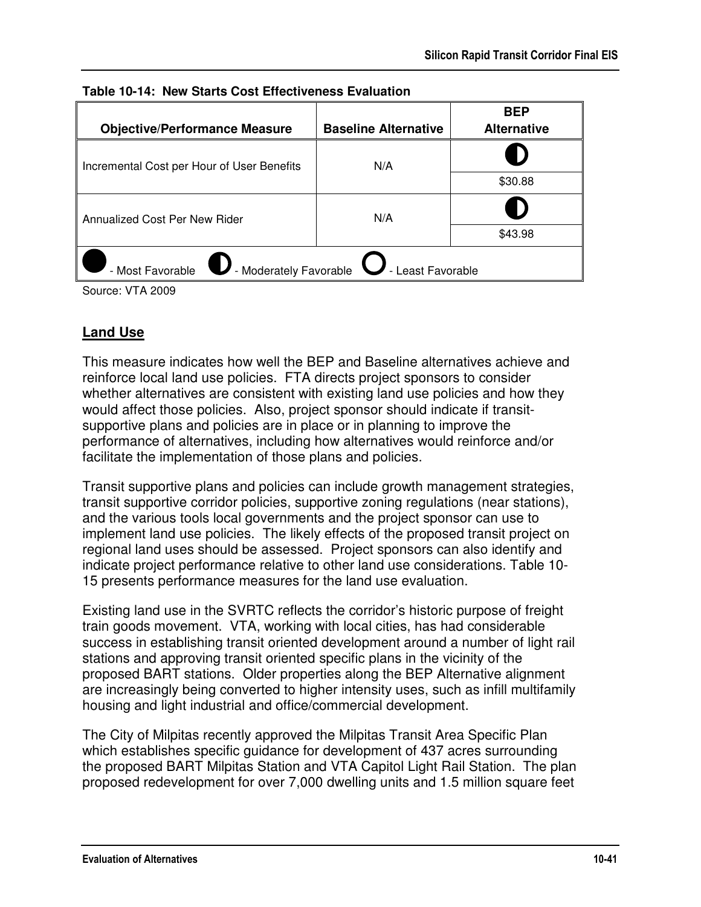**Table 10-14: New Starts Cost Effectiveness Evaluation**

| Objective/Performance Measure | Baseline Alternative | BEP Alternative |
| --- | --- | --- |
| Incremental Cost per Hour of User Benefits | N/A | ◐ $30.88 |
| Annualized Cost Per New Rider | N/A | ◐ $43.98 |

● - Most Favorable ◐ - Moderately Favorable ○ - Least Favorable

Source: VTA 2009

## Land Use

This measure indicates how well the BEP and Baseline alternatives achieve and reinforce local land use policies. FTA directs project sponsors to consider whether alternatives are consistent with existing land use policies and how they would affect those policies. Also, project sponsor should indicate if transit-supportive plans and policies are in place or in planning to improve the performance of alternatives, including how alternatives would reinforce and/or facilitate the implementation of those plans and policies.

Transit supportive plans and policies can include growth management strategies, transit supportive corridor policies, supportive zoning regulations (near stations), and the various tools local governments and the project sponsor can use to implement land use policies. The likely effects of the proposed transit project on regional land uses should be assessed. Project sponsors can also identify and indicate project performance relative to other land use considerations. Table 10-15 presents performance measures for the land use evaluation.

Existing land use in the SVRTC reflects the corridor's historic purpose of freight train goods movement. VTA, working with local cities, has had considerable success in establishing transit oriented development around a number of light rail stations and approving transit oriented specific plans in the vicinity of the proposed BART stations. Older properties along the BEP Alternative alignment are increasingly being converted to higher intensity uses, such as infill multifamily housing and light industrial and office/commercial development.

The City of Milpitas recently approved the Milpitas Transit Area Specific Plan which establishes specific guidance for development of 437 acres surrounding the proposed BART Milpitas Station and VTA Capitol Light Rail Station. The plan proposed redevelopment for over 7,000 dwelling units and 1.5 million square feet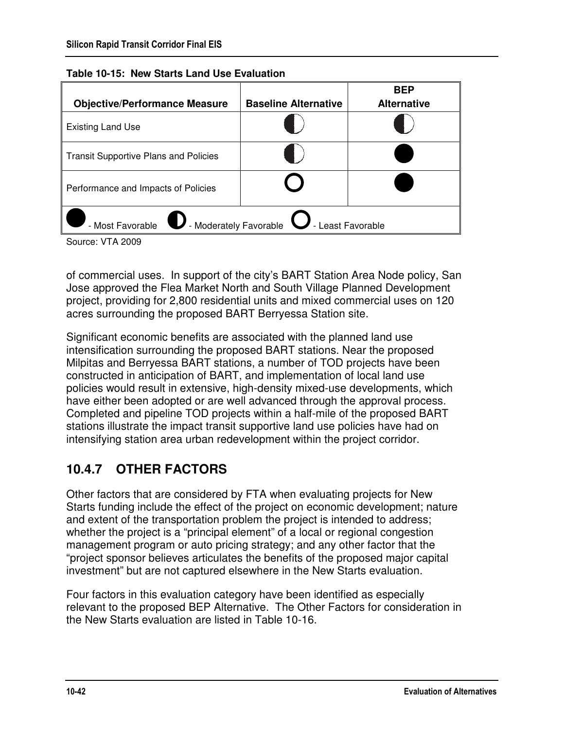**Table 10-15: New Starts Land Use Evaluation**

| Objective/Performance Measure | Baseline Alternative | BEP Alternative |
| --- | --- | --- |
| Existing Land Use | ◐ | ◐ |
| Transit Supportive Plans and Policies | ◐ | ● |
| Performance and Impacts of Policies | ○ | ● |
| ● - Most Favorable ◐ - Moderately Favorable ○ - Least Favorable | | |

Source: VTA 2009

of commercial uses. In support of the city's BART Station Area Node policy, San Jose approved the Flea Market North and South Village Planned Development project, providing for 2,800 residential units and mixed commercial uses on 120 acres surrounding the proposed BART Berryessa Station site.

Significant economic benefits are associated with the planned land use intensification surrounding the proposed BART stations. Near the proposed Milpitas and Berryessa BART stations, a number of TOD projects have been constructed in anticipation of BART, and implementation of local land use policies would result in extensive, high-density mixed-use developments, which have either been adopted or are well advanced through the approval process. Completed and pipeline TOD projects within a half-mile of the proposed BART stations illustrate the impact transit supportive land use policies have had on intensifying station area urban redevelopment within the project corridor.

## 10.4.7 OTHER FACTORS

Other factors that are considered by FTA when evaluating projects for New Starts funding include the effect of the project on economic development; nature and extent of the transportation problem the project is intended to address; whether the project is a "principal element" of a local or regional congestion management program or auto pricing strategy; and any other factor that the "project sponsor believes articulates the benefits of the proposed major capital investment" but are not captured elsewhere in the New Starts evaluation.

Four factors in this evaluation category have been identified as especially relevant to the proposed BEP Alternative. The Other Factors for consideration in the New Starts evaluation are listed in Table 10-16.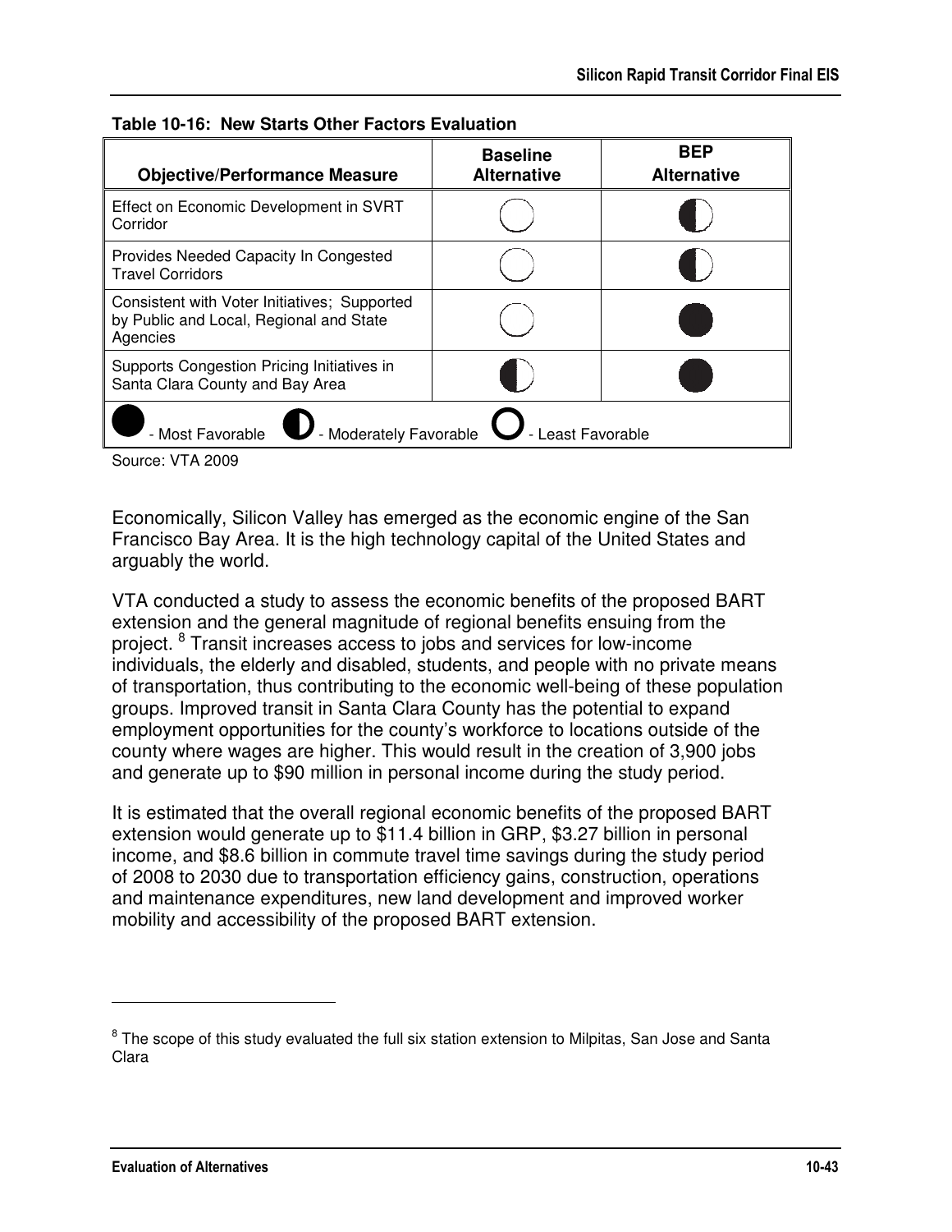**Table 10-16: New Starts Other Factors Evaluation**

| Objective/Performance Measure | Baseline Alternative | BEP Alternative |
|---|---|---|
| Effect on Economic Development in SVRT Corridor | ○ | ◐ |
| Provides Needed Capacity In Congested Travel Corridors | ○ | ◐ |
| Consistent with Voter Initiatives; Supported by Public and Local, Regional and State Agencies | ○ | ● |
| Supports Congestion Pricing Initiatives in Santa Clara County and Bay Area | ◐ | ● |
| ● - Most Favorable ◐ - Moderately Favorable ○ - Least Favorable | | |

Source: VTA 2009

Economically, Silicon Valley has emerged as the economic engine of the San Francisco Bay Area. It is the high technology capital of the United States and arguably the world.

VTA conducted a study to assess the economic benefits of the proposed BART extension and the general magnitude of regional benefits ensuing from the project.[8] Transit increases access to jobs and services for low-income individuals, the elderly and disabled, students, and people with no private means of transportation, thus contributing to the economic well-being of these population groups. Improved transit in Santa Clara County has the potential to expand employment opportunities for the county's workforce to locations outside of the county where wages are higher. This would result in the creation of 3,900 jobs and generate up to $90 million in personal income during the study period.

It is estimated that the overall regional economic benefits of the proposed BART extension would generate up to $11.4 billion in GRP, $3.27 billion in personal income, and $8.6 billion in commute travel time savings during the study period of 2008 to 2030 due to transportation efficiency gains, construction, operations and maintenance expenditures, new land development and improved worker mobility and accessibility of the proposed BART extension.

---

[8] The scope of this study evaluated the full six station extension to Milpitas, San Jose and Santa Clara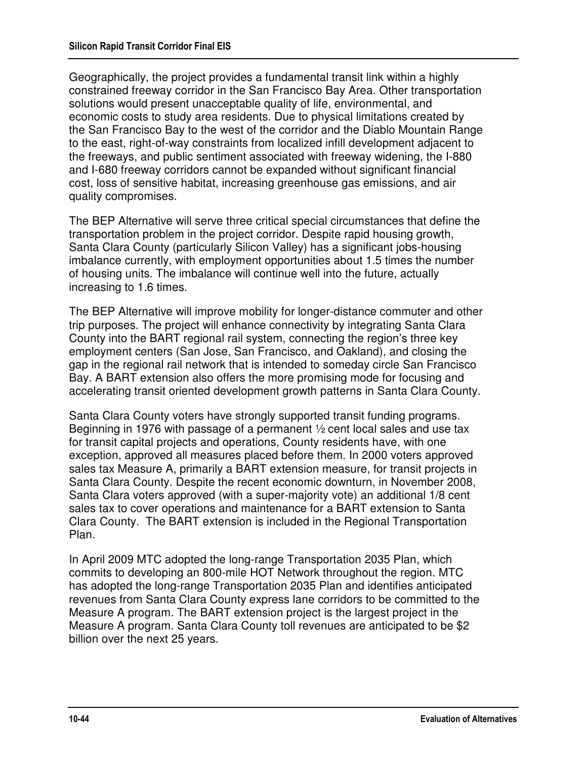Geographically, the project provides a fundamental transit link within a highly constrained freeway corridor in the San Francisco Bay Area. Other transportation solutions would present unacceptable quality of life, environmental, and economic costs to study area residents. Due to physical limitations created by the San Francisco Bay to the west of the corridor and the Diablo Mountain Range to the east, right-of-way constraints from localized infill development adjacent to the freeways, and public sentiment associated with freeway widening, the I-880 and I-680 freeway corridors cannot be expanded without significant financial cost, loss of sensitive habitat, increasing greenhouse gas emissions, and air quality compromises.

The BEP Alternative will serve three critical special circumstances that define the transportation problem in the project corridor. Despite rapid housing growth, Santa Clara County (particularly Silicon Valley) has a significant jobs-housing imbalance currently, with employment opportunities about 1.5 times the number of housing units. The imbalance will continue well into the future, actually increasing to 1.6 times.

The BEP Alternative will improve mobility for longer-distance commuter and other trip purposes. The project will enhance connectivity by integrating Santa Clara County into the BART regional rail system, connecting the region's three key employment centers (San Jose, San Francisco, and Oakland), and closing the gap in the regional rail network that is intended to someday circle San Francisco Bay. A BART extension also offers the more promising mode for focusing and accelerating transit oriented development growth patterns in Santa Clara County.

Santa Clara County voters have strongly supported transit funding programs. Beginning in 1976 with passage of a permanent ½ cent local sales and use tax for transit capital projects and operations, County residents have, with one exception, approved all measures placed before them. In 2000 voters approved sales tax Measure A, primarily a BART extension measure, for transit projects in Santa Clara County. Despite the recent economic downturn, in November 2008, Santa Clara voters approved (with a super-majority vote) an additional 1/8 cent sales tax to cover operations and maintenance for a BART extension to Santa Clara County. The BART extension is included in the Regional Transportation Plan.

In April 2009 MTC adopted the long-range Transportation 2035 Plan, which commits to developing an 800-mile HOT Network throughout the region. MTC has adopted the long-range Transportation 2035 Plan and identifies anticipated revenues from Santa Clara County express lane corridors to be committed to the Measure A program. The BART extension project is the largest project in the Measure A program. Santa Clara County toll revenues are anticipated to be $2 billion over the next 25 years.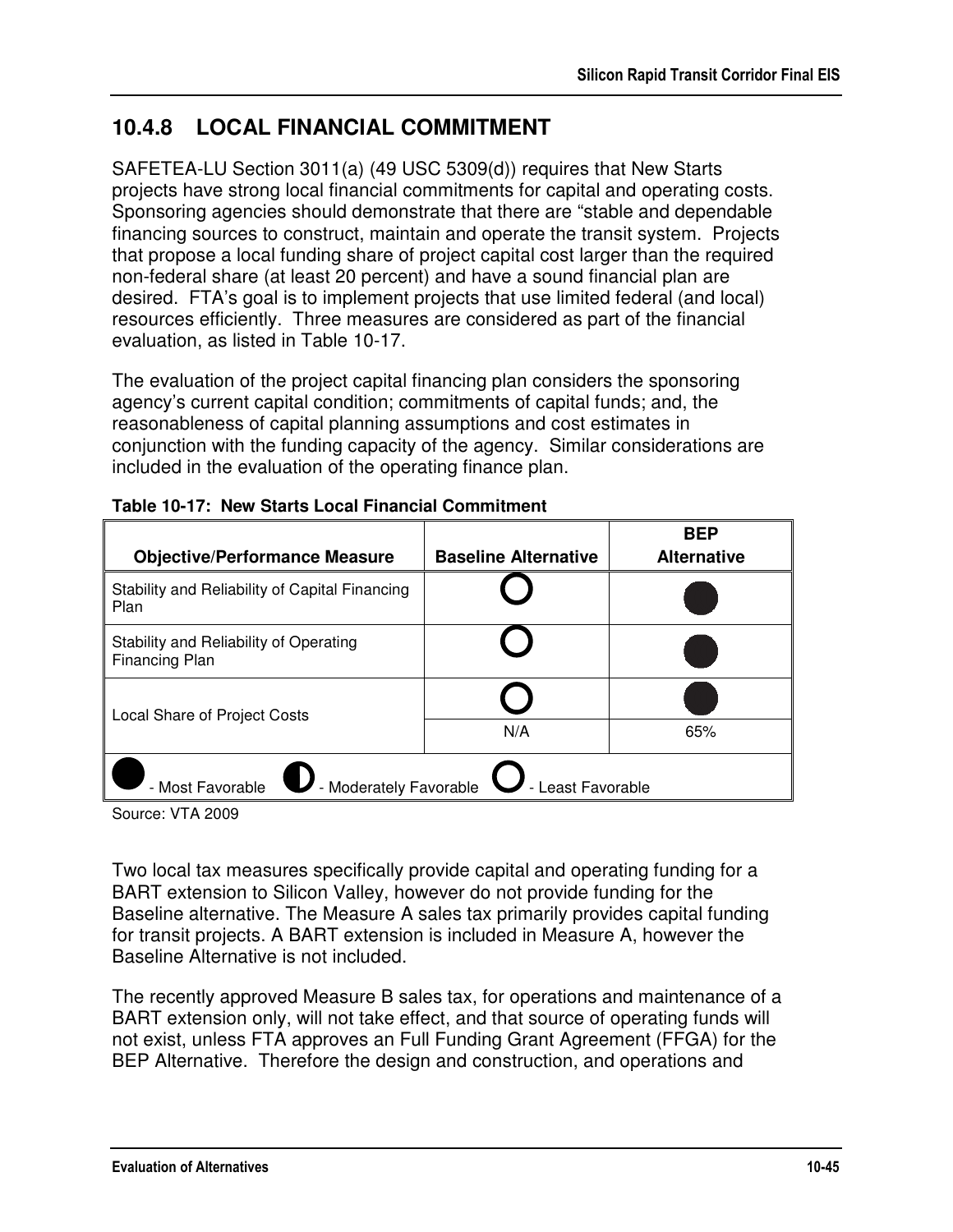## 10.4.8 LOCAL FINANCIAL COMMITMENT

SAFETEA-LU Section 3011(a) (49 USC 5309(d)) requires that New Starts projects have strong local financial commitments for capital and operating costs. Sponsoring agencies should demonstrate that there are "stable and dependable financing sources to construct, maintain and operate the transit system. Projects that propose a local funding share of project capital cost larger than the required non-federal share (at least 20 percent) and have a sound financial plan are desired. FTA's goal is to implement projects that use limited federal (and local) resources efficiently. Three measures are considered as part of the financial evaluation, as listed in Table 10-17.

The evaluation of the project capital financing plan considers the sponsoring agency's current capital condition; commitments of capital funds; and, the reasonableness of capital planning assumptions and cost estimates in conjunction with the funding capacity of the agency. Similar considerations are included in the evaluation of the operating finance plan.

**Table 10-17: New Starts Local Financial Commitment**

| Objective/Performance Measure | Baseline Alternative | BEP Alternative |
|---|---|---|
| Stability and Reliability of Capital Financing Plan | ○ | ● |
| Stability and Reliability of Operating Financing Plan | ○ | ● |
| Local Share of Project Costs | ○ | ● |
| | N/A | 65% |
| ● - Most Favorable ◐ - Moderately Favorable ○ - Least Favorable | | |

Source: VTA 2009

Two local tax measures specifically provide capital and operating funding for a BART extension to Silicon Valley, however do not provide funding for the Baseline alternative. The Measure A sales tax primarily provides capital funding for transit projects. A BART extension is included in Measure A, however the Baseline Alternative is not included.

The recently approved Measure B sales tax, for operations and maintenance of a BART extension only, will not take effect, and that source of operating funds will not exist, unless FTA approves an Full Funding Grant Agreement (FFGA) for the BEP Alternative. Therefore the design and construction, and operations and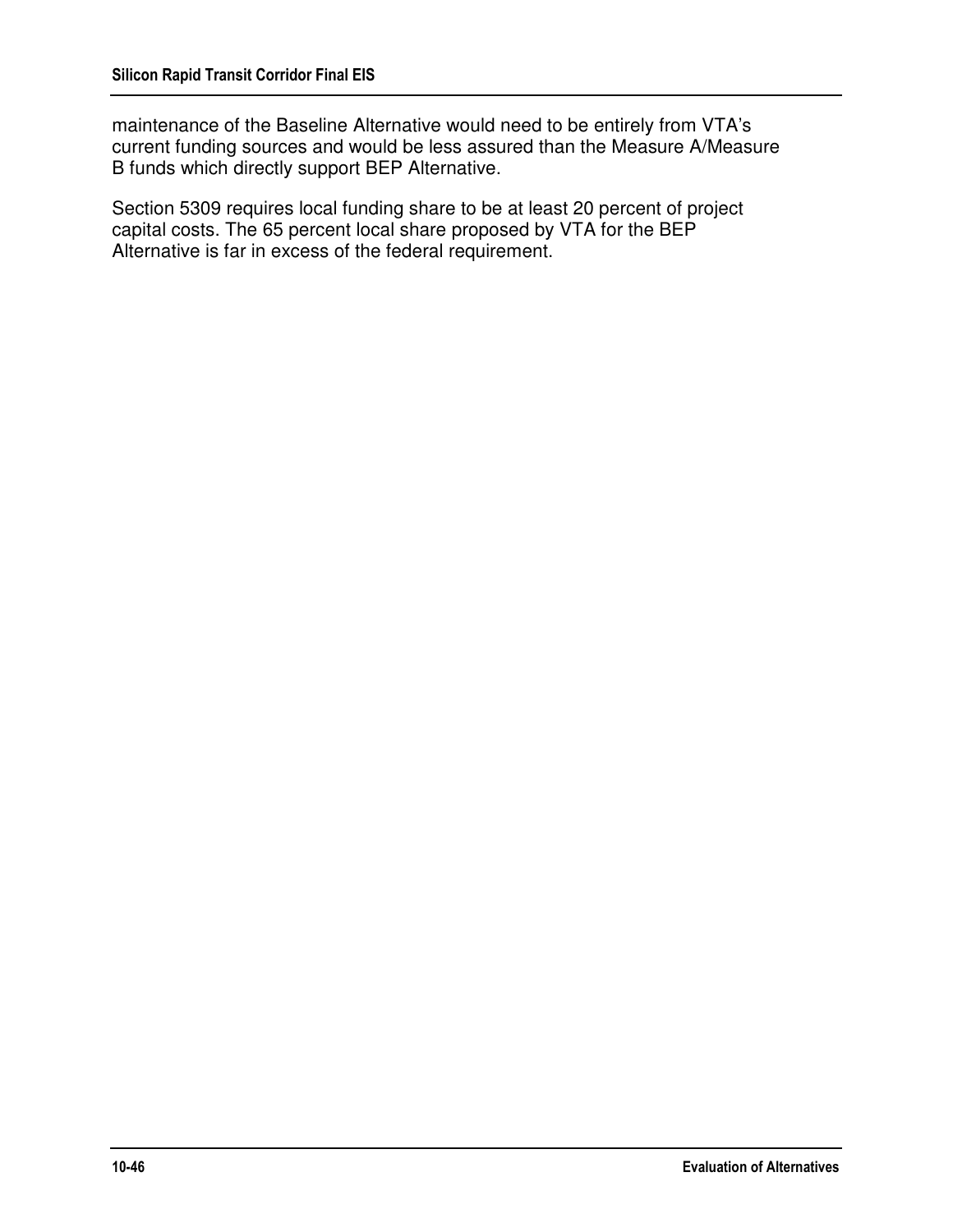maintenance of the Baseline Alternative would need to be entirely from VTA's current funding sources and would be less assured than the Measure A/Measure B funds which directly support BEP Alternative.

Section 5309 requires local funding share to be at least 20 percent of project capital costs. The 65 percent local share proposed by VTA for the BEP Alternative is far in excess of the federal requirement.